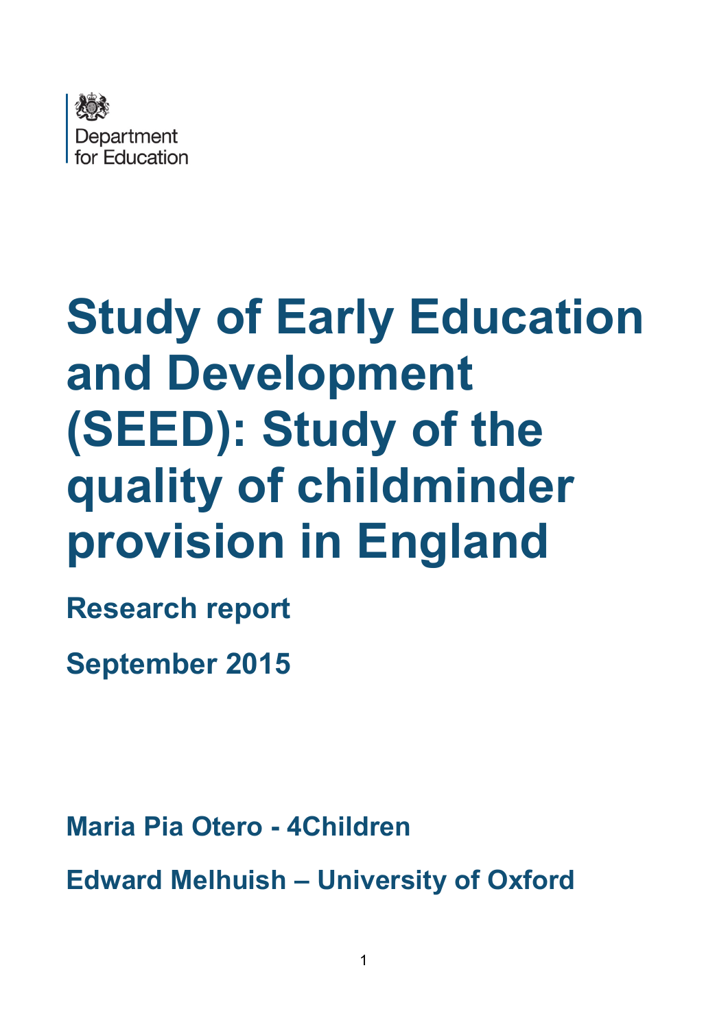Department for Education

# Study of Early Education and Development (SEED): Study of the quality of childminder provision in England

## Research report

## September 2015

**Maria Pia Otero - 4Children**

**Edward Melhuish – University of Oxford**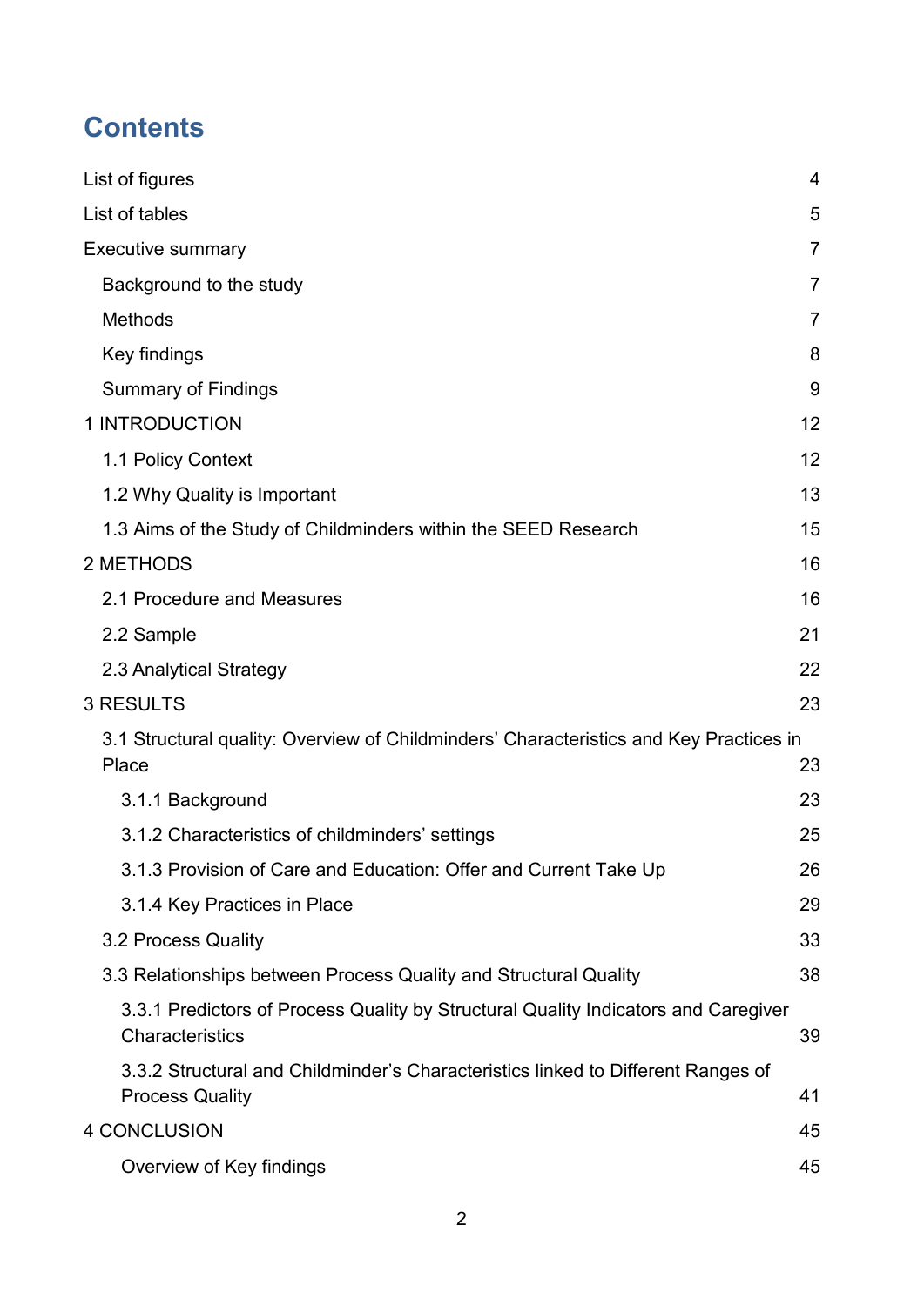# Contents

| | |
|---|---|
| List of figures | 4 |
| List of tables | 5 |
| Executive summary | 7 |
| Background to the study | 7 |
| Methods | 7 |
| Key findings | 8 |
| Summary of Findings | 9 |
| 1 INTRODUCTION | 12 |
| 1.1 Policy Context | 12 |
| 1.2 Why Quality is Important | 13 |
| 1.3 Aims of the Study of Childminders within the SEED Research | 15 |
| 2 METHODS | 16 |
| 2.1 Procedure and Measures | 16 |
| 2.2 Sample | 21 |
| 2.3 Analytical Strategy | 22 |
| 3 RESULTS | 23 |
| 3.1 Structural quality: Overview of Childminders' Characteristics and Key Practices in Place | 23 |
| 3.1.1 Background | 23 |
| 3.1.2 Characteristics of childminders' settings | 25 |
| 3.1.3 Provision of Care and Education: Offer and Current Take Up | 26 |
| 3.1.4 Key Practices in Place | 29 |
| 3.2 Process Quality | 33 |
| 3.3 Relationships between Process Quality and Structural Quality | 38 |
| 3.3.1 Predictors of Process Quality by Structural Quality Indicators and Caregiver Characteristics | 39 |
| 3.3.2 Structural and Childminder's Characteristics linked to Different Ranges of Process Quality | 41 |
| 4 CONCLUSION | 45 |
| Overview of Key findings | 45 |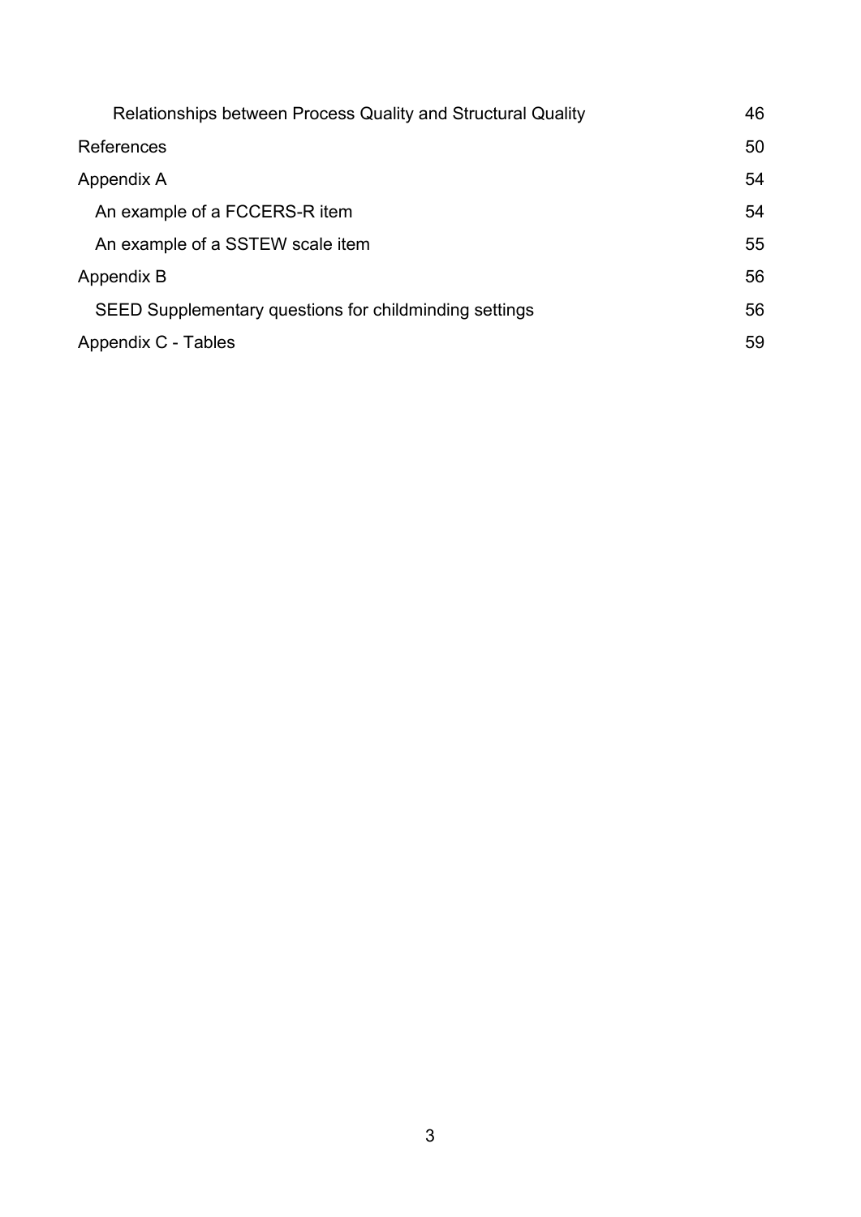| | |
|---|---|
| Relationships between Process Quality and Structural Quality | 46 |
| References | 50 |
| Appendix A | 54 |
| An example of a FCCERS-R item | 54 |
| An example of a SSTEW scale item | 55 |
| Appendix B | 56 |
| SEED Supplementary questions for childminding settings | 56 |
| Appendix C - Tables | 59 |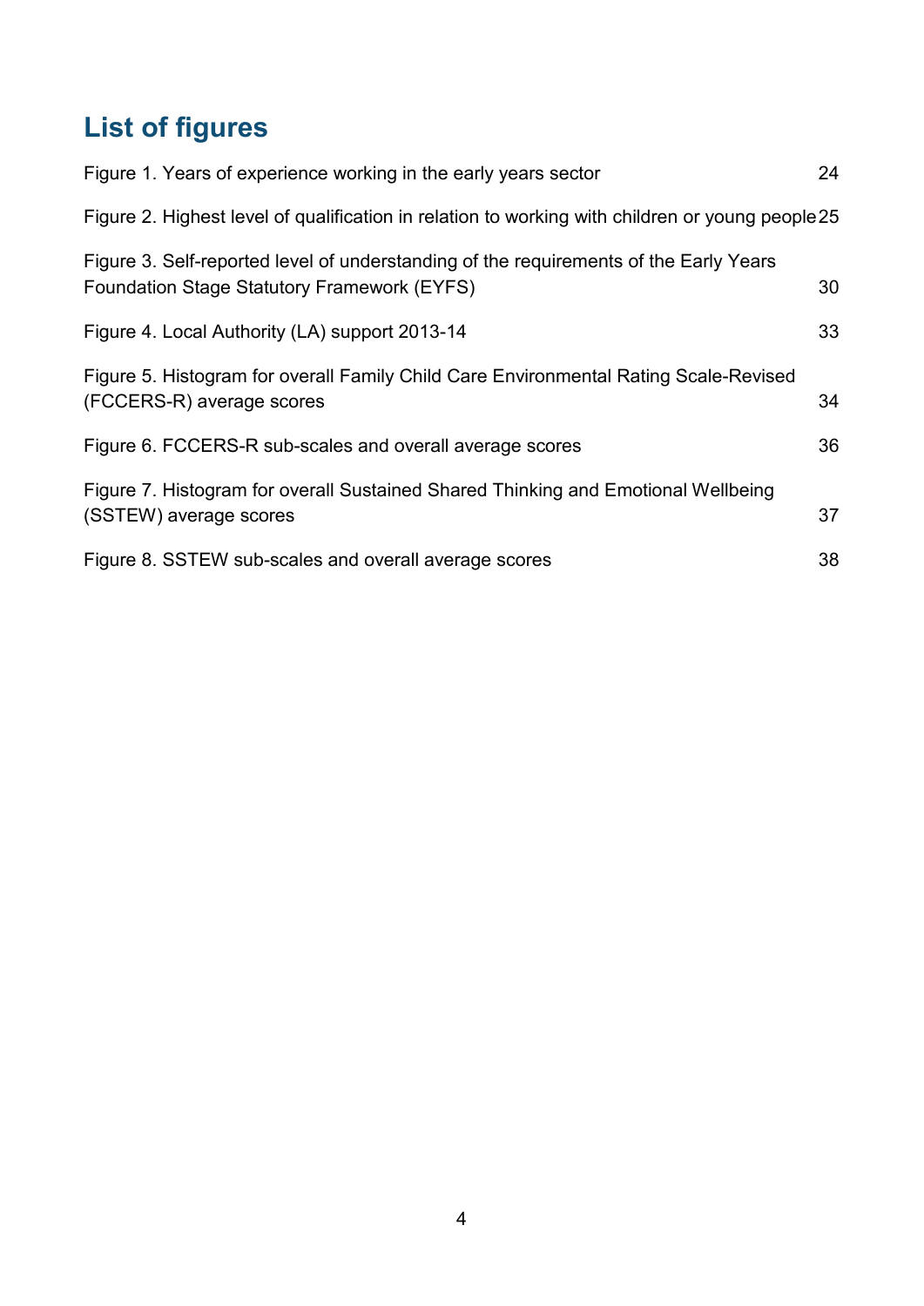## List of figures

Figure 1. Years of experience working in the early years sector 24

Figure 2. Highest level of qualification in relation to working with children or young people 25

Figure 3. Self-reported level of understanding of the requirements of the Early Years Foundation Stage Statutory Framework (EYFS) 30

Figure 4. Local Authority (LA) support 2013-14 33

Figure 5. Histogram for overall Family Child Care Environmental Rating Scale-Revised (FCCERS-R) average scores 34

Figure 6. FCCERS-R sub-scales and overall average scores 36

Figure 7. Histogram for overall Sustained Shared Thinking and Emotional Wellbeing (SSTEW) average scores 37

Figure 8. SSTEW sub-scales and overall average scores 38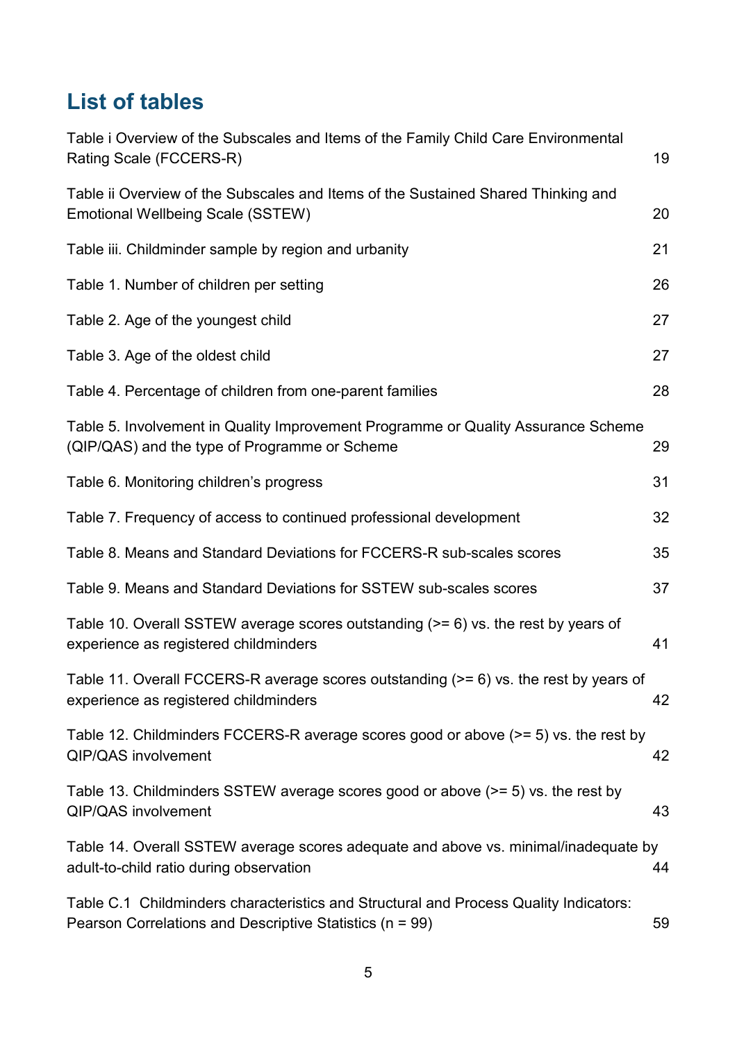## List of tables

| | |
|---|---|
| Table i Overview of the Subscales and Items of the Family Child Care Environmental Rating Scale (FCCERS-R) | 19 |
| Table ii Overview of the Subscales and Items of the Sustained Shared Thinking and Emotional Wellbeing Scale (SSTEW) | 20 |
| Table iii. Childminder sample by region and urbanity | 21 |
| Table 1. Number of children per setting | 26 |
| Table 2. Age of the youngest child | 27 |
| Table 3. Age of the oldest child | 27 |
| Table 4. Percentage of children from one-parent families | 28 |
| Table 5. Involvement in Quality Improvement Programme or Quality Assurance Scheme (QIP/QAS) and the type of Programme or Scheme | 29 |
| Table 6. Monitoring children's progress | 31 |
| Table 7. Frequency of access to continued professional development | 32 |
| Table 8. Means and Standard Deviations for FCCERS-R sub-scales scores | 35 |
| Table 9. Means and Standard Deviations for SSTEW sub-scales scores | 37 |
| Table 10. Overall SSTEW average scores outstanding (>= 6) vs. the rest by years of experience as registered childminders | 41 |
| Table 11. Overall FCCERS-R average scores outstanding (>= 6) vs. the rest by years of experience as registered childminders | 42 |
| Table 12. Childminders FCCERS-R average scores good or above (>= 5) vs. the rest by QIP/QAS involvement | 42 |
| Table 13. Childminders SSTEW average scores good or above (>= 5) vs. the rest by QIP/QAS involvement | 43 |
| Table 14. Overall SSTEW average scores adequate and above vs. minimal/inadequate by adult-to-child ratio during observation | 44 |
| Table C.1 Childminders characteristics and Structural and Process Quality Indicators: Pearson Correlations and Descriptive Statistics (n = 99) | 59 |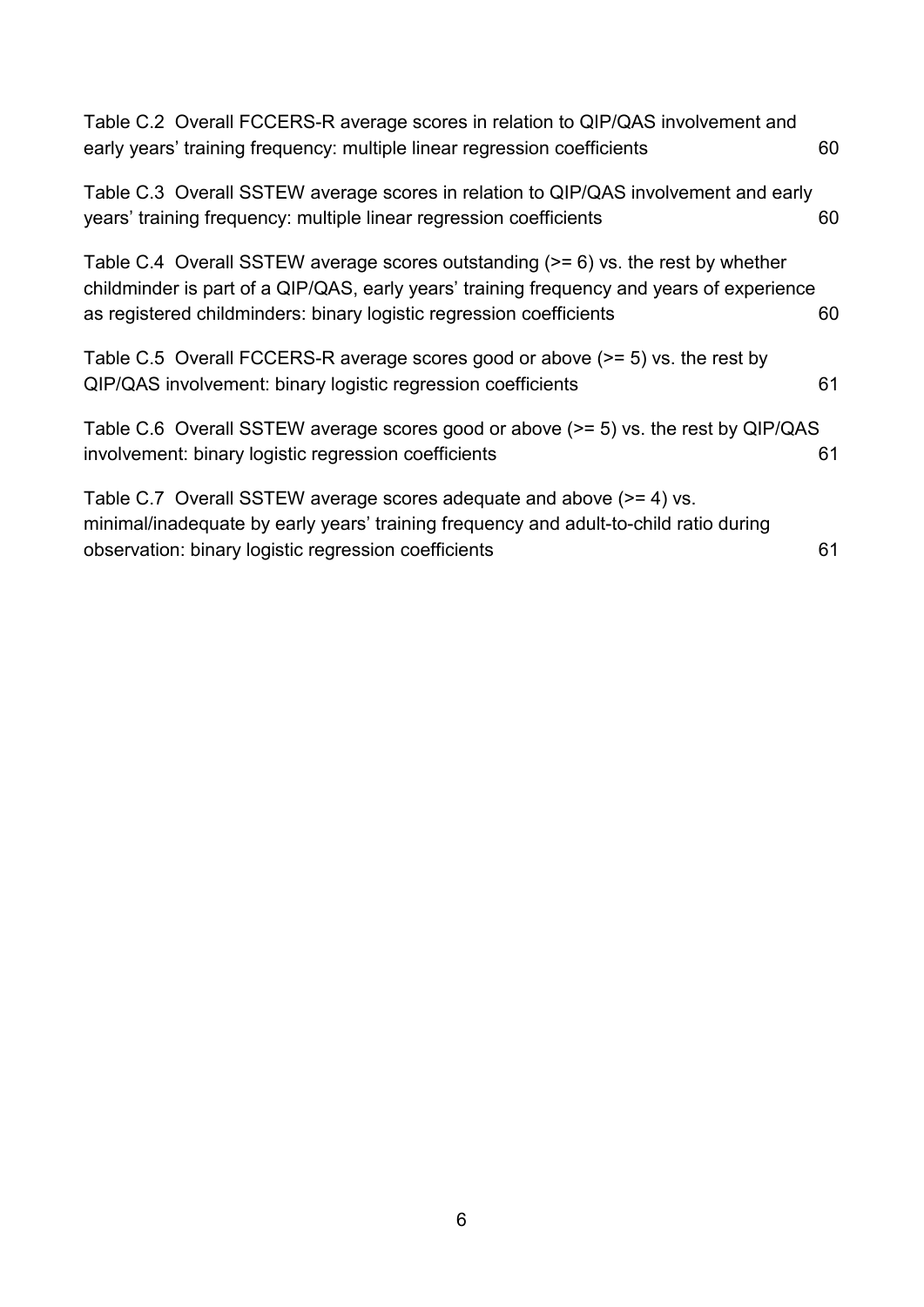Table C.2 Overall FCCERS-R average scores in relation to QIP/QAS involvement and early years' training frequency: multiple linear regression coefficients 60

Table C.3 Overall SSTEW average scores in relation to QIP/QAS involvement and early years' training frequency: multiple linear regression coefficients 60

Table C.4 Overall SSTEW average scores outstanding (>= 6) vs. the rest by whether childminder is part of a QIP/QAS, early years' training frequency and years of experience as registered childminders: binary logistic regression coefficients 60

Table C.5 Overall FCCERS-R average scores good or above (>= 5) vs. the rest by QIP/QAS involvement: binary logistic regression coefficients 61

Table C.6 Overall SSTEW average scores good or above (>= 5) vs. the rest by QIP/QAS involvement: binary logistic regression coefficients 61

Table C.7 Overall SSTEW average scores adequate and above (>= 4) vs. minimal/inadequate by early years' training frequency and adult-to-child ratio during observation: binary logistic regression coefficients 61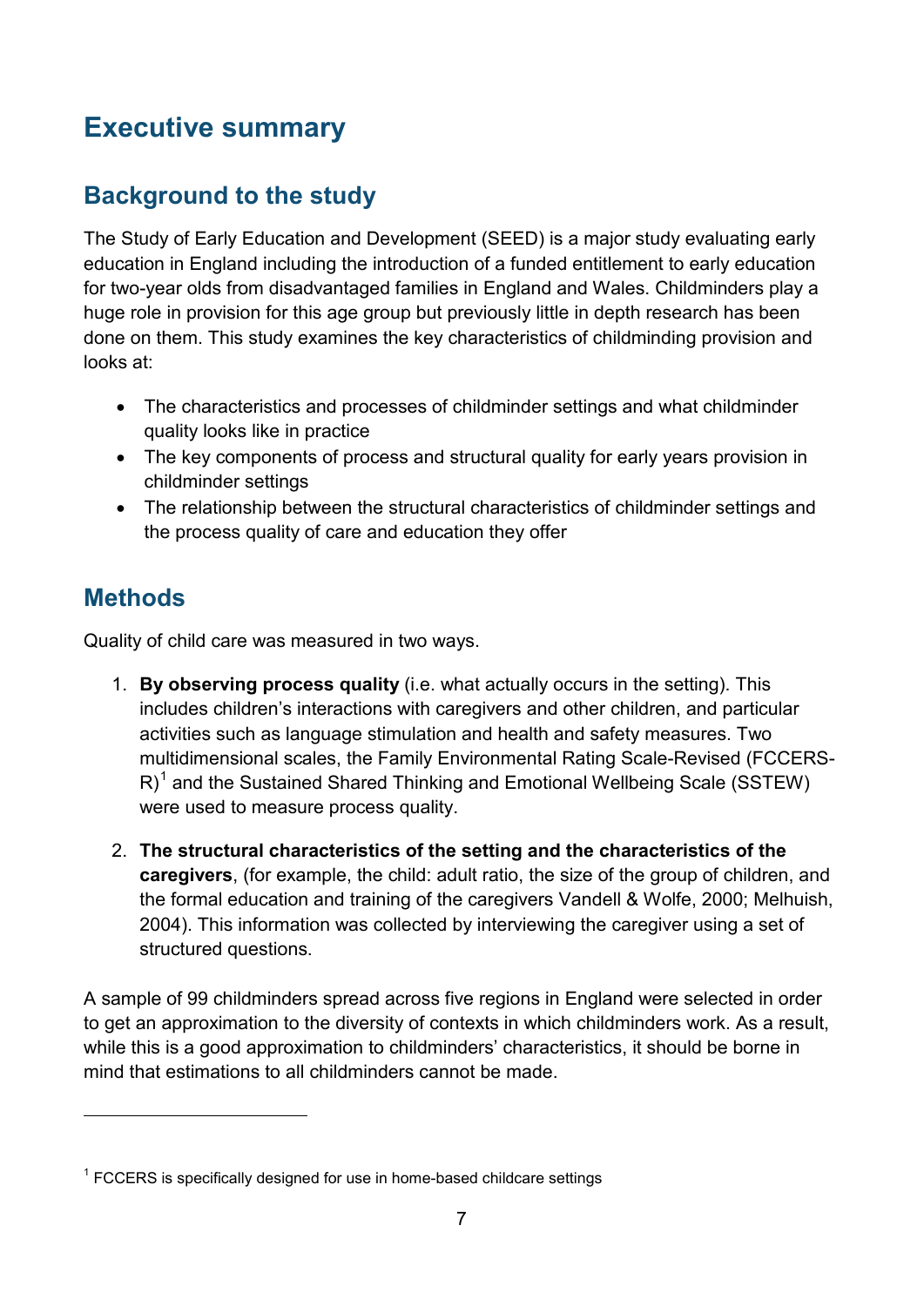# Executive summary

## Background to the study

The Study of Early Education and Development (SEED) is a major study evaluating early education in England including the introduction of a funded entitlement to early education for two-year olds from disadvantaged families in England and Wales. Childminders play a huge role in provision for this age group but previously little in depth research has been done on them. This study examines the key characteristics of childminding provision and looks at:

- The characteristics and processes of childminder settings and what childminder quality looks like in practice
- The key components of process and structural quality for early years provision in childminder settings
- The relationship between the structural characteristics of childminder settings and the process quality of care and education they offer

## Methods

Quality of child care was measured in two ways.

1. **By observing process quality** (i.e. what actually occurs in the setting). This includes children's interactions with caregivers and other children, and particular activities such as language stimulation and health and safety measures. Two multidimensional scales, the Family Environmental Rating Scale-Revised (FCCERS-R)[1] and the Sustained Shared Thinking and Emotional Wellbeing Scale (SSTEW) were used to measure process quality.

2. **The structural characteristics of the setting and the characteristics of the caregivers**, (for example, the child: adult ratio, the size of the group of children, and the formal education and training of the caregivers Vandell & Wolfe, 2000; Melhuish, 2004). This information was collected by interviewing the caregiver using a set of structured questions.

A sample of 99 childminders spread across five regions in England were selected in order to get an approximation to the diversity of contexts in which childminders work. As a result, while this is a good approximation to childminders' characteristics, it should be borne in mind that estimations to all childminders cannot be made.

---

[1] FCCERS is specifically designed for use in home-based childcare settings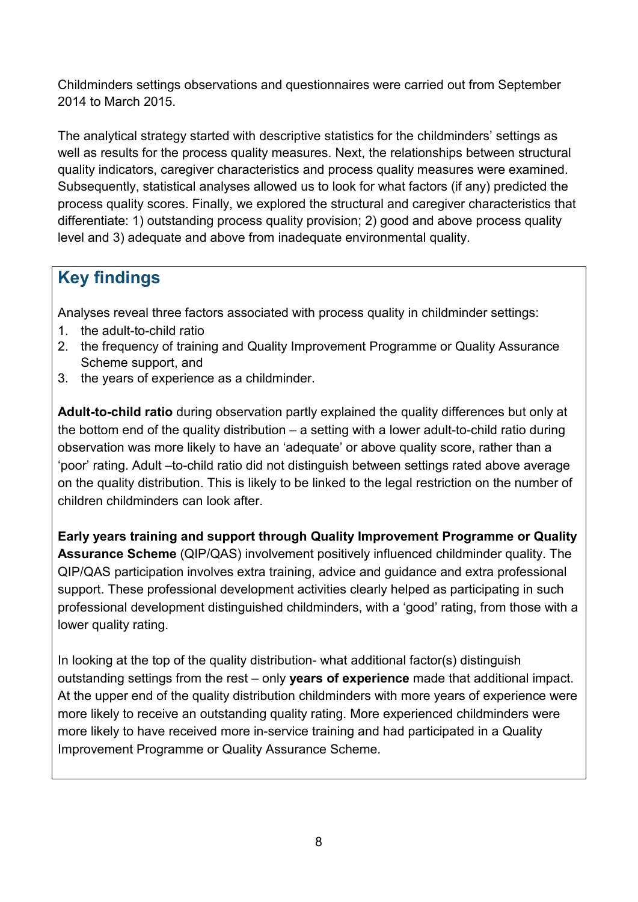Childminders settings observations and questionnaires were carried out from September 2014 to March 2015.

The analytical strategy started with descriptive statistics for the childminders' settings as well as results for the process quality measures. Next, the relationships between structural quality indicators, caregiver characteristics and process quality measures were examined. Subsequently, statistical analyses allowed us to look for what factors (if any) predicted the process quality scores. Finally, we explored the structural and caregiver characteristics that differentiate: 1) outstanding process quality provision; 2) good and above process quality level and 3) adequate and above from inadequate environmental quality.

## Key findings

Analyses reveal three factors associated with process quality in childminder settings:

1. the adult-to-child ratio
2. the frequency of training and Quality Improvement Programme or Quality Assurance Scheme support, and
3. the years of experience as a childminder.

**Adult-to-child ratio** during observation partly explained the quality differences but only at the bottom end of the quality distribution – a setting with a lower adult-to-child ratio during observation was more likely to have an 'adequate' or above quality score, rather than a 'poor' rating. Adult –to-child ratio did not distinguish between settings rated above average on the quality distribution. This is likely to be linked to the legal restriction on the number of children childminders can look after.

**Early years training and support through Quality Improvement Programme or Quality Assurance Scheme** (QIP/QAS) involvement positively influenced childminder quality. The QIP/QAS participation involves extra training, advice and guidance and extra professional support. These professional development activities clearly helped as participating in such professional development distinguished childminders, with a 'good' rating, from those with a lower quality rating.

In looking at the top of the quality distribution- what additional factor(s) distinguish outstanding settings from the rest – only **years of experience** made that additional impact. At the upper end of the quality distribution childminders with more years of experience were more likely to receive an outstanding quality rating. More experienced childminders were more likely to have received more in-service training and had participated in a Quality Improvement Programme or Quality Assurance Scheme.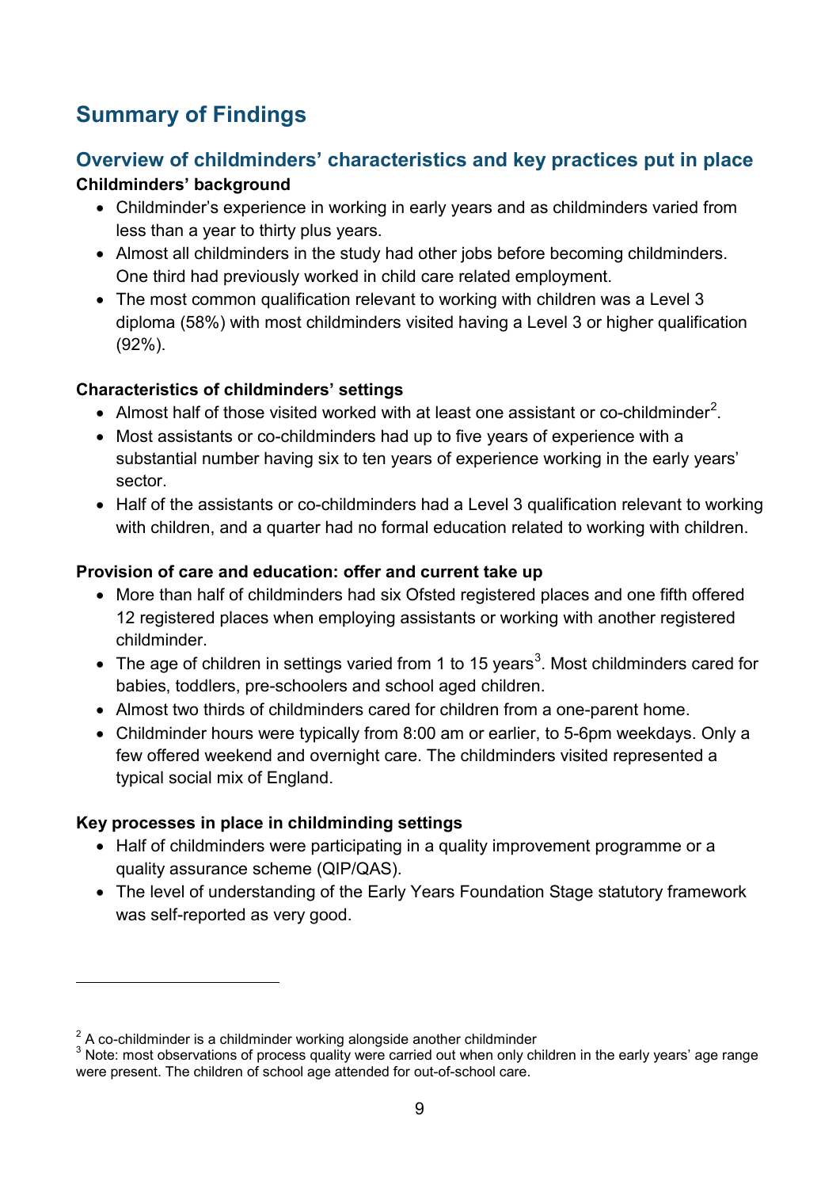## Summary of Findings

### Overview of childminders' characteristics and key practices put in place

**Childminders' background**

- Childminder's experience in working in early years and as childminders varied from less than a year to thirty plus years.
- Almost all childminders in the study had other jobs before becoming childminders. One third had previously worked in child care related employment.
- The most common qualification relevant to working with children was a Level 3 diploma (58%) with most childminders visited having a Level 3 or higher qualification (92%).

**Characteristics of childminders' settings**

- Almost half of those visited worked with at least one assistant or co-childminder[2].
- Most assistants or co-childminders had up to five years of experience with a substantial number having six to ten years of experience working in the early years' sector.
- Half of the assistants or co-childminders had a Level 3 qualification relevant to working with children, and a quarter had no formal education related to working with children.

**Provision of care and education: offer and current take up**

- More than half of childminders had six Ofsted registered places and one fifth offered 12 registered places when employing assistants or working with another registered childminder.
- The age of children in settings varied from 1 to 15 years[3]. Most childminders cared for babies, toddlers, pre-schoolers and school aged children.
- Almost two thirds of childminders cared for children from a one-parent home.
- Childminder hours were typically from 8:00 am or earlier, to 5-6pm weekdays. Only a few offered weekend and overnight care. The childminders visited represented a typical social mix of England.

**Key processes in place in childminding settings**

- Half of childminders were participating in a quality improvement programme or a quality assurance scheme (QIP/QAS).
- The level of understanding of the Early Years Foundation Stage statutory framework was self-reported as very good.

---

[2] A co-childminder is a childminder working alongside another childminder

[3] Note: most observations of process quality were carried out when only children in the early years' age range were present. The children of school age attended for out-of-school care.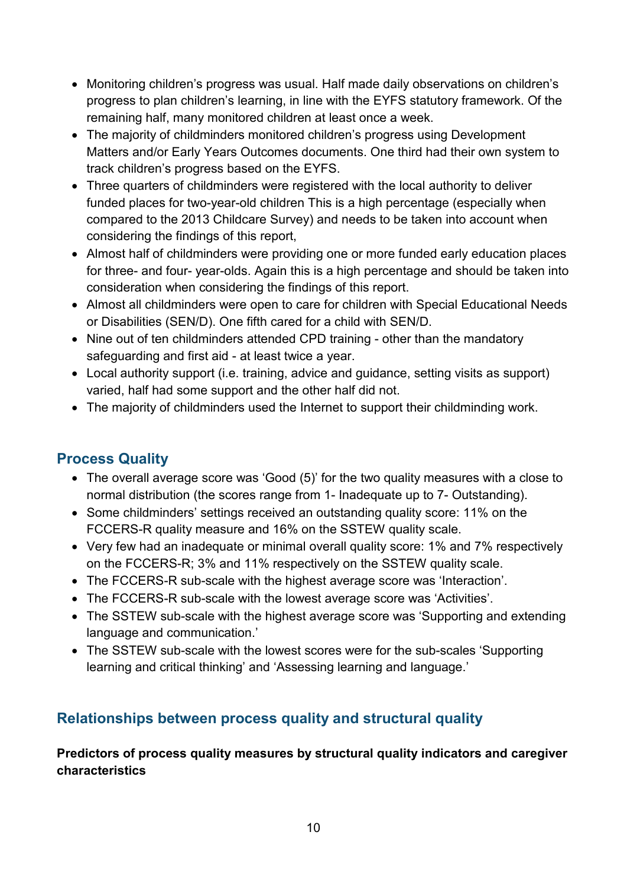- Monitoring children's progress was usual. Half made daily observations on children's progress to plan children's learning, in line with the EYFS statutory framework. Of the remaining half, many monitored children at least once a week.
- The majority of childminders monitored children's progress using Development Matters and/or Early Years Outcomes documents. One third had their own system to track children's progress based on the EYFS.
- Three quarters of childminders were registered with the local authority to deliver funded places for two-year-old children This is a high percentage (especially when compared to the 2013 Childcare Survey) and needs to be taken into account when considering the findings of this report,
- Almost half of childminders were providing one or more funded early education places for three- and four- year-olds. Again this is a high percentage and should be taken into consideration when considering the findings of this report.
- Almost all childminders were open to care for children with Special Educational Needs or Disabilities (SEN/D). One fifth cared for a child with SEN/D.
- Nine out of ten childminders attended CPD training - other than the mandatory safeguarding and first aid - at least twice a year.
- Local authority support (i.e. training, advice and guidance, setting visits as support) varied, half had some support and the other half did not.
- The majority of childminders used the Internet to support their childminding work.

## Process Quality

- The overall average score was 'Good (5)' for the two quality measures with a close to normal distribution (the scores range from 1- Inadequate up to 7- Outstanding).
- Some childminders' settings received an outstanding quality score: 11% on the FCCERS-R quality measure and 16% on the SSTEW quality scale.
- Very few had an inadequate or minimal overall quality score: 1% and 7% respectively on the FCCERS-R; 3% and 11% respectively on the SSTEW quality scale.
- The FCCERS-R sub-scale with the highest average score was 'Interaction'.
- The FCCERS-R sub-scale with the lowest average score was 'Activities'.
- The SSTEW sub-scale with the highest average score was 'Supporting and extending language and communication.'
- The SSTEW sub-scale with the lowest scores were for the sub-scales 'Supporting learning and critical thinking' and 'Assessing learning and language.'

## Relationships between process quality and structural quality

**Predictors of process quality measures by structural quality indicators and caregiver characteristics**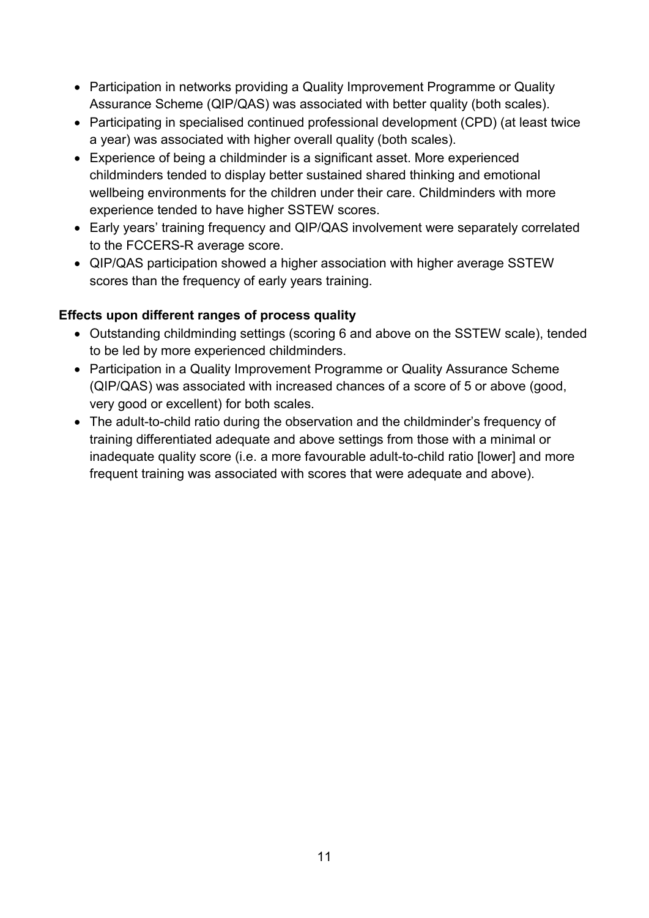- Participation in networks providing a Quality Improvement Programme or Quality Assurance Scheme (QIP/QAS) was associated with better quality (both scales).
- Participating in specialised continued professional development (CPD) (at least twice a year) was associated with higher overall quality (both scales).
- Experience of being a childminder is a significant asset. More experienced childminders tended to display better sustained shared thinking and emotional wellbeing environments for the children under their care. Childminders with more experience tended to have higher SSTEW scores.
- Early years' training frequency and QIP/QAS involvement were separately correlated to the FCCERS-R average score.
- QIP/QAS participation showed a higher association with higher average SSTEW scores than the frequency of early years training.

**Effects upon different ranges of process quality**

- Outstanding childminding settings (scoring 6 and above on the SSTEW scale), tended to be led by more experienced childminders.
- Participation in a Quality Improvement Programme or Quality Assurance Scheme (QIP/QAS) was associated with increased chances of a score of 5 or above (good, very good or excellent) for both scales.
- The adult-to-child ratio during the observation and the childminder's frequency of training differentiated adequate and above settings from those with a minimal or inadequate quality score (i.e. a more favourable adult-to-child ratio [lower] and more frequent training was associated with scores that were adequate and above).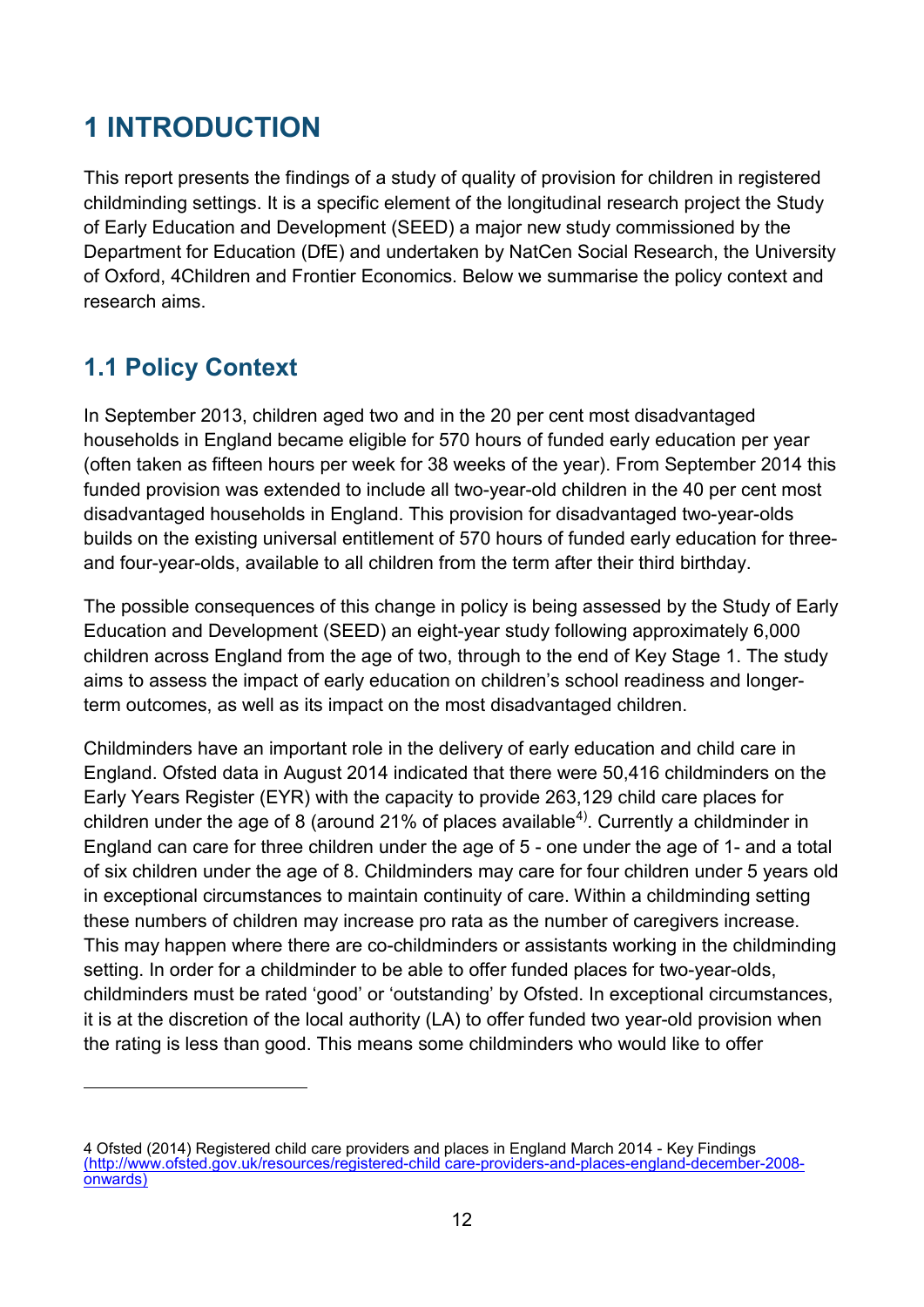# 1 INTRODUCTION

This report presents the findings of a study of quality of provision for children in registered childminding settings. It is a specific element of the longitudinal research project the Study of Early Education and Development (SEED) a major new study commissioned by the Department for Education (DfE) and undertaken by NatCen Social Research, the University of Oxford, 4Children and Frontier Economics. Below we summarise the policy context and research aims.

## 1.1 Policy Context

In September 2013, children aged two and in the 20 per cent most disadvantaged households in England became eligible for 570 hours of funded early education per year (often taken as fifteen hours per week for 38 weeks of the year). From September 2014 this funded provision was extended to include all two-year-old children in the 40 per cent most disadvantaged households in England. This provision for disadvantaged two-year-olds builds on the existing universal entitlement of 570 hours of funded early education for three- and four-year-olds, available to all children from the term after their third birthday.

The possible consequences of this change in policy is being assessed by the Study of Early Education and Development (SEED) an eight-year study following approximately 6,000 children across England from the age of two, through to the end of Key Stage 1. The study aims to assess the impact of early education on children's school readiness and longer-term outcomes, as well as its impact on the most disadvantaged children.

Childminders have an important role in the delivery of early education and child care in England. Ofsted data in August 2014 indicated that there were 50,416 childminders on the Early Years Register (EYR) with the capacity to provide 263,129 child care places for children under the age of 8 (around 21% of places available[4]). Currently a childminder in England can care for three children under the age of 5 - one under the age of 1- and a total of six children under the age of 8. Childminders may care for four children under 5 years old in exceptional circumstances to maintain continuity of care. Within a childminding setting these numbers of children may increase pro rata as the number of caregivers increase. This may happen where there are co-childminders or assistants working in the childminding setting. In order for a childminder to be able to offer funded places for two-year-olds, childminders must be rated 'good' or 'outstanding' by Ofsted. In exceptional circumstances, it is at the discretion of the local authority (LA) to offer funded two year-old provision when the rating is less than good. This means some childminders who would like to offer

4 Ofsted (2014) Registered child care providers and places in England March 2014 - Key Findings (http://www.ofsted.gov.uk/resources/registered-child care-providers-and-places-england-december-2008-onwards)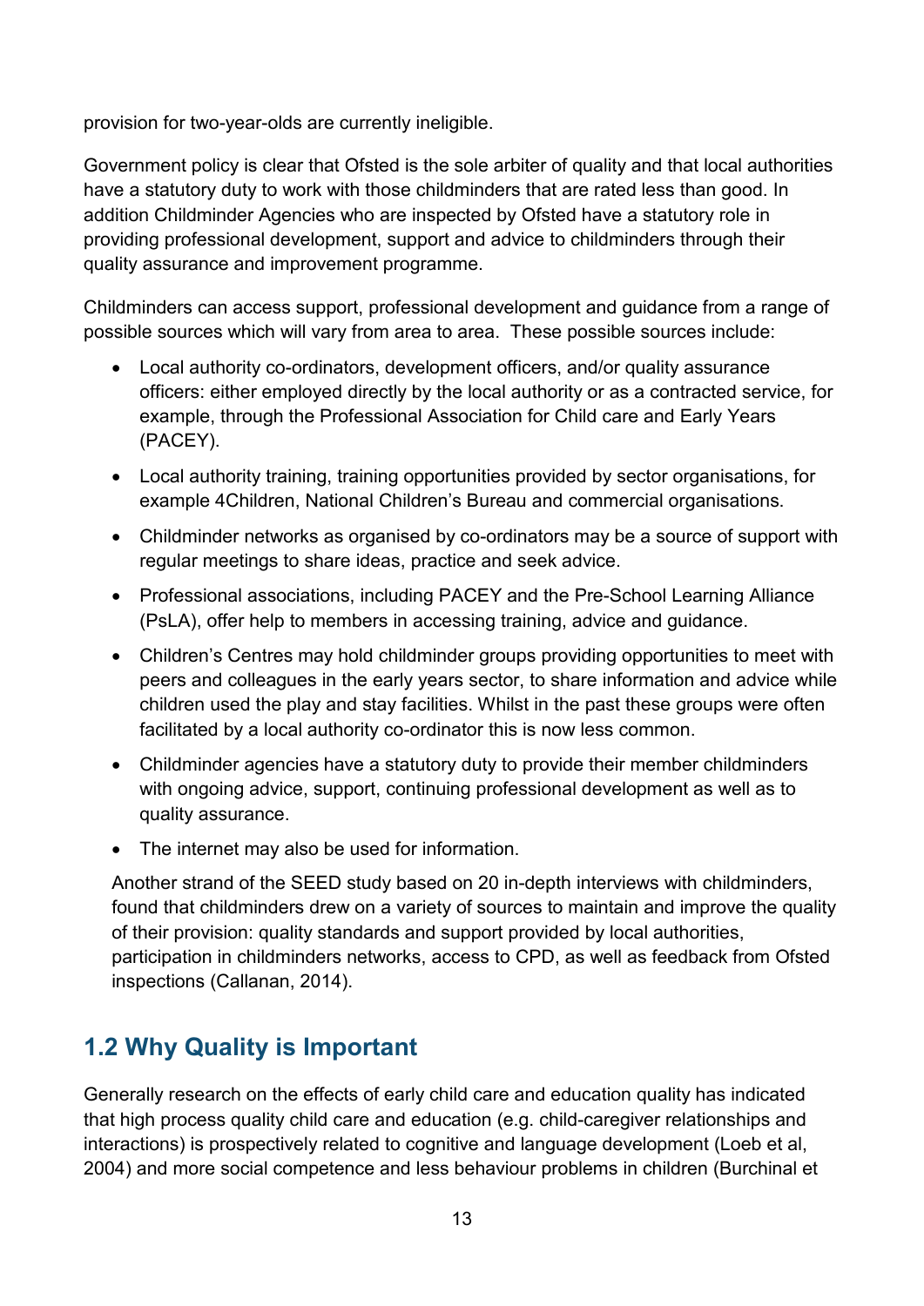provision for two-year-olds are currently ineligible.

Government policy is clear that Ofsted is the sole arbiter of quality and that local authorities have a statutory duty to work with those childminders that are rated less than good. In addition Childminder Agencies who are inspected by Ofsted have a statutory role in providing professional development, support and advice to childminders through their quality assurance and improvement programme.

Childminders can access support, professional development and guidance from a range of possible sources which will vary from area to area. These possible sources include:

- Local authority co-ordinators, development officers, and/or quality assurance officers: either employed directly by the local authority or as a contracted service, for example, through the Professional Association for Child care and Early Years (PACEY).
- Local authority training, training opportunities provided by sector organisations, for example 4Children, National Children's Bureau and commercial organisations.
- Childminder networks as organised by co-ordinators may be a source of support with regular meetings to share ideas, practice and seek advice.
- Professional associations, including PACEY and the Pre-School Learning Alliance (PsLA), offer help to members in accessing training, advice and guidance.
- Children's Centres may hold childminder groups providing opportunities to meet with peers and colleagues in the early years sector, to share information and advice while children used the play and stay facilities. Whilst in the past these groups were often facilitated by a local authority co-ordinator this is now less common.
- Childminder agencies have a statutory duty to provide their member childminders with ongoing advice, support, continuing professional development as well as to quality assurance.
- The internet may also be used for information.

Another strand of the SEED study based on 20 in-depth interviews with childminders, found that childminders drew on a variety of sources to maintain and improve the quality of their provision: quality standards and support provided by local authorities, participation in callandminders networks, access to CPD, as well as feedback from Ofsted inspections (Callanan, 2014).

## 1.2 Why Quality is Important

Generally research on the effects of early child care and education quality has indicated that high process quality child care and education (e.g. child-caregiver relationships and interactions) is prospectively related to cognitive and language development (Loeb et al, 2004) and more social competence and less behaviour problems in children (Burchinal et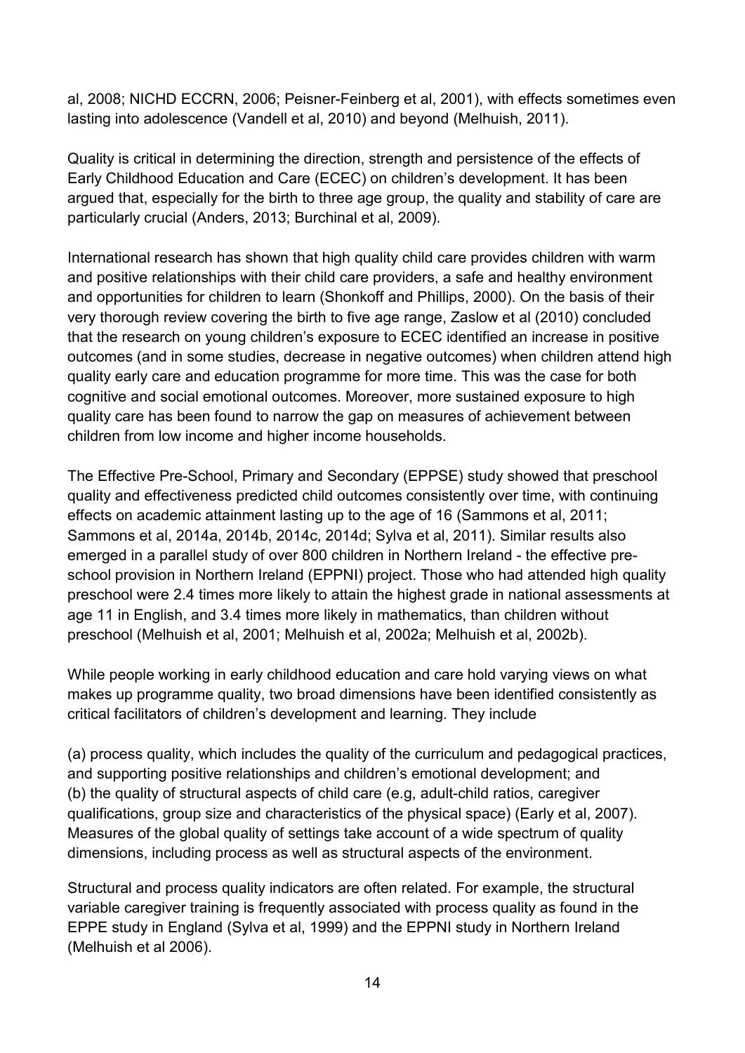al, 2008; NICHD ECCRN, 2006; Peisner-Feinberg et al, 2001), with effects sometimes even lasting into adolescence (Vandell et al, 2010) and beyond (Melhuish, 2011).

Quality is critical in determining the direction, strength and persistence of the effects of Early Childhood Education and Care (ECEC) on children's development. It has been argued that, especially for the birth to three age group, the quality and stability of care are particularly crucial (Anders, 2013; Burchinal et al, 2009).

International research has shown that high quality child care provides children with warm and positive relationships with their child care providers, a safe and healthy environment and opportunities for children to learn (Shonkoff and Phillips, 2000). On the basis of their very thorough review covering the birth to five age range, Zaslow et al (2010) concluded that the research on young children's exposure to ECEC identified an increase in positive outcomes (and in some studies, decrease in negative outcomes) when children attend high quality early care and education programme for more time. This was the case for both cognitive and social emotional outcomes. Moreover, more sustained exposure to high quality care has been found to narrow the gap on measures of achievement between children from low income and higher income households.

The Effective Pre-School, Primary and Secondary (EPPSE) study showed that preschool quality and effectiveness predicted child outcomes consistently over time, with continuing effects on academic attainment lasting up to the age of 16 (Sammons et al, 2011; Sammons et al, 2014a, 2014b, 2014c, 2014d; Sylva et al, 2011). Similar results also emerged in a parallel study of over 800 children in Northern Ireland - the effective pre-school provision in Northern Ireland (EPPNI) project. Those who had attended high quality preschool were 2.4 times more likely to attain the highest grade in national assessments at age 11 in English, and 3.4 times more likely in mathematics, than children without preschool (Melhuish et al, 2001; Melhuish et al, 2002a; Melhuish et al, 2002b).

While people working in early childhood education and care hold varying views on what makes up programme quality, two broad dimensions have been identified consistently as critical facilitators of children's development and learning. They include

(a) process quality, which includes the quality of the curriculum and pedagogical practices, and supporting positive relationships and children's emotional development; and
(b) the quality of structural aspects of child care (e.g, adult-child ratios, caregiver qualifications, group size and characteristics of the physical space) (Early et al, 2007). Measures of the global quality of settings take account of a wide spectrum of quality dimensions, including process as well as structural aspects of the environment.

Structural and process quality indicators are often related. For example, the structural variable caregiver training is frequently associated with process quality as found in the EPPE study in England (Sylva et al, 1999) and the EPPNI study in Northern Ireland (Melhuish et al 2006).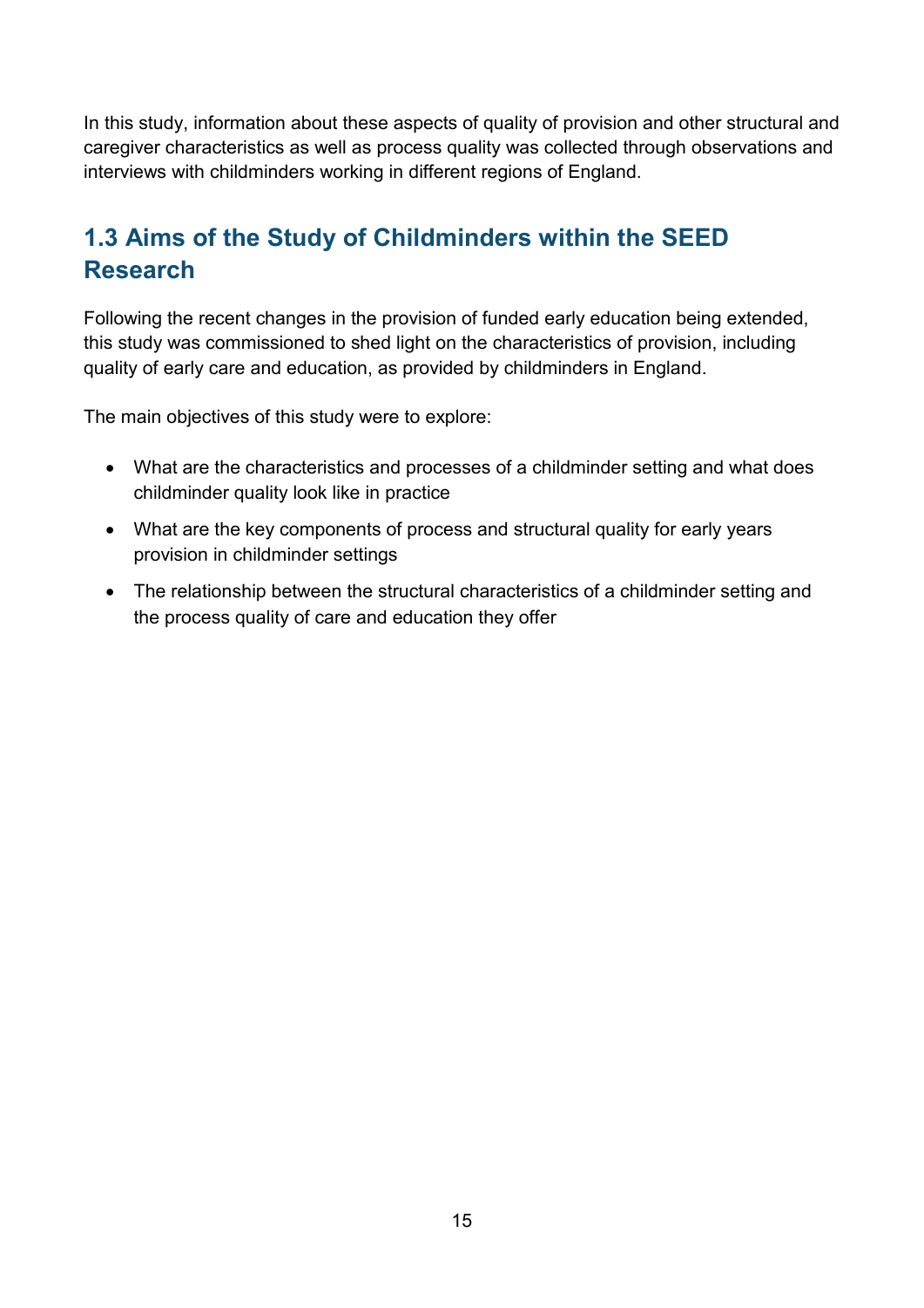In this study, information about these aspects of quality of provision and other structural and caregiver characteristics as well as process quality was collected through observations and interviews with childminders working in different regions of England.

## 1.3 Aims of the Study of Childminders within the SEED Research

Following the recent changes in the provision of funded early education being extended, this study was commissioned to shed light on the characteristics of provision, including quality of early care and education, as provided by childminders in England.

The main objectives of this study were to explore:

- What are the characteristics and processes of a childminder setting and what does childminder quality look like in practice
- What are the key components of process and structural quality for early years provision in childminder settings
- The relationship between the structural characteristics of a childminder setting and the process quality of care and education they offer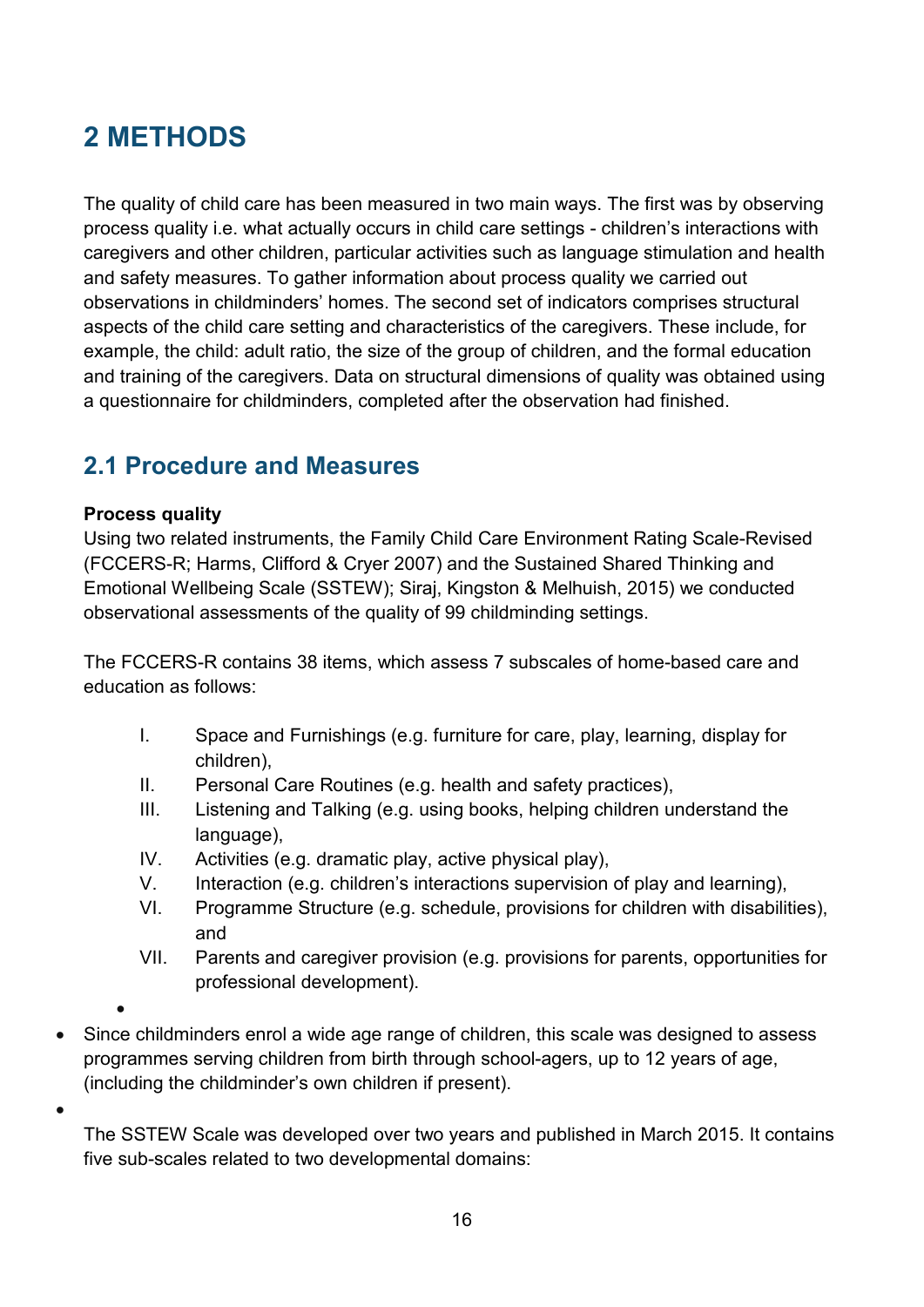# 2 METHODS

The quality of child care has been measured in two main ways. The first was by observing process quality i.e. what actually occurs in child care settings - children's interactions with caregivers and other children, particular activities such as language stimulation and health and safety measures. To gather information about process quality we carried out observations in childminders' homes. The second set of indicators comprises structural aspects of the child care setting and characteristics of the caregivers. These include, for example, the child: adult ratio, the size of the group of children, and the formal education and training of the caregivers. Data on structural dimensions of quality was obtained using a questionnaire for childminders, completed after the observation had finished.

## 2.1 Procedure and Measures

**Process quality**
Using two related instruments, the Family Child Care Environment Rating Scale-Revised (FCCERS-R; Harms, Clifford & Cryer 2007) and the Sustained Shared Thinking and Emotional Wellbeing Scale (SSTEW); Siraj, Kingston & Melhuish, 2015) we conducted observational assessments of the quality of 99 childminding settings.

The FCCERS-R contains 38 items, which assess 7 subscales of home-based care and education as follows:

I. Space and Furnishings (e.g. furniture for care, play, learning, display for children),
II. Personal Care Routines (e.g. health and safety practices),
III. Listening and Talking (e.g. using books, helping children understand the language),
IV. Activities (e.g. dramatic play, active physical play),
V. Interaction (e.g. children's interactions supervision of play and learning),
VI. Programme Structure (e.g. schedule, provisions for children with disabilities), and
VII. Parents and caregiver provision (e.g. provisions for parents, opportunities for professional development).

- Since childminders enrol a wide age range of children, this scale was designed to assess programmes serving children from birth through school-agers, up to 12 years of age, (including the childminder's own children if present).

The SSTEW Scale was developed over two years and published in March 2015. It contains five sub-scales related to two developmental domains: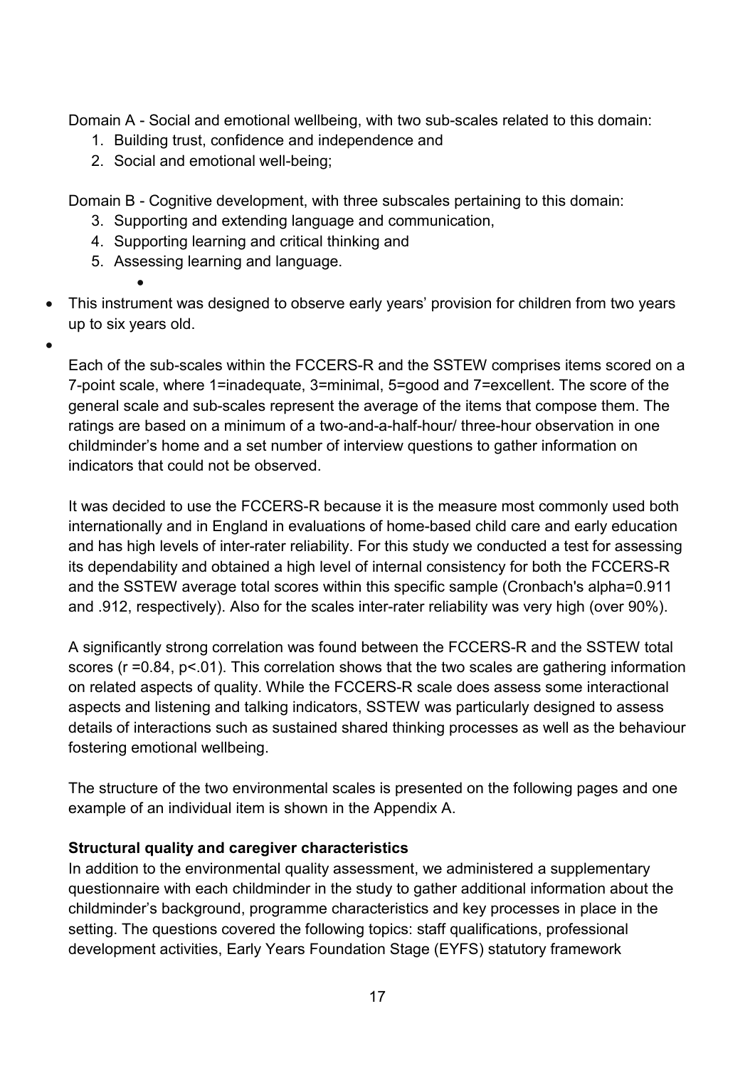Domain A - Social and emotional wellbeing, with two sub-scales related to this domain:

1. Building trust, confidence and independence and
2. Social and emotional well-being;

Domain B - Cognitive development, with three subscales pertaining to this domain:

3. Supporting and extending language and communication,
4. Supporting learning and critical thinking and
5. Assessing learning and language.

- This instrument was designed to observe early years' provision for children from two years up to six years old.

Each of the sub-scales within the FCCERS-R and the SSTEW comprises items scored on a 7-point scale, where 1=inadequate, 3=minimal, 5=good and 7=excellent. The score of the general scale and sub-scales represent the average of the items that compose them. The ratings are based on a minimum of a two-and-a-half-hour/ three-hour observation in one childminder's home and a set number of interview questions to gather information on indicators that could not be observed.

It was decided to use the FCCERS-R because it is the measure most commonly used both internationally and in England in evaluations of home-based child care and early education and has high levels of inter-rater reliability. For this study we conducted a test for assessing its dependability and obtained a high level of internal consistency for both the FCCERS-R and the SSTEW average total scores within this specific sample (Cronbach's alpha=0.911 and .912, respectively). Also for the scales inter-rater reliability was very high (over 90%).

A significantly strong correlation was found between the FCCERS-R and the SSTEW total scores ($r = 0.84$, $p < .01$). This correlation shows that the two scales are gathering information on related aspects of quality. While the FCCERS-R scale does assess some interactional aspects and listening and talking indicators, SSTEW was particularly designed to assess details of interactions such as sustained shared thinking processes as well as the behaviour fostering emotional wellbeing.

The structure of the two environmental scales is presented on the following pages and one example of an individual item is shown in the Appendix A.

**Structural quality and caregiver characteristics**

In addition to the environmental quality assessment, we administered a supplementary questionnaire with each childminder in the study to gather additional information about the childminder's background, programme characteristics and key processes in place in the setting. The questions covered the following topics: staff qualifications, professional development activities, Early Years Foundation Stage (EYFS) statutory framework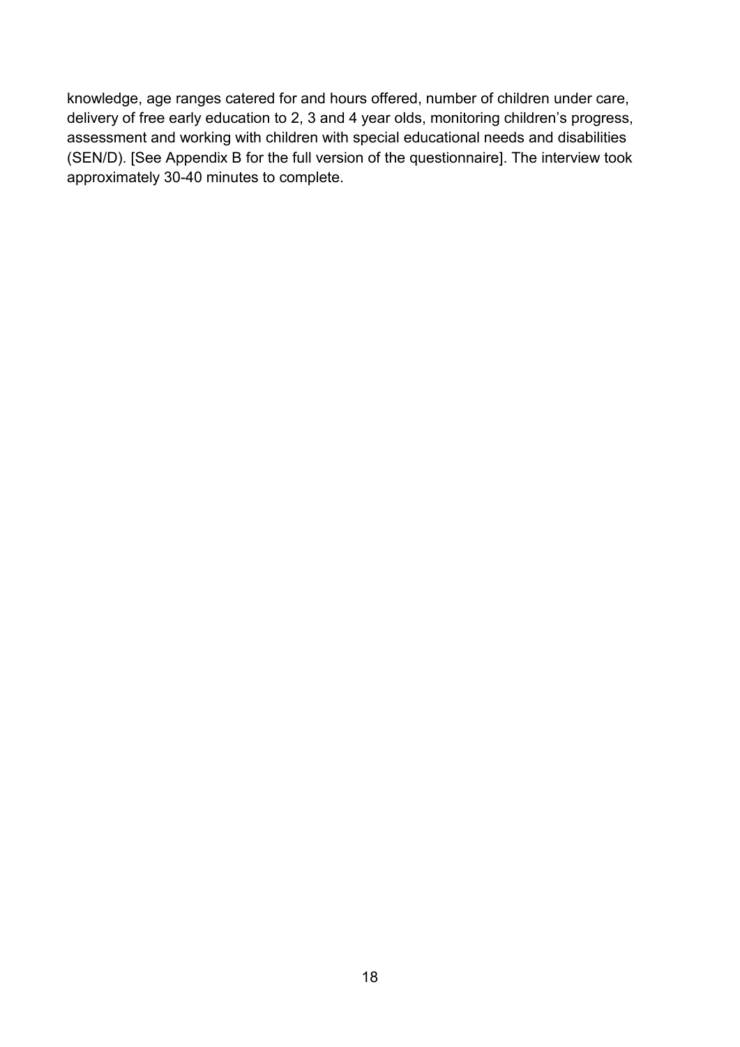knowledge, age ranges catered for and hours offered, number of children under care, delivery of free early education to 2, 3 and 4 year olds, monitoring children's progress, assessment and working with children with special educational needs and disabilities (SEN/D). [See Appendix B for the full version of the questionnaire]. The interview took approximately 30-40 minutes to complete.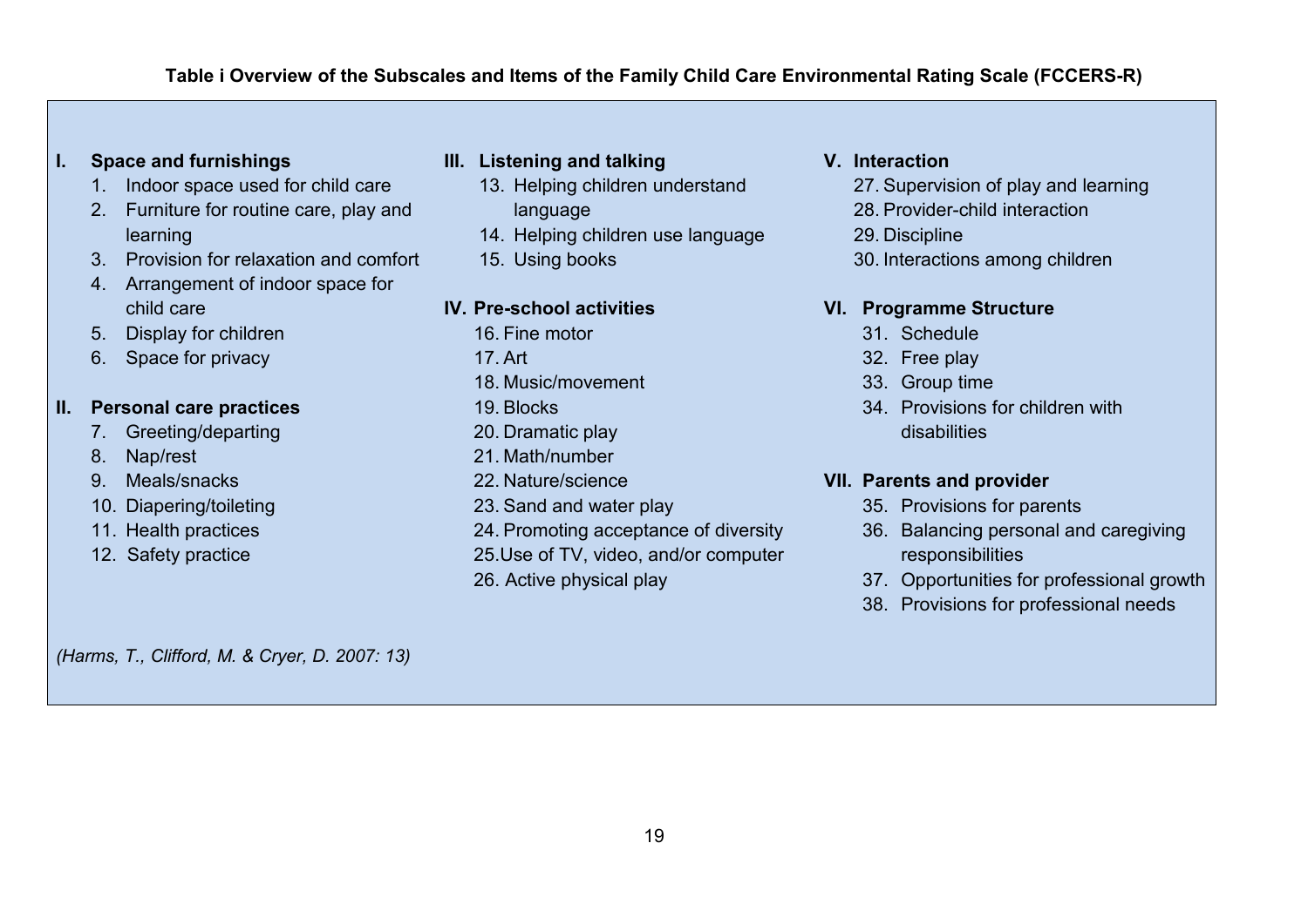**Table i Overview of the Subscales and Items of the Family Child Care Environmental Rating Scale (FCCERS-R)**

**I. Space and furnishings**

1. Indoor space used for child care
2. Furniture for routine care, play and learning
3. Provision for relaxation and comfort
4. Arrangement of indoor space for child care
5. Display for children
6. Space for privacy

**II. Personal care practices**

7. Greeting/departing
8. Nap/rest
9. Meals/snacks
10. Diapering/toileting
11. Health practices
12. Safety practice

**III. Listening and talking**

13. Helping children understand language
14. Helping children use language
15. Using books

**IV. Pre-school activities**

16. Fine motor
17. Art
18. Music/movement
19. Blocks
20. Dramatic play
21. Math/number
22. Nature/science
23. Sand and water play
24. Promoting acceptance of diversity
25. Use of TV, video, and/or computer
26. Active physical play

**V. Interaction**

27. Supervision of play and learning
28. Provider-child interaction
29. Discipline
30. Interactions among children

**VI. Programme Structure**

31. Schedule
32. Free play
33. Group time
34. Provisions for children with disabilities

**VII. Parents and provider**

35. Provisions for parents
36. Balancing personal and caregiving responsibilities
37. Opportunities for professional growth
38. Provisions for professional needs

*(Harms, T., Clifford, M. & Cryer, D. 2007: 13)*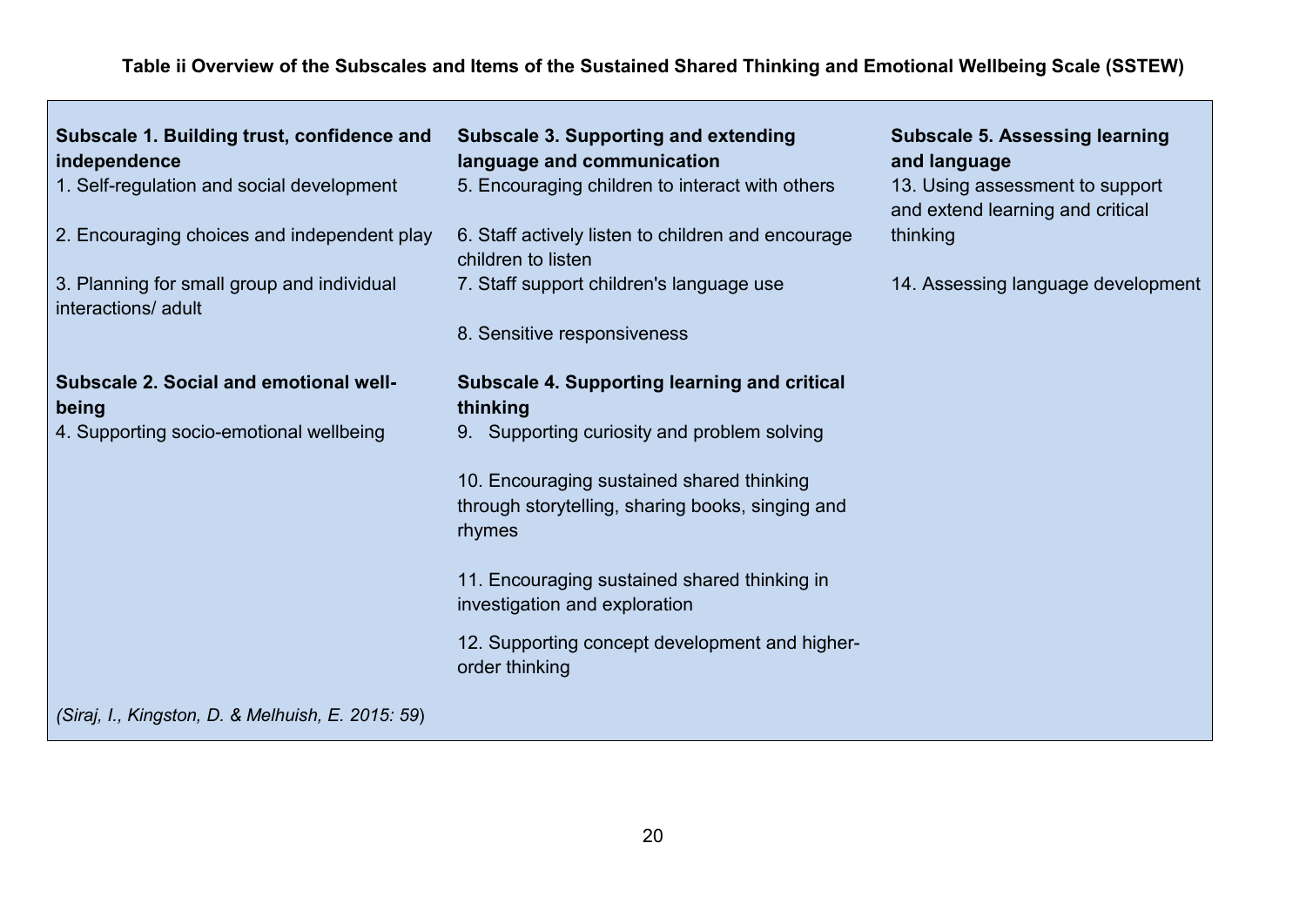**Table ii Overview of the Subscales and Items of the Sustained Shared Thinking and Emotional Wellbeing Scale (SSTEW)**

**Subscale 1. Building trust, confidence and independence**

1. Self-regulation and social development
2. Encouraging choices and independent play
3. Planning for small group and individual interactions/ adult

**Subscale 2. Social and emotional well-being**

4. Supporting socio-emotional wellbeing

**Subscale 3. Supporting and extending language and communication**

5. Encouraging children to interact with others
6. Staff actively listen to children and encourage children to listen
7. Staff support children's language use
8. Sensitive responsiveness

**Subscale 4. Supporting learning and critical thinking**

9. Supporting curiosity and problem solving
10. Encouraging sustained shared thinking through storytelling, sharing books, singing and rhymes
11. Encouraging sustained shared thinking in investigation and exploration
12. Supporting concept development and higher-order thinking

**Subscale 5. Assessing learning and language**

13. Using assessment to support and extend learning and critical thinking
14. Assessing language development

*(Siraj, I., Kingston, D. & Melhuish, E. 2015: 59*)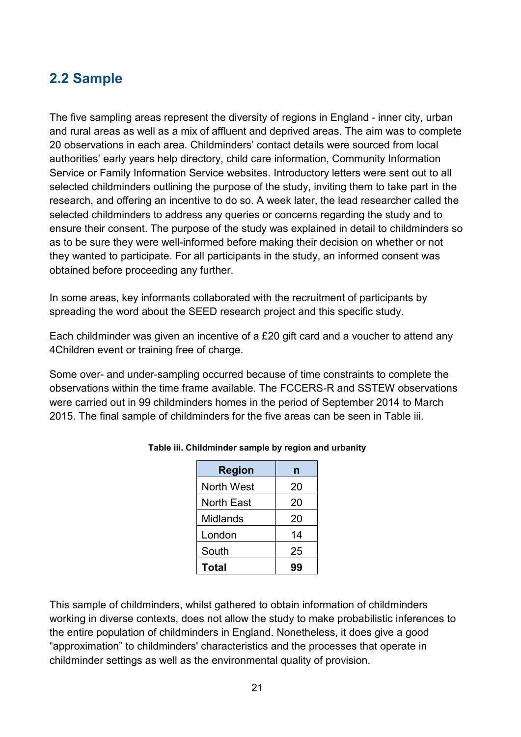## 2.2 Sample

The five sampling areas represent the diversity of regions in England - inner city, urban and rural areas as well as a mix of affluent and deprived areas. The aim was to complete 20 observations in each area. Childminders' contact details were sourced from local authorities' early years help directory, child care information, Community Information Service or Family Information Service websites. Introductory letters were sent out to all selected childminders outlining the purpose of the study, inviting them to take part in the research, and offering an incentive to do so. A week later, the lead researcher called the selected childminders to address any queries or concerns regarding the study and to ensure their consent. The purpose of the study was explained in detail to childminders so as to be sure they were well-informed before making their decision on whether or not they wanted to participate. For all participants in the study, an informed consent was obtained before proceeding any further.

In some areas, key informants collaborated with the recruitment of participants by spreading the word about the SEED research project and this specific study.

Each childminder was given an incentive of a £20 gift card and a voucher to attend any 4Children event or training free of charge.

Some over- and under-sampling occurred because of time constraints to complete the observations within the time frame available. The FCCERS-R and SSTEW observations were carried out in 99 childminders homes in the period of September 2014 to March 2015. The final sample of childminders for the five areas can be seen in Table iii.

**Table iii. Childminder sample by region and urbanity**

| Region | n |
|---|---|
| North West | 20 |
| North East | 20 |
| Midlands | 20 |
| London | 14 |
| South | 25 |
| **Total** | **99** |

This sample of childminders, whilst gathered to obtain information of childminders working in diverse contexts, does not allow the study to make probabilistic inferences to the entire population of childminders in England. Nonetheless, it does give a good "approximation" to childminders' characteristics and the processes that operate in childminder settings as well as the environmental quality of provision.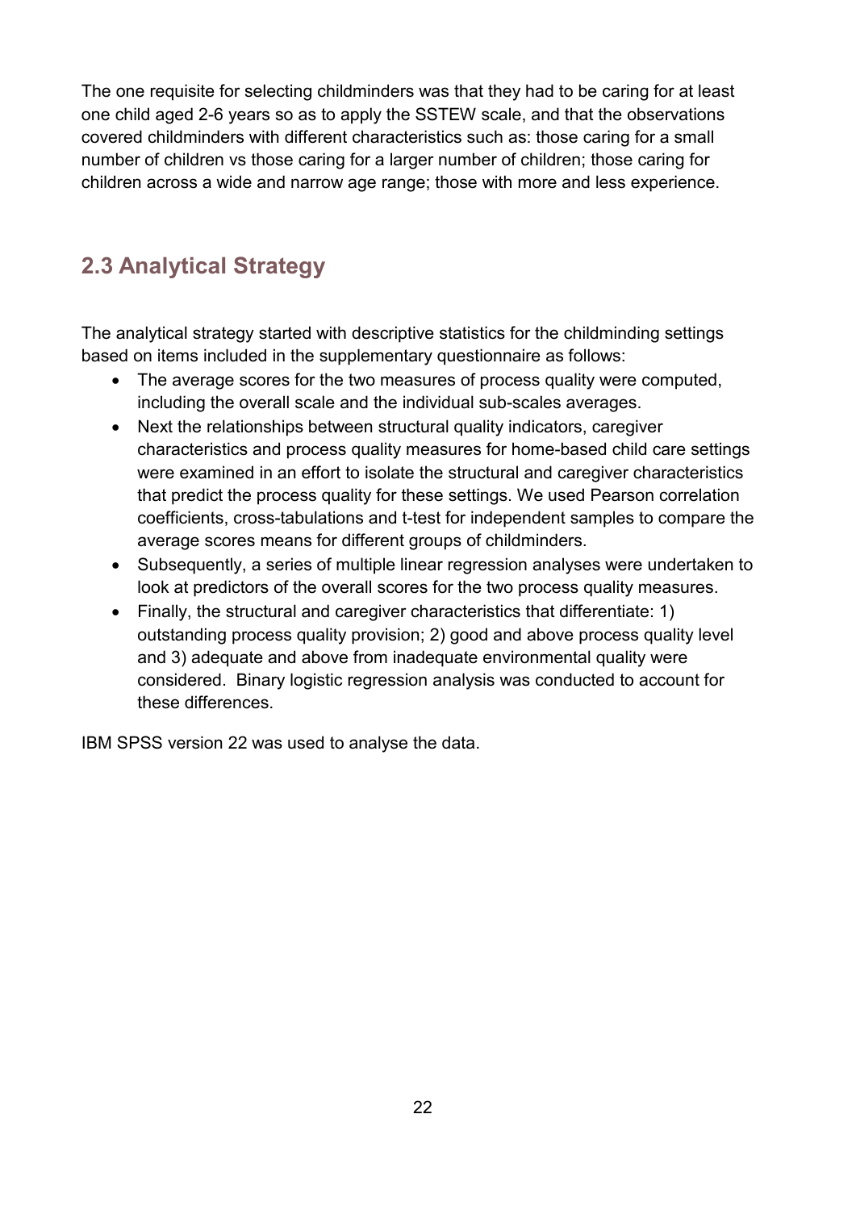The one requisite for selecting childminders was that they had to be caring for at least one child aged 2-6 years so as to apply the SSTEW scale, and that the observations covered childminders with different characteristics such as: those caring for a small number of children vs those caring for a larger number of children; those caring for children across a wide and narrow age range; those with more and less experience.

## 2.3 Analytical Strategy

The analytical strategy started with descriptive statistics for the childminding settings based on items included in the supplementary questionnaire as follows:

- The average scores for the two measures of process quality were computed, including the overall scale and the individual sub-scales averages.
- Next the relationships between structural quality indicators, caregiver characteristics and process quality measures for home-based child care settings were examined in an effort to isolate the structural and caregiver characteristics that predict the process quality for these settings. We used Pearson correlation coefficients, cross-tabulations and t-test for independent samples to compare the average scores means for different groups of childminders.
- Subsequently, a series of multiple linear regression analyses were undertaken to look at predictors of the overall scores for the two process quality measures.
- Finally, the structural and caregiver characteristics that differentiate: 1) outstanding process quality provision; 2) good and above process quality level and 3) adequate and above from inadequate environmental quality were considered. Binary logistic regression analysis was conducted to account for these differences.

IBM SPSS version 22 was used to analyse the data.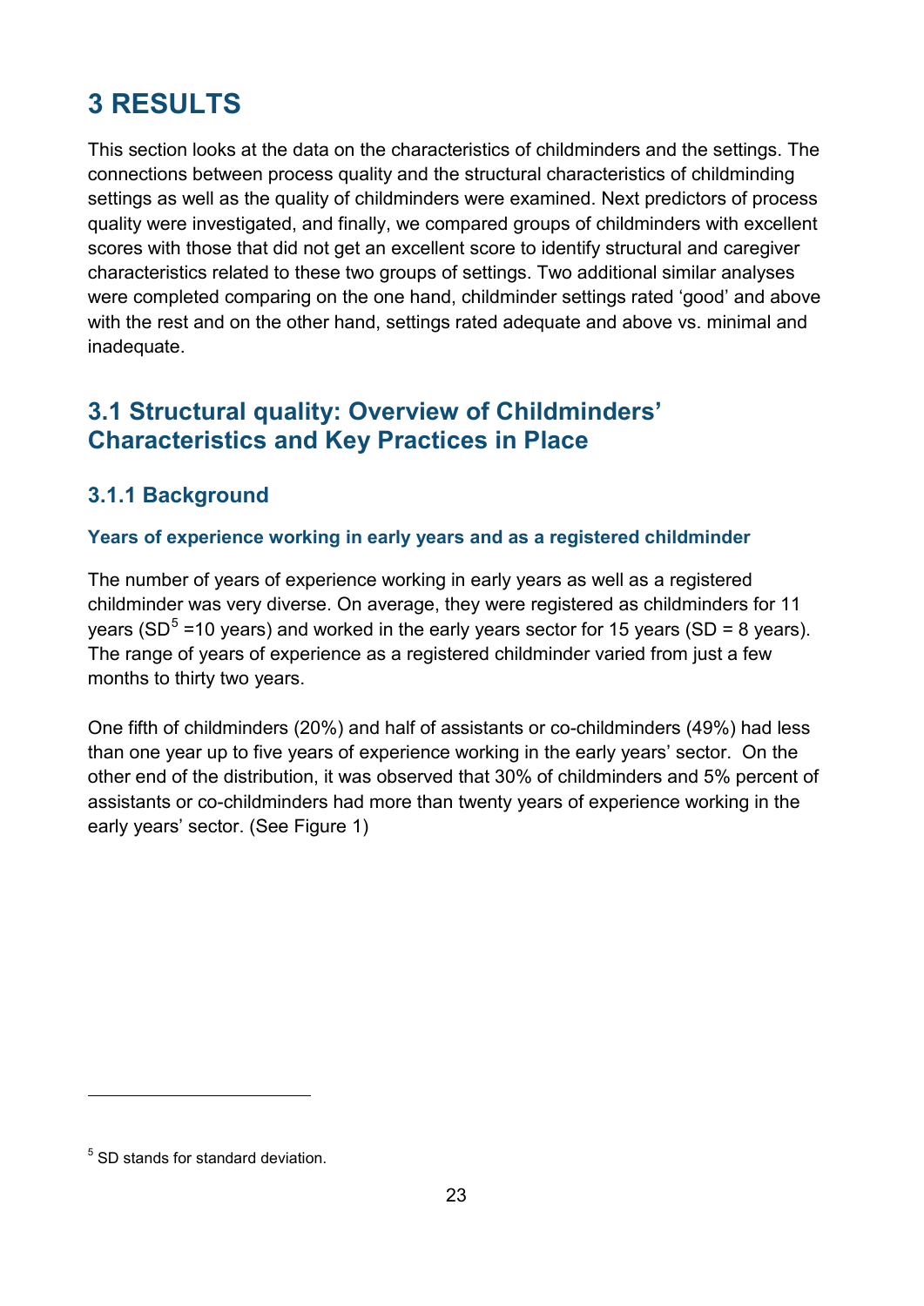# 3 RESULTS

This section looks at the data on the characteristics of childminders and the settings. The connections between process quality and the structural characteristics of childminding settings as well as the quality of childminders were examined. Next predictors of process quality were investigated, and finally, we compared groups of childminders with excellent scores with those that did not get an excellent score to identify structural and caregiver characteristics related to these two groups of settings. Two additional similar analyses were completed comparing on the one hand, childminder settings rated 'good' and above with the rest and on the other hand, settings rated adequate and above vs. minimal and inadequate.

## 3.1 Structural quality: Overview of Childminders' Characteristics and Key Practices in Place

### 3.1.1 Background

#### Years of experience working in early years and as a registered childminder

The number of years of experience working in early years as well as a registered childminder was very diverse. On average, they were registered as childminders for 11 years (SD[5] =10 years) and worked in the early years sector for 15 years (SD = 8 years). The range of years of experience as a registered childminder varied from just a few months to thirty two years.

One fifth of childminders (20%) and half of assistants or co-childminders (49%) had less than one year up to five years of experience working in the early years' sector.  On the other end of the distribution, it was observed that 30% of childminders and 5% percent of assistants or co-childminders had more than twenty years of experience working in the early years' sector. (See Figure 1)

[5] SD stands for standard deviation.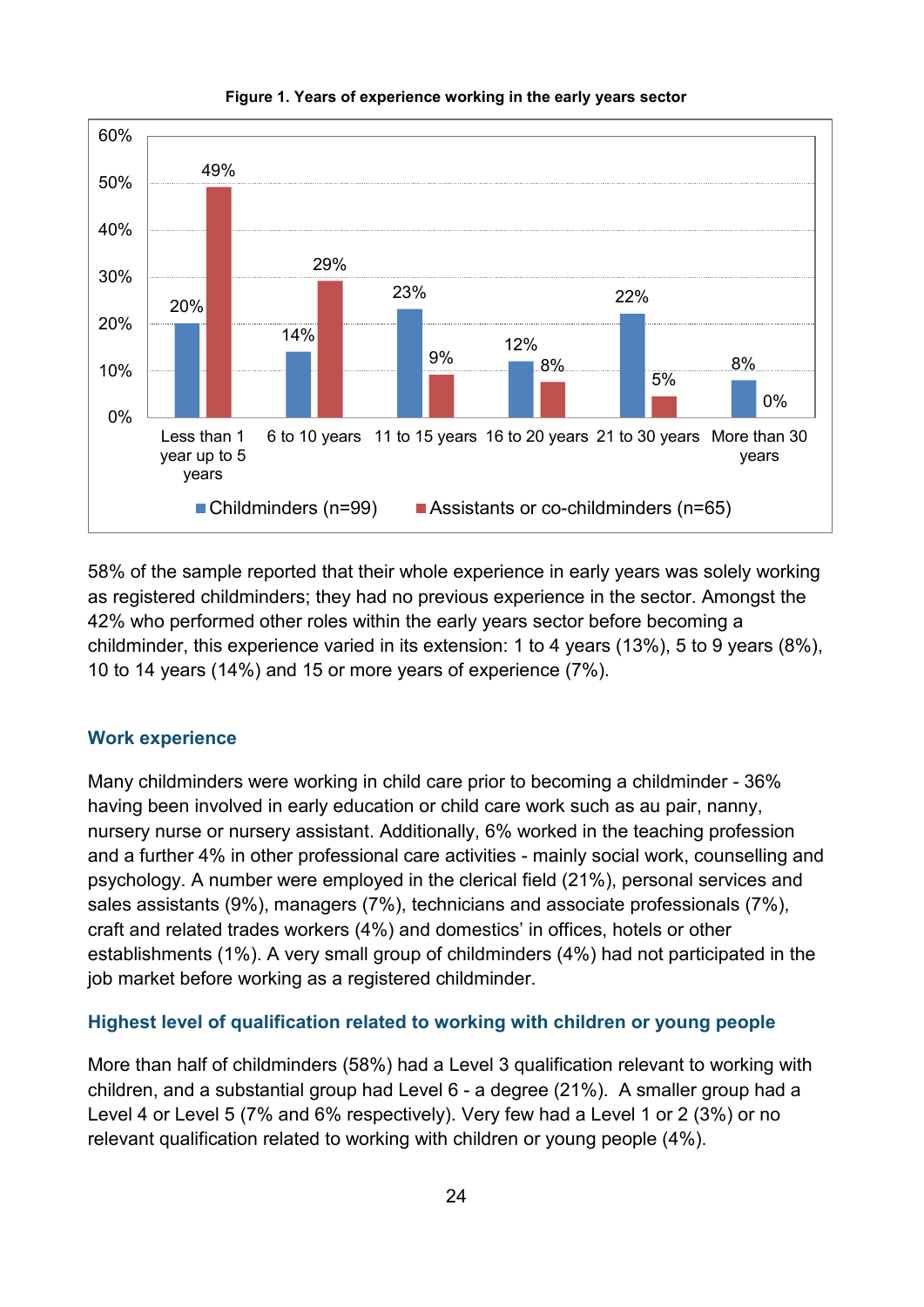**Figure 1. Years of experience working in the early years sector**

| | Childminders (n=99) | Assistants or co-childminders (n=65) |
|---|---|---|
| Less than 1 year up to 5 years | 20% | 49% |
| 6 to 10 years | 14% | 29% |
| 11 to 15 years | 23% | 9% |
| 16 to 20 years | 12% | 8% |
| 21 to 30 years | 22% | 5% |
| More than 30 years | 8% | 0% |

58% of the sample reported that their whole experience in early years was solely working as registered childminders; they had no previous experience in the sector. Amongst the 42% who performed other roles within the early years sector before becoming a childminder, this experience varied in its extension: 1 to 4 years (13%), 5 to 9 years (8%), 10 to 14 years (14%) and 15 or more years of experience (7%).

### Work experience

Many childminders were working in child care prior to becoming a childminder - 36% having been involved in early education or child care work such as au pair, nanny, nursery nurse or nursery assistant. Additionally, 6% worked in the teaching profession and a further 4% in other professional care activities - mainly social work, counselling and psychology. A number were employed in the clerical field (21%), personal services and sales assistants (9%), managers (7%), technicians and associate professionals (7%), craft and related trades workers (4%) and domestics' in offices, hotels or other establishments (1%). A very small group of childminders (4%) had not participated in the job market before working as a registered childminder.

### Highest level of qualification related to working with children or young people

More than half of childminders (58%) had a Level 3 qualification relevant to working with children, and a substantial group had Level 6 - a degree (21%). A smaller group had a Level 4 or Level 5 (7% and 6% respectively). Very few had a Level 1 or 2 (3%) or no relevant qualification related to working with children or young people (4%).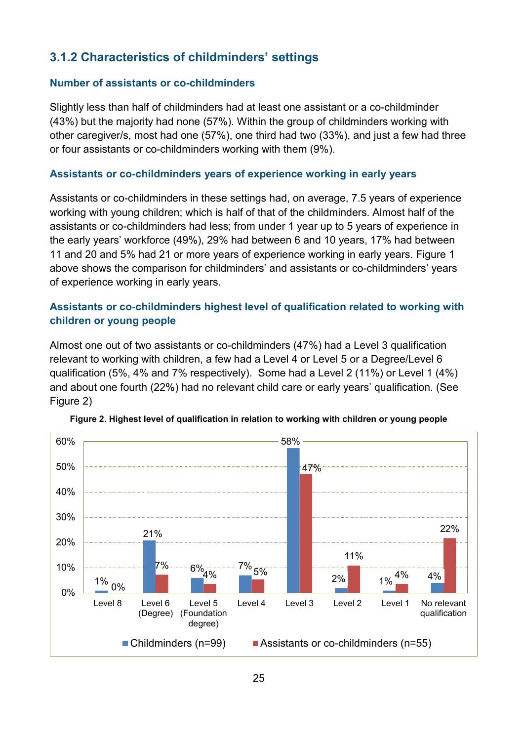### 3.1.2 Characteristics of childminders' settings

#### Number of assistants or co-childminders

Slightly less than half of childminders had at least one assistant or a co-childminder (43%) but the majority had none (57%). Within the group of childminders working with other caregiver/s, most had one (57%), one third had two (33%), and just a few had three or four assistants or co-childminders working with them (9%).

#### Assistants or co-childminders years of experience working in early years

Assistants or co-childminders in these settings had, on average, 7.5 years of experience working with young children; which is half of that of the childminders. Almost half of the assistants or co-childminders had less; from under 1 year up to 5 years of experience in the early years' workforce (49%), 29% had between 6 and 10 years, 17% had between 11 and 20 and 5% had 21 or more years of experience working in early years. Figure 1 above shows the comparison for childminders' and assistants or co-childminders' years of experience working in early years.

#### Assistants or co-childminders highest level of qualification related to working with children or young people

Almost one out of two assistants or co-childminders (47%) had a Level 3 qualification relevant to working with children, a few had a Level 4 or Level 5 or a Degree/Level 6 qualification (5%, 4% and 7% respectively). Some had a Level 2 (11%) or Level 1 (4%) and about one fourth (22%) had no relevant child care or early years' qualification. (See Figure 2)

**Figure 2. Highest level of qualification in relation to working with children or young people**

| | Childminders (n=99) | Assistants or co-childminders (n=55) |
|---|---|---|
| Level 8 | 1% | 0% |
| Level 6 (Degree) | 21% | 7% |
| Level 5 (Foundation degree) | 6% | 4% |
| Level 4 | 7% | 5% |
| Level 3 | 58% | 47% |
| Level 2 | 2% | 11% |
| Level 1 | 1% | 4% |
| No relevant qualification | 4% | 22% |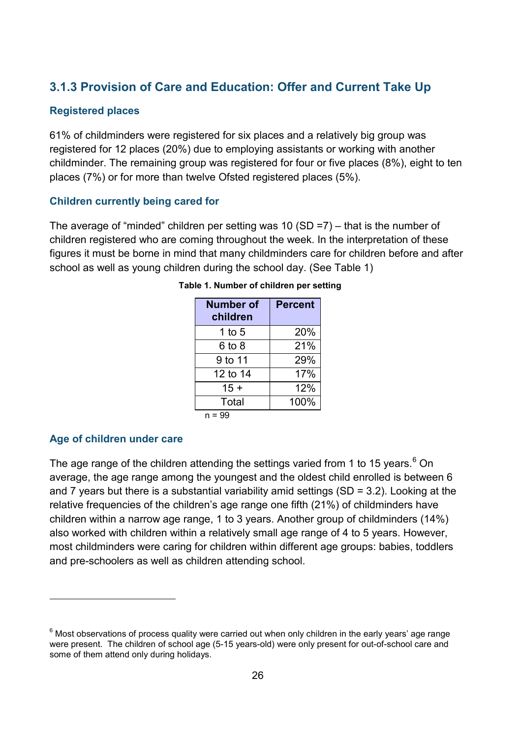### 3.1.3 Provision of Care and Education: Offer and Current Take Up

#### Registered places

61% of childminders were registered for six places and a relatively big group was registered for 12 places (20%) due to employing assistants or working with another childminder. The remaining group was registered for four or five places (8%), eight to ten places (7%) or for more than twelve Ofsted registered places (5%).

#### Children currently being cared for

The average of "minded" children per setting was 10 (SD =7) – that is the number of children registered who are coming throughout the week. In the interpretation of these figures it must be borne in mind that many childminders care for children before and after school as well as young children during the school day. (See Table 1)

**Table 1. Number of children per setting**

| Number of children | Percent |
|---|---|
| 1 to 5 | 20% |
| 6 to 8 | 21% |
| 9 to 11 | 29% |
| 12 to 14 | 17% |
| 15 + | 12% |
| Total | 100% |

n = 99

#### Age of children under care

The age range of the children attending the settings varied from 1 to 15 years.[6] On average, the age range among the youngest and the oldest child enrolled is between 6 and 7 years but there is a substantial variability amid settings (SD = 3.2). Looking at the relative frequencies of the children's age range one fifth (21%) of childminders have children within a narrow age range, 1 to 3 years. Another group of childminders (14%) also worked with children within a relatively small age range of 4 to 5 years. However, most childminders were caring for children within different age groups: babies, toddlers and pre-schoolers as well as children attending school.

---

[6] Most observations of process quality were carried out when only children in the early years' age range were present. The children of school age (5-15 years-old) were only present for out-of-school care and some of them attend only during holidays.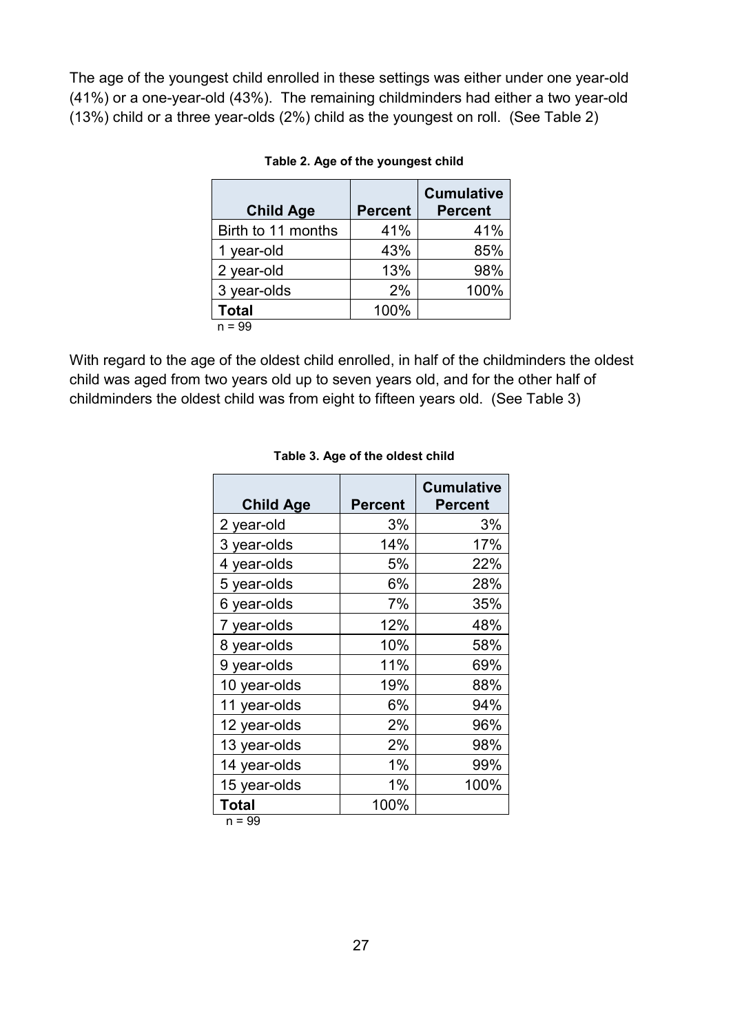The age of the youngest child enrolled in these settings was either under one year-old (41%) or a one-year-old (43%). The remaining childminders had either a two year-old (13%) child or a three year-olds (2%) child as the youngest on roll. (See Table 2)

**Table 2. Age of the youngest child**

| Child Age | Percent | Cumulative Percent |
|---|---|---|
| Birth to 11 months | 41% | 41% |
| 1 year-old | 43% | 85% |
| 2 year-old | 13% | 98% |
| 3 year-olds | 2% | 100% |
| **Total** | 100% | |

n = 99

With regard to the age of the oldest child enrolled, in half of the childminders the oldest child was aged from two years old up to seven years old, and for the other half of childminders the oldest child was from eight to fifteen years old. (See Table 3)

**Table 3. Age of the oldest child**

| Child Age | Percent | Cumulative Percent |
|---|---|---|
| 2 year-old | 3% | 3% |
| 3 year-olds | 14% | 17% |
| 4 year-olds | 5% | 22% |
| 5 year-olds | 6% | 28% |
| 6 year-olds | 7% | 35% |
| 7 year-olds | 12% | 48% |
| 8 year-olds | 10% | 58% |
| 9 year-olds | 11% | 69% |
| 10 year-olds | 19% | 88% |
| 11 year-olds | 6% | 94% |
| 12 year-olds | 2% | 96% |
| 13 year-olds | 2% | 98% |
| 14 year-olds | 1% | 99% |
| 15 year-olds | 1% | 100% |
| **Total** | 100% | |

n = 99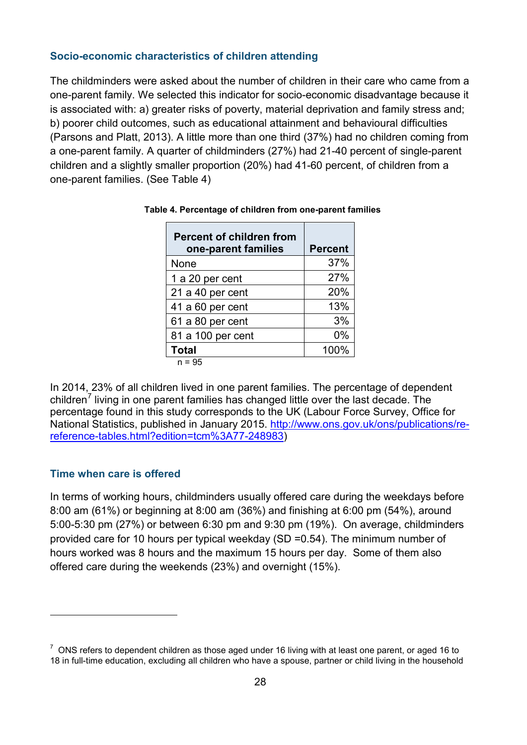### Socio-economic characteristics of children attending

The childminders were asked about the number of children in their care who came from a one-parent family. We selected this indicator for socio-economic disadvantage because it is associated with: a) greater risks of poverty, material deprivation and family stress and; b) poorer child outcomes, such as educational attainment and behavioural difficulties (Parsons and Platt, 2013). A little more than one third (37%) had no children coming from a one-parent family. A quarter of childminders (27%) had 21-40 percent of single-parent children and a slightly smaller proportion (20%) had 41-60 percent, of children from a one-parent families. (See Table 4)

**Table 4. Percentage of children from one-parent families**

| Percent of children from one-parent families | Percent |
|---|---|
| None | 37% |
| 1 a 20 per cent | 27% |
| 21 a 40 per cent | 20% |
| 41 a 60 per cent | 13% |
| 61 a 80 per cent | 3% |
| 81 a 100 per cent | 0% |
| **Total** | 100% |

n = 95

In 2014, 23% of all children lived in one parent families. The percentage of dependent children[7] living in one parent families has changed little over the last decade. The percentage found in this study corresponds to the UK (Labour Force Survey, Office for National Statistics, published in January 2015. http://www.ons.gov.uk/ons/publications/re-reference-tables.html?edition=tcm%3A77-248983)

### Time when care is offered

In terms of working hours, childminders usually offered care during the weekdays before 8:00 am (61%) or beginning at 8:00 am (36%) and finishing at 6:00 pm (54%), around 5:00-5:30 pm (27%) or between 6:30 pm and 9:30 pm (19%). On average, childminders provided care for 10 hours per typical weekday (SD =0.54). The minimum number of hours worked was 8 hours and the maximum 15 hours per day. Some of them also offered care during the weekends (23%) and overnight (15%).

---

[7] ONS refers to dependent children as those aged under 16 living with at least one parent, or aged 16 to 18 in full-time education, excluding all children who have a spouse, partner or child living in the household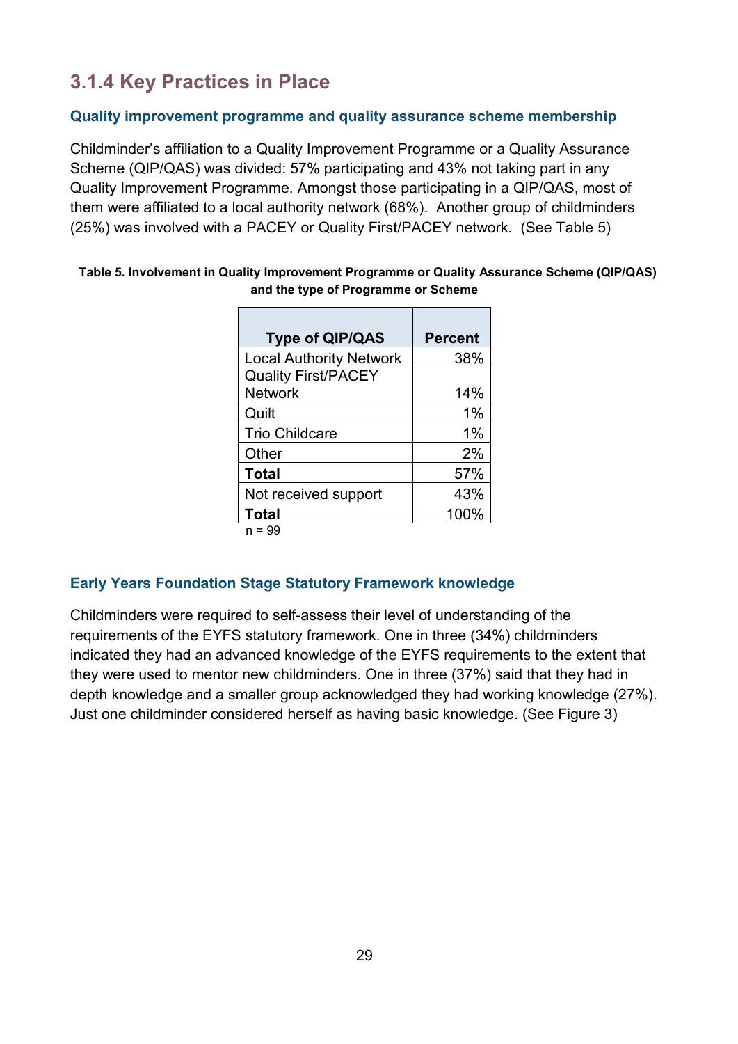### 3.1.4 Key Practices in Place

#### Quality improvement programme and quality assurance scheme membership

Childminder's affiliation to a Quality Improvement Programme or a Quality Assurance Scheme (QIP/QAS) was divided: 57% participating and 43% not taking part in any Quality Improvement Programme. Amongst those participating in a QIP/QAS, most of them were affiliated to a local authority network (68%). Another group of childminders (25%) was involved with a PACEY or Quality First/PACEY network. (See Table 5)

**Table 5. Involvement in Quality Improvement Programme or Quality Assurance Scheme (QIP/QAS) and the type of Programme or Scheme**

| Type of QIP/QAS | Percent |
|---|---|
| Local Authority Network | 38% |
| Quality First/PACEY Network | 14% |
| Quilt | 1% |
| Trio Childcare | 1% |
| Other | 2% |
| **Total** | 57% |
| Not received support | 43% |
| **Total** | 100% |

n = 99

#### Early Years Foundation Stage Statutory Framework knowledge

Childminders were required to self-assess their level of understanding of the requirements of the EYFS statutory framework. One in three (34%) childminders indicated they had an advanced knowledge of the EYFS requirements to the extent that they were used to mentor new childminders. One in three (37%) said that they had in depth knowledge and a smaller group acknowledged they had working knowledge (27%). Just one childminder considered herself as having basic knowledge. (See Figure 3)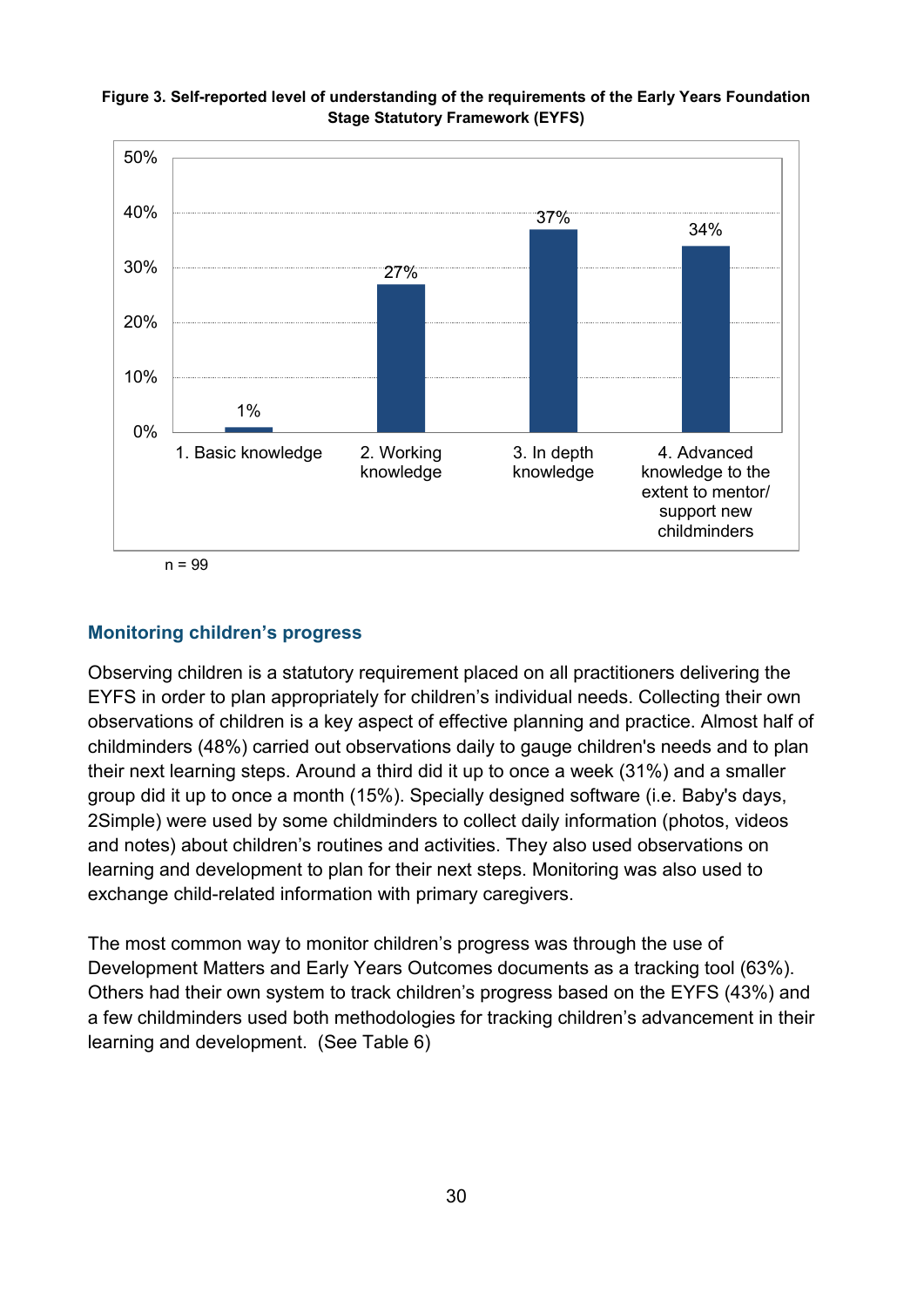**Figure 3. Self-reported level of understanding of the requirements of the Early Years Foundation Stage Statutory Framework (EYFS)**

| Level of understanding | % |
|---|---|
| 1. Basic knowledge | 1% |
| 2. Working knowledge | 27% |
| 3. In depth knowledge | 37% |
| 4. Advanced knowledge to the extent to mentor/ support new childminders | 34% |

n = 99

## Monitoring children's progress

Observing children is a statutory requirement placed on all practitioners delivering the EYFS in order to plan appropriately for children's individual needs. Collecting their own observations of children is a key aspect of effective planning and practice. Almost half of childminders (48%) carried out observations daily to gauge children's needs and to plan their next learning steps. Around a third did it up to once a week (31%) and a smaller group did it up to once a month (15%). Specially designed software (i.e. Baby's days, 2Simple) were used by some childminders to collect daily information (photos, videos and notes) about children's routines and activities. They also used observations on learning and development to plan for their next steps. Monitoring was also used to exchange child-related information with primary caregivers.

The most common way to monitor children's progress was through the use of Development Matters and Early Years Outcomes documents as a tracking tool (63%). Others had their own system to track children's progress based on the EYFS (43%) and a few childminders used both methodologies for tracking children's advancement in their learning and development. (See Table 6)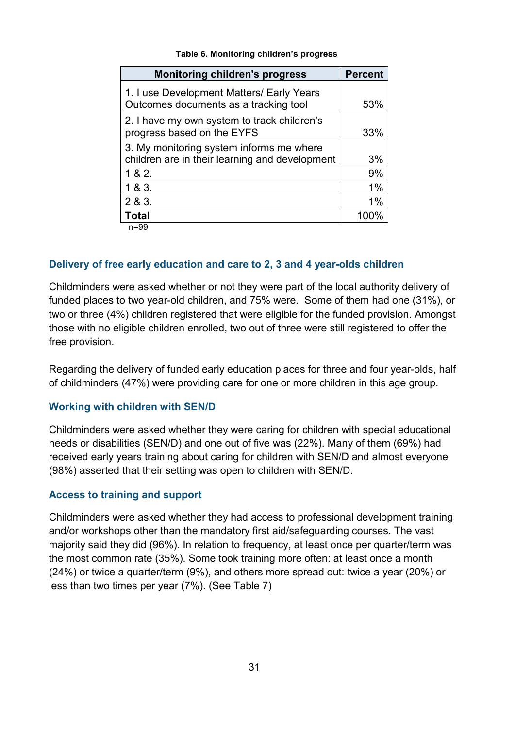**Table 6. Monitoring children's progress**

| Monitoring children's progress | Percent |
|---|---|
| 1. I use Development Matters/ Early Years Outcomes documents as a tracking tool | 53% |
| 2. I have my own system to track children's progress based on the EYFS | 33% |
| 3. My monitoring system informs me where children are in their learning and development | 3% |
| 1 & 2. | 9% |
| 1 & 3. | 1% |
| 2 & 3. | 1% |
| **Total** | 100% |

n=99

### Delivery of free early education and care to 2, 3 and 4 year-olds children

Childminders were asked whether or not they were part of the local authority delivery of funded places to two year-old children, and 75% were. Some of them had one (31%), or two or three (4%) children registered that were eligible for the funded provision. Amongst those with no eligible children enrolled, two out of three were still registered to offer the free provision.

Regarding the delivery of funded early education places for three and four year-olds, half of childminders (47%) were providing care for one or more children in this age group.

### Working with children with SEN/D

Childminders were asked whether they were caring for children with special educational needs or disabilities (SEN/D) and one out of five was (22%). Many of them (69%) had received early years training about caring for children with SEN/D and almost everyone (98%) asserted that their setting was open to children with SEN/D.

### Access to training and support

Childminders were asked whether they had access to professional development training and/or workshops other than the mandatory first aid/safeguarding courses. The vast majority said they did (96%). In relation to frequency, at least once per quarter/term was the most common rate (35%). Some took training more often: at least once a month (24%) or twice a quarter/term (9%), and others more spread out: twice a year (20%) or less than two times per year (7%). (See Table 7)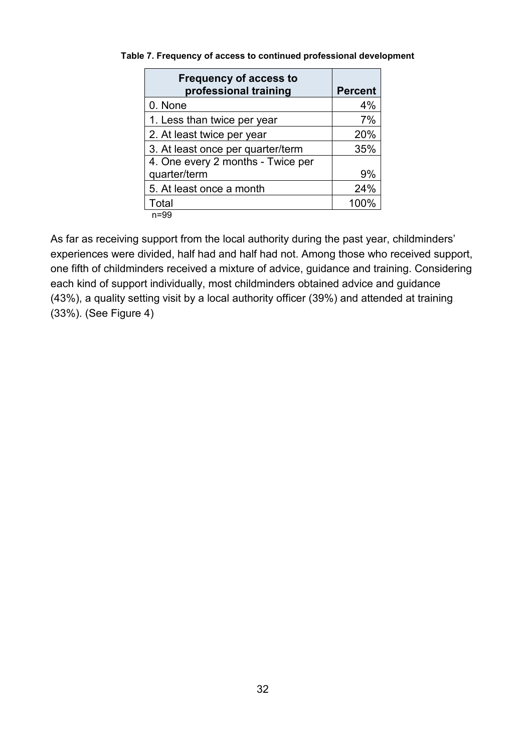**Table 7. Frequency of access to continued professional development**

| Frequency of access to professional training | Percent |
|---|---|
| 0. None | 4% |
| 1. Less than twice per year | 7% |
| 2. At least twice per year | 20% |
| 3. At least once per quarter/term | 35% |
| 4. One every 2 months - Twice per quarter/term | 9% |
| 5. At least once a month | 24% |
| Total | 100% |

n=99

As far as receiving support from the local authority during the past year, childminders' experiences were divided, half had and half had not. Among those who received support, one fifth of childminders received a mixture of advice, guidance and training. Considering each kind of support individually, most childminders obtained advice and guidance (43%), a quality setting visit by a local authority officer (39%) and attended at training (33%). (See Figure 4)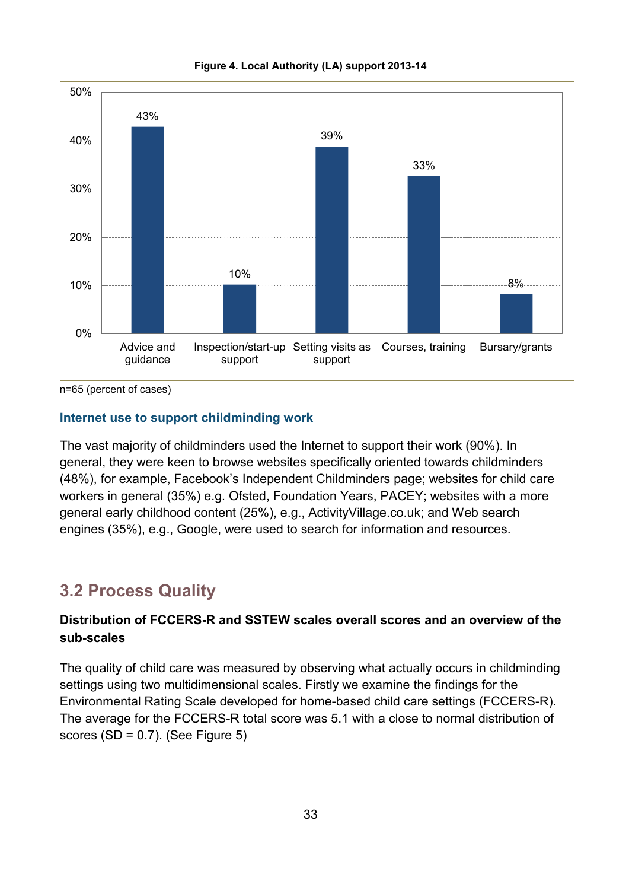**Figure 4. Local Authority (LA) support 2013-14**

| Support type | Percent of cases |
|---|---|
| Advice and guidance | 43% |
| Inspection/start-up support | 10% |
| Setting visits as support | 39% |
| Courses, training | 33% |
| Bursary/grants | 8% |

n=65 (percent of cases)

### Internet use to support childminding work

The vast majority of childminders used the Internet to support their work (90%). In general, they were keen to browse websites specifically oriented towards childminders (48%), for example, Facebook's Independent Childminders page; websites for child care workers in general (35%) e.g. Ofsted, Foundation Years, PACEY; websites with a more general early childhood content (25%), e.g., ActivityVillage.co.uk; and Web search engines (35%), e.g., Google, were used to search for information and resources.

## 3.2 Process Quality

**Distribution of FCCERS-R and SSTEW scales overall scores and an overview of the sub-scales**

The quality of child care was measured by observing what actually occurs in childminding settings using two multidimensional scales. Firstly we examine the findings for the Environmental Rating Scale developed for home-based child care settings (FCCERS-R). The average for the FCCERS-R total score was 5.1 with a close to normal distribution of scores (SD = 0.7). (See Figure 5)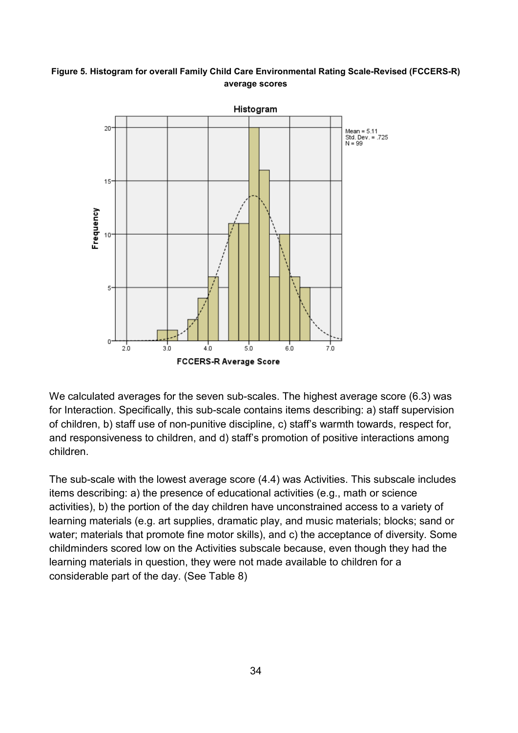**Figure 5. Histogram for overall Family Child Care Environmental Rating Scale-Revised (FCCERS-R) average scores**

We calculated averages for the seven sub-scales. The highest average score (6.3) was for Interaction. Specifically, this sub-scale contains items describing: a) staff supervision of children, b) staff use of non-punitive discipline, c) staff's warmth towards, respect for, and responsiveness to children, and d) staff's promotion of positive interactions among children.

The sub-scale with the lowest average score (4.4) was Activities. This subscale includes items describing: a) the presence of educational activities (e.g., math or science activities), b) the portion of the day children have unconstrained access to a variety of learning materials (e.g. art supplies, dramatic play, and music materials; blocks; sand or water; materials that promote fine motor skills), and c) the acceptance of diversity. Some childminders scored low on the Activities subscale because, even though they had the learning materials in question, they were not made available to children for a considerable part of the day. (See Table 8)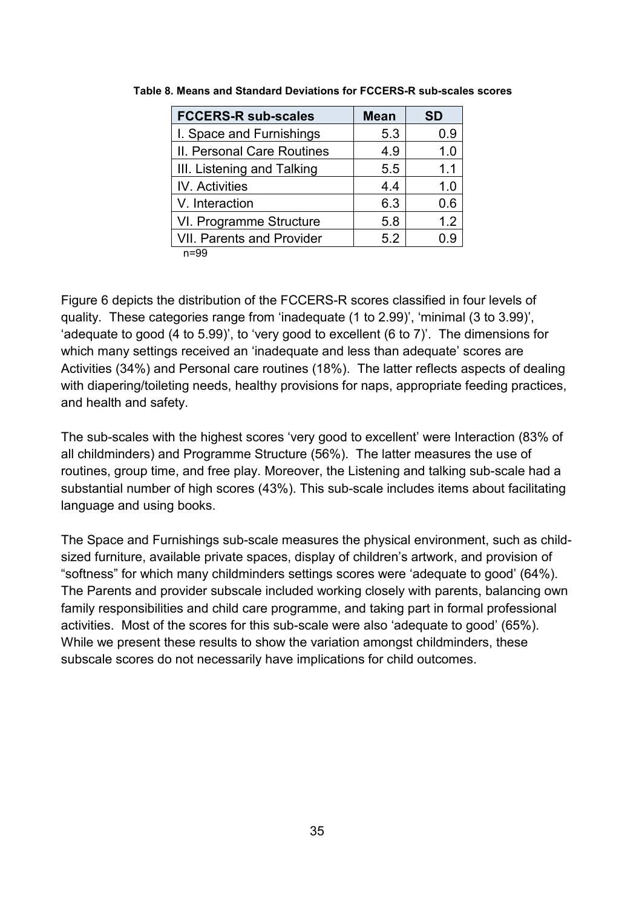**Table 8. Means and Standard Deviations for FCCERS-R sub-scales scores**

| FCCERS-R sub-scales | Mean | SD |
|---|---|---|
| I. Space and Furnishings | 5.3 | 0.9 |
| II. Personal Care Routines | 4.9 | 1.0 |
| III. Listening and Talking | 5.5 | 1.1 |
| IV. Activities | 4.4 | 1.0 |
| V. Interaction | 6.3 | 0.6 |
| VI. Programme Structure | 5.8 | 1.2 |
| VII. Parents and Provider | 5.2 | 0.9 |

n=99

Figure 6 depicts the distribution of the FCCERS-R scores classified in four levels of quality. These categories range from 'inadequate (1 to 2.99)', 'minimal (3 to 3.99)', 'adequate to good (4 to 5.99)', to 'very good to excellent (6 to 7)'. The dimensions for which many settings received an 'inadequate and less than adequate' scores are Activities (34%) and Personal care routines (18%). The latter reflects aspects of dealing with diapering/toileting needs, healthy provisions for naps, appropriate feeding practices, and health and safety.

The sub-scales with the highest scores 'very good to excellent' were Interaction (83% of all childminders) and Programme Structure (56%). The latter measures the use of routines, group time, and free play. Moreover, the Listening and talking sub-scale had a substantial number of high scores (43%). This sub-scale includes items about facilitating language and using books.

The Space and Furnishings sub-scale measures the physical environment, such as child-sized furniture, available private spaces, display of children's artwork, and provision of "softness" for which many childminders settings scores were 'adequate to good' (64%). The Parents and provider subscale included working closely with parents, balancing own family responsibilities and child care programme, and taking part in formal professional activities. Most of the scores for this sub-scale were also 'adequate to good' (65%). While we present these results to show the variation amongst childminders, these subscale scores do not necessarily have implications for child outcomes.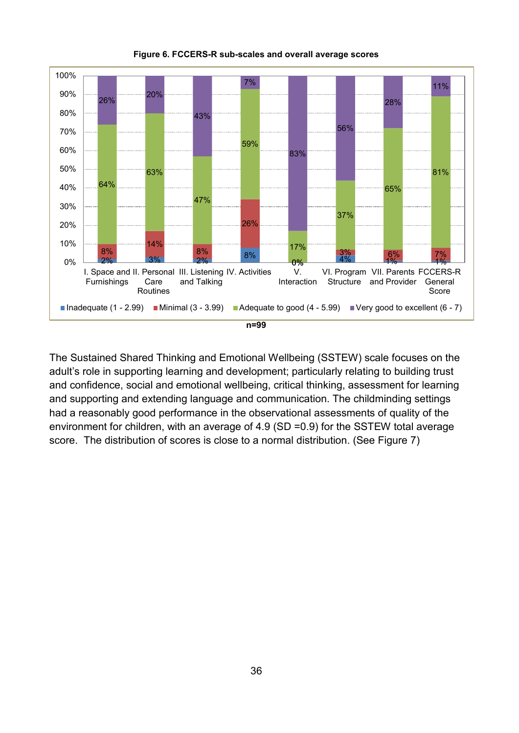**Figure 6. FCCERS-R sub-scales and overall average scores**

| | Inadequate (1 - 2.99) | Minimal (3 - 3.99) | Adequate to good (4 - 5.99) | Very good to excellent (6 - 7) |
|---|---|---|---|---|
| I. Space and Furnishings | 2% | 8% | 64% | 26% |
| II. Personal Care Routines | 3% | 14% | 63% | 20% |
| III. Listening and Talking | 2% | 8% | 47% | 43% |
| IV. Activities | 8% | 26% | 59% | 7% |
| V. Interaction | | 0% | 17% | 83% |
| VI. Program Structure | 4% | 3% | 37% | 56% |
| VII. Parents and Provider | 1% | 6% | 65% | 28% |
| FCCERS-R General Score | 1% | 7% | 81% | 11% |

n=99

The Sustained Shared Thinking and Emotional Wellbeing (SSTEW) scale focuses on the adult's role in supporting learning and development; particularly relating to building trust and confidence, social and emotional wellbeing, critical thinking, assessment for learning and supporting and extending language and communication. The childminding settings had a reasonably good performance in the observational assessments of quality of the environment for children, with an average of 4.9 (SD =0.9) for the SSTEW total average score. The distribution of scores is close to a normal distribution. (See Figure 7)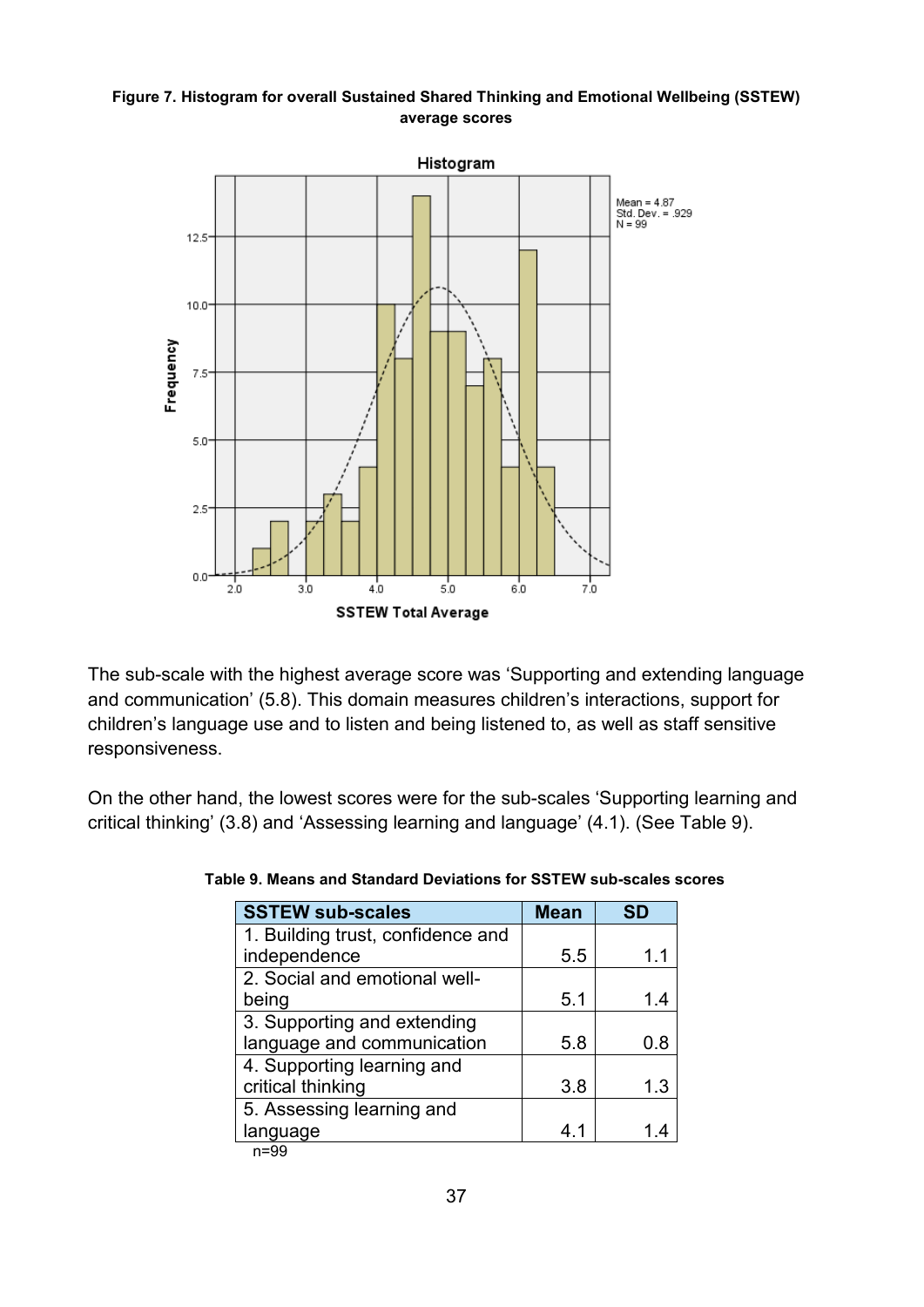**Figure 7. Histogram for overall Sustained Shared Thinking and Emotional Wellbeing (SSTEW) average scores**

The sub-scale with the highest average score was 'Supporting and extending language and communication' (5.8). This domain measures children's interactions, support for children's language use and to listen and being listened to, as well as staff sensitive responsiveness.

On the other hand, the lowest scores were for the sub-scales 'Supporting learning and critical thinking' (3.8) and 'Assessing learning and language' (4.1). (See Table 9).

**Table 9. Means and Standard Deviations for SSTEW sub-scales scores**

| SSTEW sub-scales | Mean | SD |
|---|---|---|
| 1. Building trust, confidence and independence | 5.5 | 1.1 |
| 2. Social and emotional well-being | 5.1 | 1.4 |
| 3. Supporting and extending language and communication | 5.8 | 0.8 |
| 4. Supporting learning and critical thinking | 3.8 | 1.3 |
| 5. Assessing learning and language | 4.1 | 1.4 |

n=99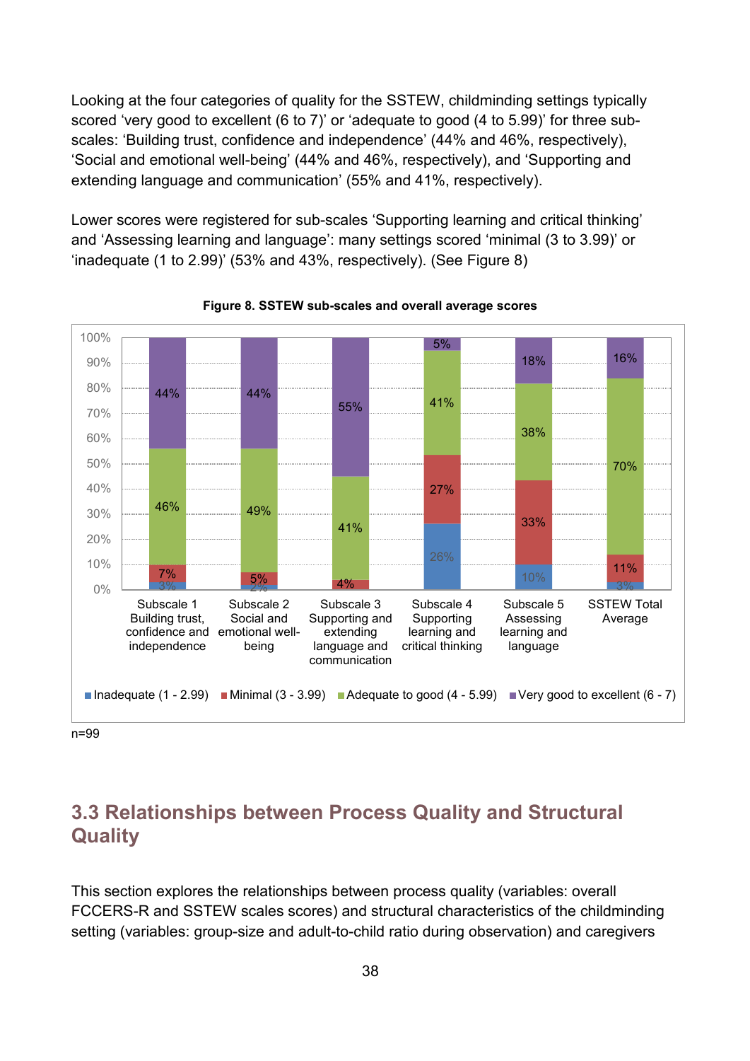Looking at the four categories of quality for the SSTEW, childminding settings typically scored ‘very good to excellent (6 to 7)’ or ‘adequate to good (4 to 5.99)’ for three sub-scales: ‘Building trust, confidence and independence’ (44% and 46%, respectively), ‘Social and emotional well-being’ (44% and 46%, respectively), and ‘Supporting and extending language and communication’ (55% and 41%, respectively).

Lower scores were registered for sub-scales ‘Supporting learning and critical thinking’ and ‘Assessing learning and language’: many settings scored ‘minimal (3 to 3.99)’ or ‘inadequate (1 to 2.99)’ (53% and 43%, respectively). (See Figure 8)

**Figure 8. SSTEW sub-scales and overall average scores**

| | Inadequate (1 - 2.99) | Minimal (3 - 3.99) | Adequate to good (4 - 5.99) | Very good to excellent (6 - 7) |
|---|---|---|---|---|
| Subscale 1 Building trust, confidence and independence | 3% | 7% | 46% | 44% |
| Subscale 2 Social and emotional well-being | 2% | 5% | 49% | 44% |
| Subscale 3 Supporting and extending language and communication | | 4% | 41% | 55% |
| Subscale 4 Supporting learning and critical thinking | 26% | 27% | 41% | 5% |
| Subscale 5 Assessing learning and language | 10% | 33% | 38% | 18% |
| SSTEW Total Average | 3% | 11% | 70% | 16% |

n=99

## 3.3 Relationships between Process Quality and Structural Quality

This section explores the relationships between process quality (variables: overall FCCERS-R and SSTEW scales scores) and structural characteristics of the childminding setting (variables: group-size and adult-to-child ratio during observation) and caregivers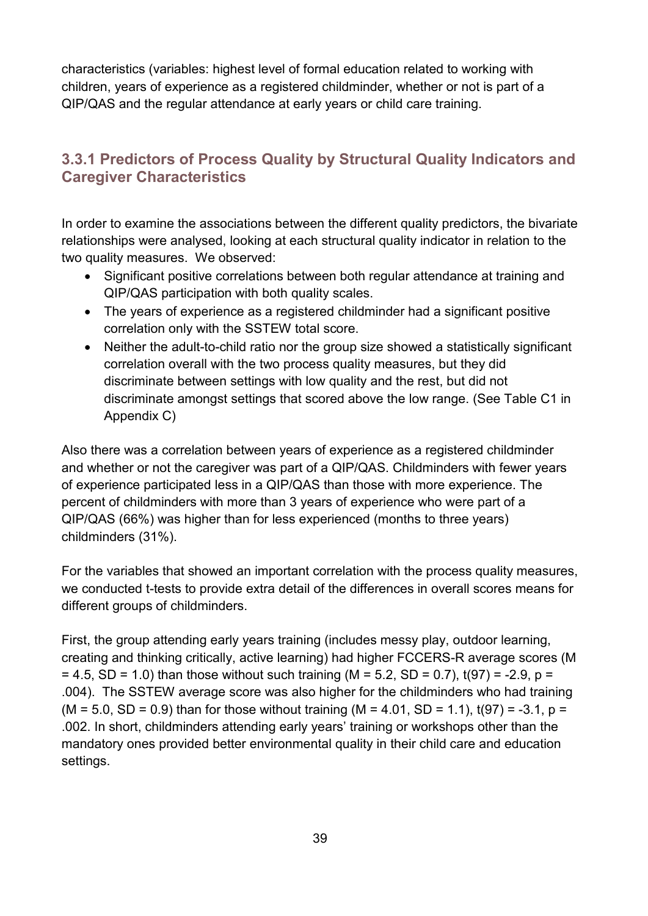characteristics (variables: highest level of formal education related to working with children, years of experience as a registered childminder, whether or not is part of a QIP/QAS and the regular attendance at early years or child care training.

### 3.3.1 Predictors of Process Quality by Structural Quality Indicators and Caregiver Characteristics

In order to examine the associations between the different quality predictors, the bivariate relationships were analysed, looking at each structural quality indicator in relation to the two quality measures. We observed:

- Significant positive correlations between both regular attendance at training and QIP/QAS participation with both quality scales.
- The years of experience as a registered childminder had a significant positive correlation only with the SSTEW total score.
- Neither the adult-to-child ratio nor the group size showed a statistically significant correlation overall with the two process quality measures, but they did discriminate between settings with low quality and the rest, but did not discriminate amongst settings that scored above the low range. (See Table C1 in Appendix C)

Also there was a correlation between years of experience as a registered childminder and whether or not the caregiver was part of a QIP/QAS. Childminders with fewer years of experience participated less in a QIP/QAS than those with more experience. The percent of childminders with more than 3 years of experience who were part of a QIP/QAS (66%) was higher than for less experienced (months to three years) childminders (31%).

For the variables that showed an important correlation with the process quality measures, we conducted t-tests to provide extra detail of the differences in overall scores means for different groups of childminders.

First, the group attending early years training (includes messy play, outdoor learning, creating and thinking critically, active learning) had higher FCCERS-R average scores ($M = 4.5$, $SD = 1.0$) than those without such training ($M = 5.2$, $SD = 0.7$), $t(97) = -2.9$, $p = .004$). The SSTEW average score was also higher for the childminders who had training ($M = 5.0$, $SD = 0.9$) than for those without training ($M = 4.01$, $SD = 1.1$), $t(97) = -3.1$, $p = .002$. In short, childminders attending early years' training or workshops other than the mandatory ones provided better environmental quality in their child care and education settings.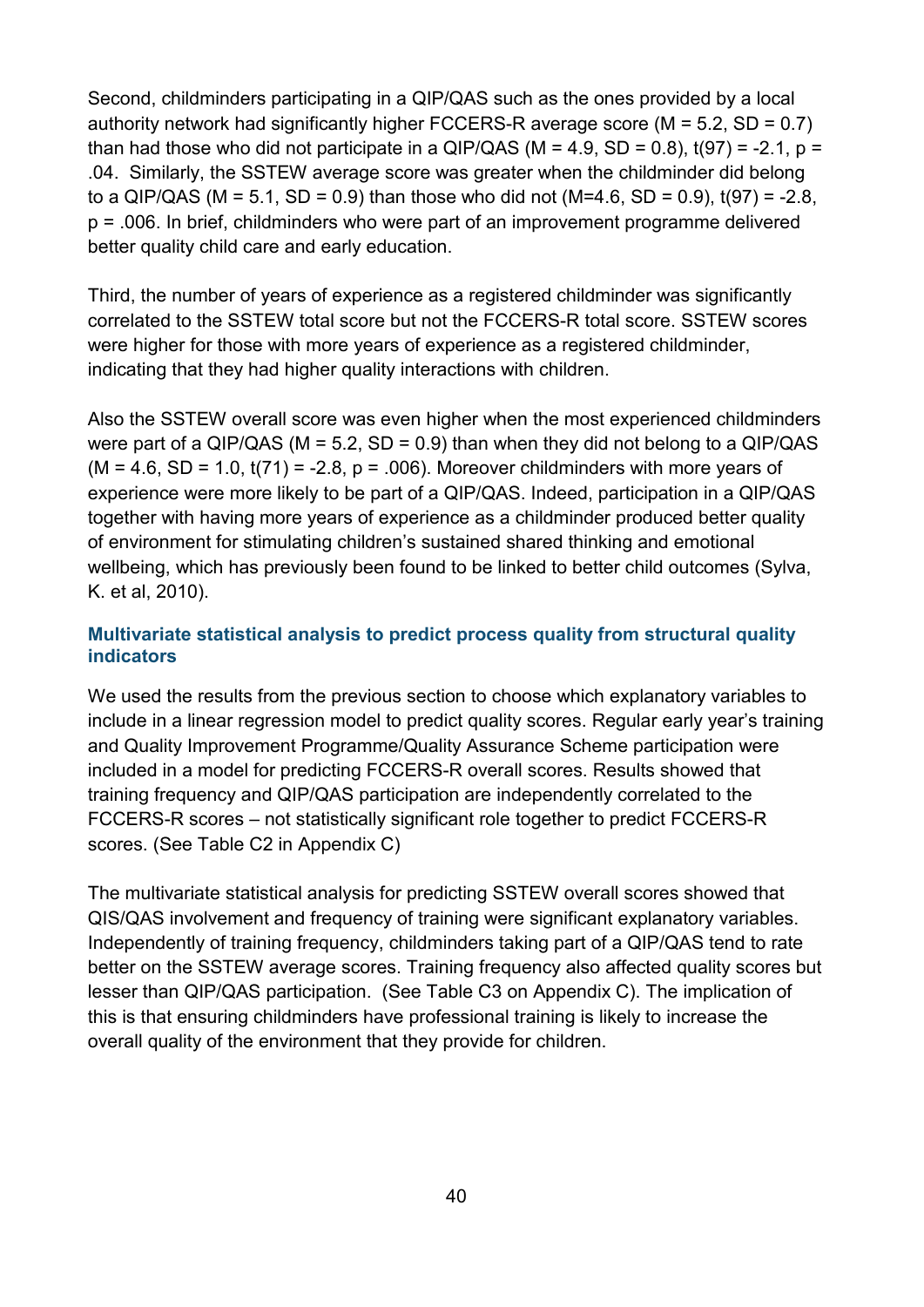Second, childminders participating in a QIP/QAS such as the ones provided by a local authority network had significantly higher FCCERS-R average score ($M = 5.2$, $SD = 0.7$) than had those who did not participate in a QIP/QAS ($M = 4.9$, $SD = 0.8$), $t(97) = -2.1$, $p = .04$. Similarly, the SSTEW average score was greater when the childminder did belong to a QIP/QAS ($M = 5.1$, $SD = 0.9$) than those who did not ($M=4.6$, $SD = 0.9$), $t(97) = -2.8$, $p = .006$. In brief, childminders who were part of an improvement programme delivered better quality child care and early education.

Third, the number of years of experience as a registered childminder was significantly correlated to the SSTEW total score but not the FCCERS-R total score. SSTEW scores were higher for those with more years of experience as a registered childminder, indicating that they had higher quality interactions with children.

Also the SSTEW overall score was even higher when the most experienced childminders were part of a QIP/QAS ($M = 5.2$, $SD = 0.9$) than when they did not belong to a QIP/QAS ($M = 4.6$, $SD = 1.0$, $t(71) = -2.8$, $p = .006$). Moreover childminders with more years of experience were more likely to be part of a QIP/QAS. Indeed, participation in a QIP/QAS together with having more years of experience as a childminder produced better quality of environment for stimulating children's sustained shared thinking and emotional wellbeing, which has previously been found to be linked to better child outcomes (Sylva, K. et al, 2010).

### Multivariate statistical analysis to predict process quality from structural quality indicators

We used the results from the previous section to choose which explanatory variables to include in a linear regression model to predict quality scores. Regular early year's training and Quality Improvement Programme/Quality Assurance Scheme participation were included in a model for predicting FCCERS-R overall scores. Results showed that training frequency and QIP/QAS participation are independently correlated to the FCCERS-R scores – not statistically significant role together to predict FCCERS-R scores. (See Table C2 in Appendix C)

The multivariate statistical analysis for predicting SSTEW overall scores showed that QIS/QAS involvement and frequency of training were significant explanatory variables. Independently of training frequency, childminders taking part of a QIP/QAS tend to rate better on the SSTEW average scores. Training frequency also affected quality scores but lesser than QIP/QAS participation. (See Table C3 on Appendix C). The implication of this is that ensuring childminders have professional training is likely to increase the overall quality of the environment that they provide for children.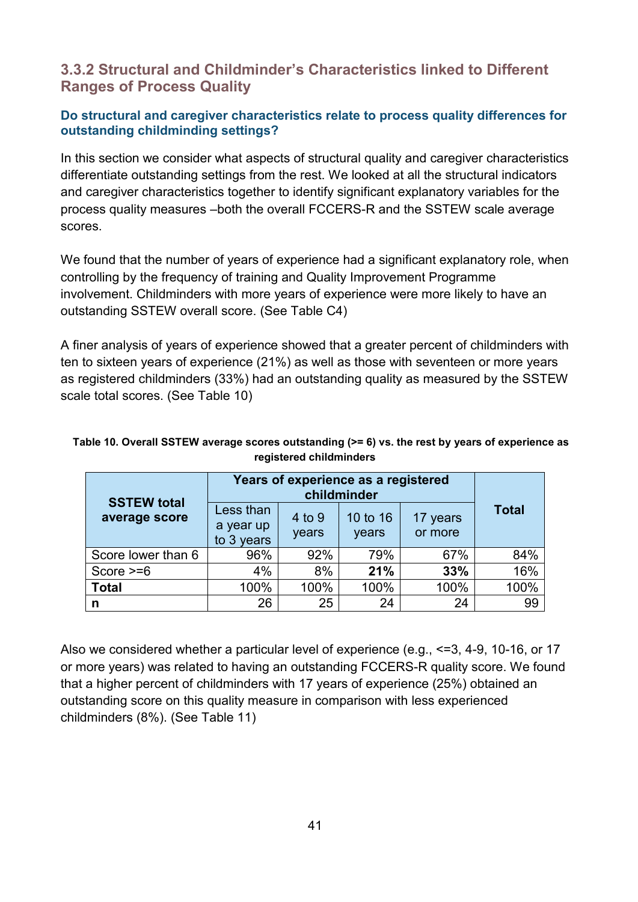### 3.3.2 Structural and Childminder's Characteristics linked to Different Ranges of Process Quality

**Do structural and caregiver characteristics relate to process quality differences for outstanding childminding settings?**

In this section we consider what aspects of structural quality and caregiver characteristics differentiate outstanding settings from the rest. We looked at all the structural indicators and caregiver characteristics together to identify significant explanatory variables for the process quality measures –both the overall FCCERS-R and the SSTEW scale average scores.

We found that the number of years of experience had a significant explanatory role, when controlling by the frequency of training and Quality Improvement Programme involvement. Childminders with more years of experience were more likely to have an outstanding SSTEW overall score. (See Table C4)

A finer analysis of years of experience showed that a greater percent of childminders with ten to sixteen years of experience (21%) as well as those with seventeen or more years as registered childminders (33%) had an outstanding quality as measured by the SSTEW scale total scores. (See Table 10)

**Table 10. Overall SSTEW average scores outstanding (>= 6) vs. the rest by years of experience as registered childminders**

| SSTEW total average score | Years of experience as a registered childminder | | | | Total |
|---|---|---|---|---|---|
| | Less than a year up to 3 years | 4 to 9 years | 10 to 16 years | 17 years or more | |
| Score lower than 6 | 96% | 92% | 79% | 67% | 84% |
| Score >=6 | 4% | 8% | **21%** | **33%** | 16% |
| **Total** | 100% | 100% | 100% | 100% | 100% |
| **n** | 26 | 25 | 24 | 24 | 99 |

Also we considered whether a particular level of experience (e.g., <=3, 4-9, 10-16, or 17 or more years) was related to having an outstanding FCCERS-R quality score. We found that a higher percent of childminders with 17 years of experience (25%) obtained an outstanding score on this quality measure in comparison with less experienced childminders (8%). (See Table 11)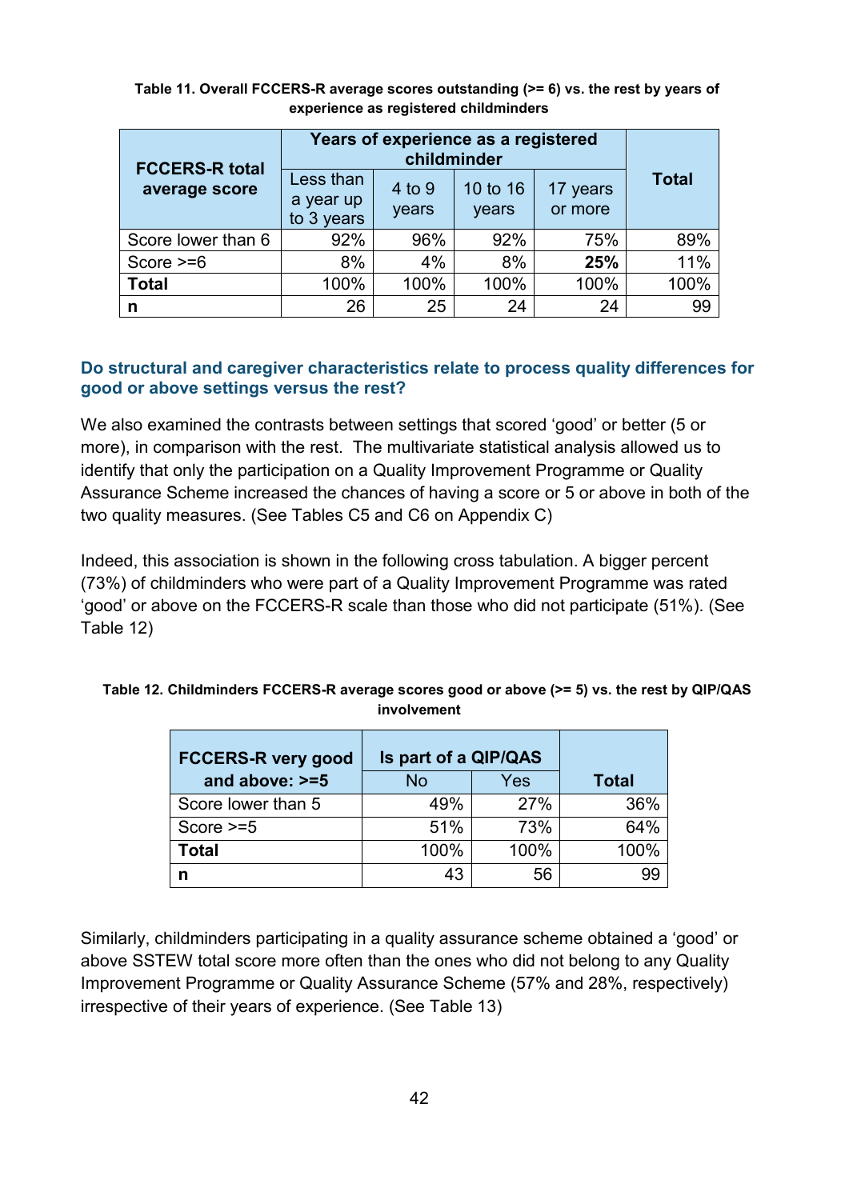**Table 11. Overall FCCERS-R average scores outstanding (>= 6) vs. the rest by years of experience as registered childminders**

| FCCERS-R total average score | Years of experience as a registered childminder | | | | Total |
|---|---|---|---|---|---|
| | Less than a year up to 3 years | 4 to 9 years | 10 to 16 years | 17 years or more | |
| Score lower than 6 | 92% | 96% | 92% | 75% | 89% |
| Score >=6 | 8% | 4% | 8% | **25%** | 11% |
| **Total** | 100% | 100% | 100% | 100% | 100% |
| **n** | 26 | 25 | 24 | 24 | 99 |

## Do structural and caregiver characteristics relate to process quality differences for good or above settings versus the rest?

We also examined the contrasts between settings that scored 'good' or better (5 or more), in comparison with the rest. The multivariate statistical analysis allowed us to identify that only the participation on a Quality Improvement Programme or Quality Assurance Scheme increased the chances of having a score or 5 or above in both of the two quality measures. (See Tables C5 and C6 on Appendix C)

Indeed, this association is shown in the following cross tabulation. A bigger percent (73%) of childminders who were part of a Quality Improvement Programme was rated 'good' or above on the FCCERS-R scale than those who did not participate (51%). (See Table 12)

**Table 12. Childminders FCCERS-R average scores good or above (>= 5) vs. the rest by QIP/QAS involvement**

| FCCERS-R very good and above: >=5 | Is part of a QIP/QAS | | Total |
|---|---|---|---|
| | No | Yes | |
| Score lower than 5 | 49% | 27% | 36% |
| Score >=5 | 51% | 73% | 64% |
| **Total** | 100% | 100% | 100% |
| **n** | 43 | 56 | 99 |

Similarly, childminders participating in a quality assurance scheme obtained a 'good' or above SSTEW total score more often than the ones who did not belong to any Quality Improvement Programme or Quality Assurance Scheme (57% and 28%, respectively) irrespective of their years of experience. (See Table 13)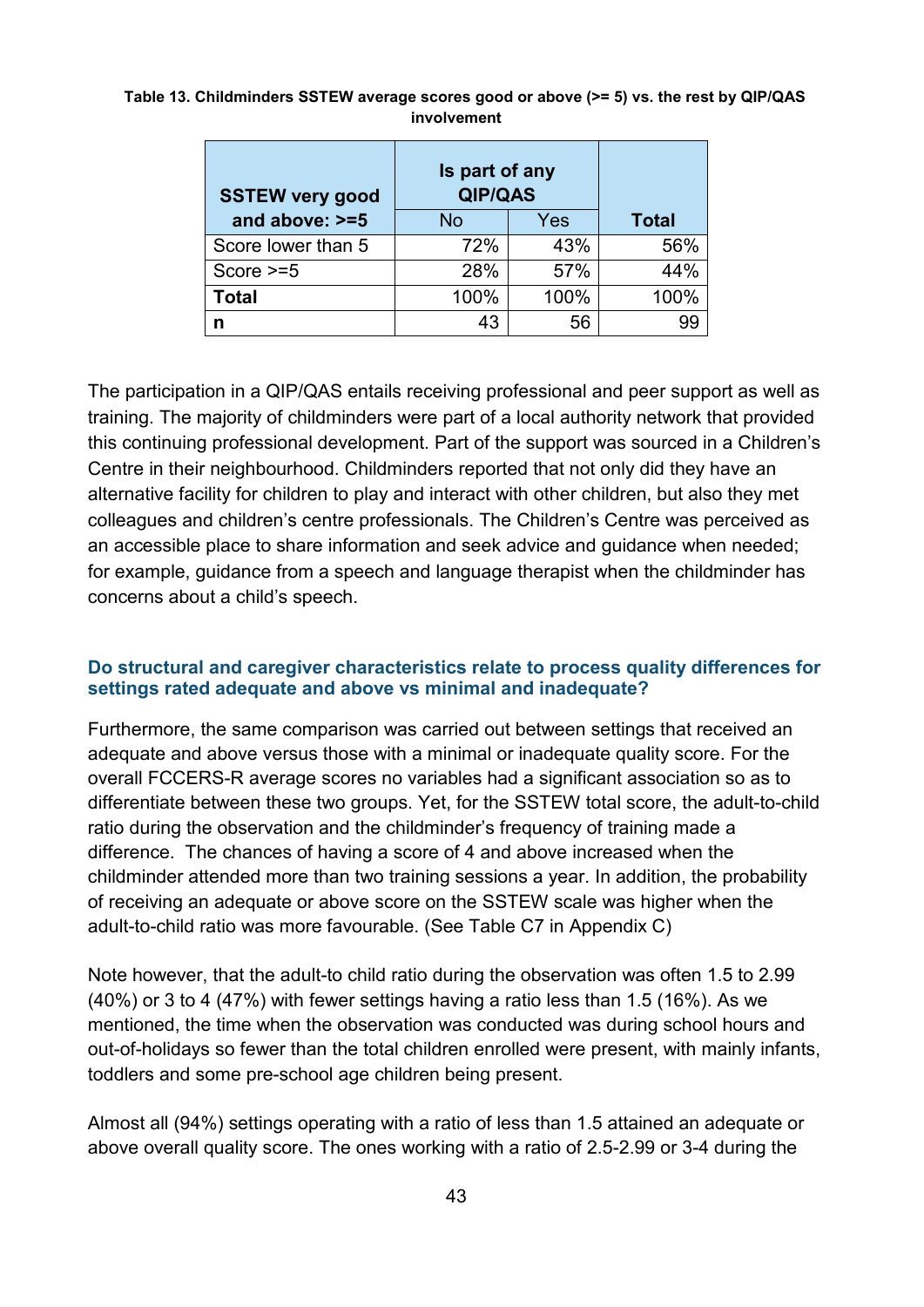**Table 13. Childminders SSTEW average scores good or above (>= 5) vs. the rest by QIP/QAS involvement**

| SSTEW very good and above: >=5 | Is part of any QIP/QAS | | Total |
|---|---|---|---|
| | No | Yes | |
| Score lower than 5 | 72% | 43% | 56% |
| Score >=5 | 28% | 57% | 44% |
| **Total** | 100% | 100% | 100% |
| **n** | 43 | 56 | 99 |

The participation in a QIP/QAS entails receiving professional and peer support as well as training. The majority of childminders were part of a local authority network that provided this continuing professional development. Part of the support was sourced in a Children's Centre in their neighbourhood. Childminders reported that not only did they have an alternative facility for children to play and interact with other children, but also they met colleagues and children's centre professionals. The Children's Centre was perceived as an accessible place to share information and seek advice and guidance when needed; for example, guidance from a speech and language therapist when the childminder has concerns about a child's speech.

### Do structural and caregiver characteristics relate to process quality differences for settings rated adequate and above vs minimal and inadequate?

Furthermore, the same comparison was carried out between settings that received an adequate and above versus those with a minimal or inadequate quality score. For the overall FCCERS-R average scores no variables had a significant association so as to differentiate between these two groups. Yet, for the SSTEW total score, the adult-to-child ratio during the observation and the childminder's frequency of training made a difference. The chances of having a score of 4 and above increased when the childminder attended more than two training sessions a year. In addition, the probability of receiving an adequate or above score on the SSTEW scale was higher when the adult-to-child ratio was more favourable. (See Table C7 in Appendix C)

Note however, that the adult-to child ratio during the observation was often 1.5 to 2.99 (40%) or 3 to 4 (47%) with fewer settings having a ratio less than 1.5 (16%). As we mentioned, the time when the observation was conducted was during school hours and out-of-holidays so fewer than the total children enrolled were present, with mainly infants, toddlers and some pre-school age children being present.

Almost all (94%) settings operating with a ratio of less than 1.5 attained an adequate or above overall quality score. The ones working with a ratio of 2.5-2.99 or 3-4 during the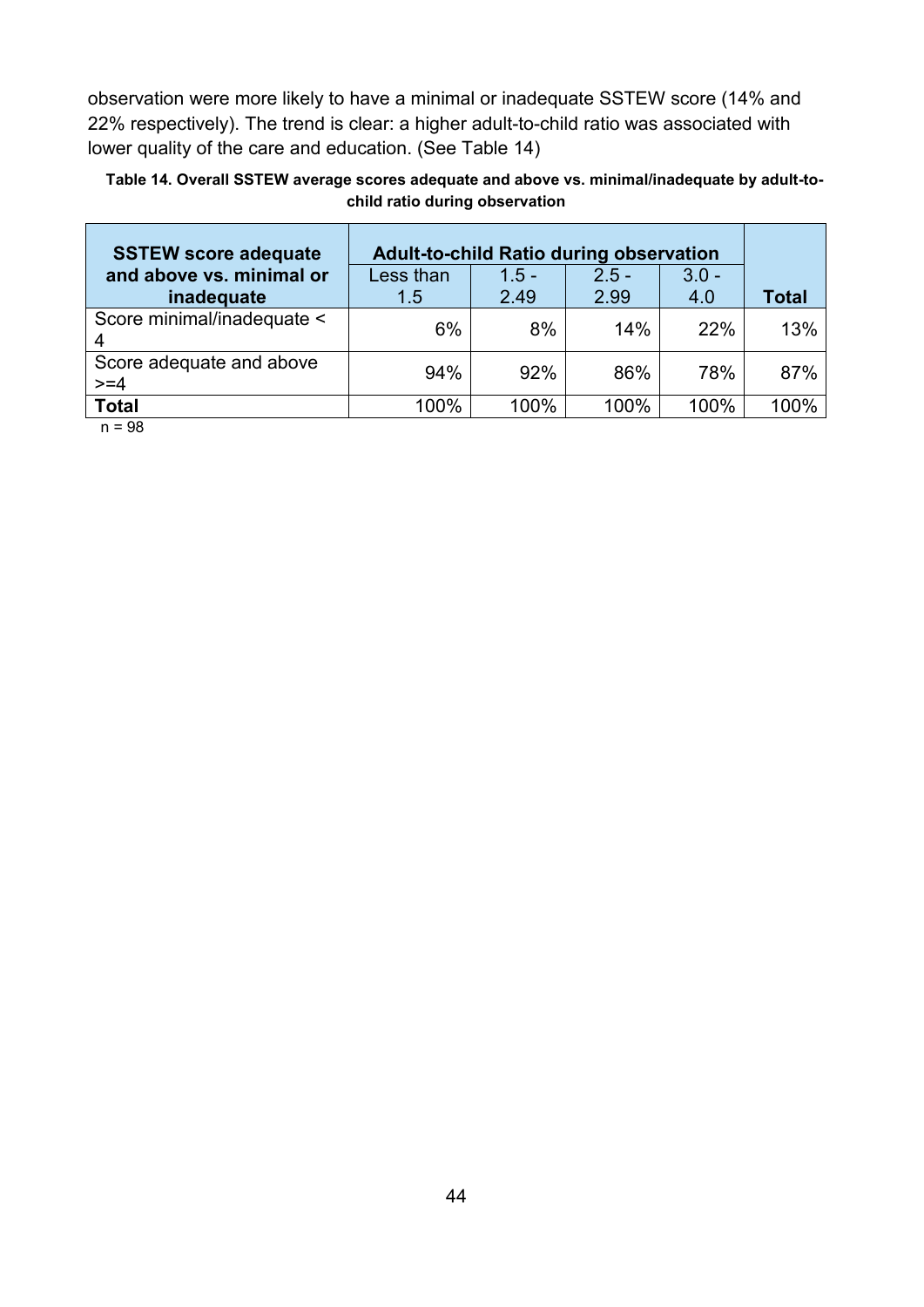observation were more likely to have a minimal or inadequate SSTEW score (14% and 22% respectively). The trend is clear: a higher adult-to-child ratio was associated with lower quality of the care and education. (See Table 14)

**Table 14. Overall SSTEW average scores adequate and above vs. minimal/inadequate by adult-to-child ratio during observation**

| SSTEW score adequate and above vs. minimal or inadequate | Adult-to-child Ratio during observation | | | | |
|---|---|---|---|---|---|
| | Less than 1.5 | 1.5 - 2.49 | 2.5 - 2.99 | 3.0 - 4.0 | Total |
| Score minimal/inadequate < 4 | 6% | 8% | 14% | 22% | 13% |
| Score adequate and above >=4 | 94% | 92% | 86% | 78% | 87% |
| **Total** | 100% | 100% | 100% | 100% | 100% |

n = 98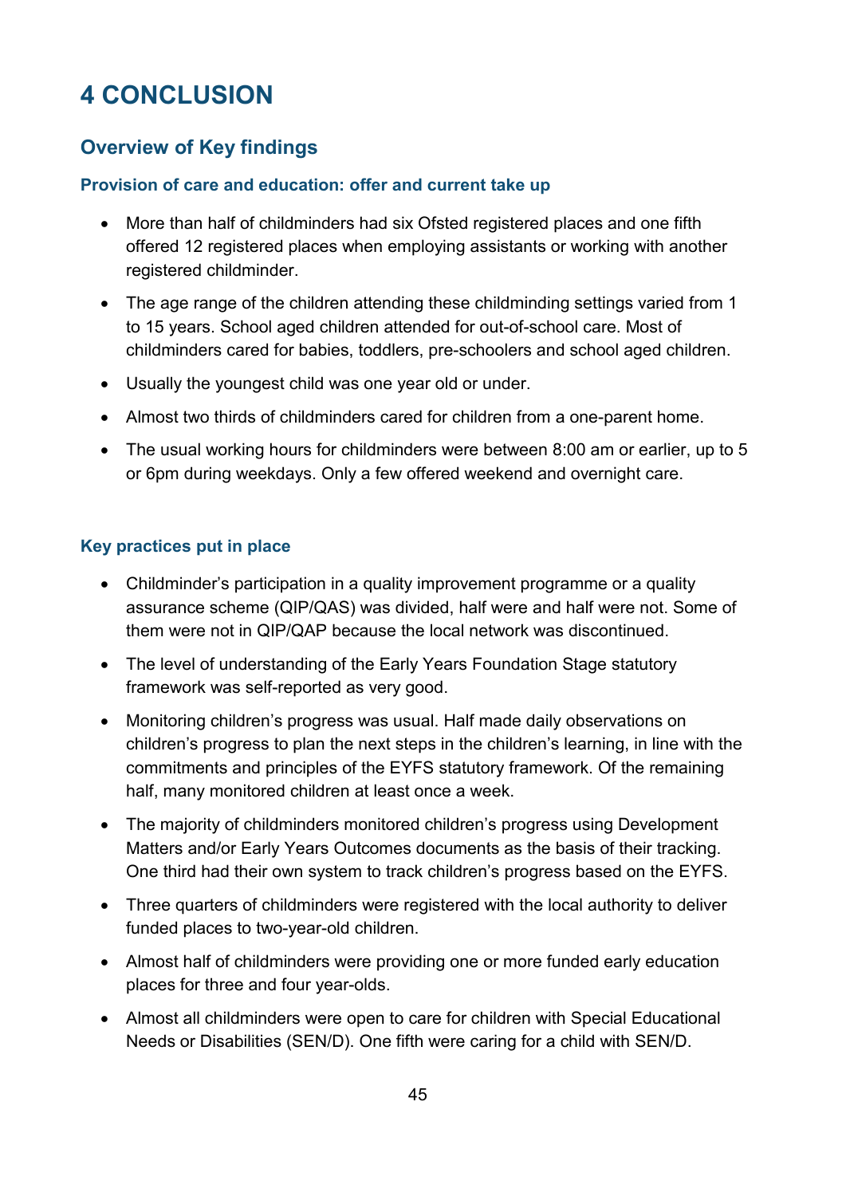# 4 CONCLUSION

## Overview of Key findings

### Provision of care and education: offer and current take up

- More than half of childminders had six Ofsted registered places and one fifth offered 12 registered places when employing assistants or working with another registered childminder.
- The age range of the children attending these childminding settings varied from 1 to 15 years. School aged children attended for out-of-school care. Most of childminders cared for babies, toddlers, pre-schoolers and school aged children.
- Usually the youngest child was one year old or under.
- Almost two thirds of childminders cared for children from a one-parent home.
- The usual working hours for childminders were between 8:00 am or earlier, up to 5 or 6pm during weekdays. Only a few offered weekend and overnight care.

### Key practices put in place

- Childminder's participation in a quality improvement programme or a quality assurance scheme (QIP/QAS) was divided, half were and half were not. Some of them were not in QIP/QAP because the local network was discontinued.
- The level of understanding of the Early Years Foundation Stage statutory framework was self-reported as very good.
- Monitoring children's progress was usual. Half made daily observations on children's progress to plan the next steps in the children's learning, in line with the commitments and principles of the EYFS statutory framework. Of the remaining half, many monitored children at least once a week.
- The majority of childminders monitored children's progress using Development Matters and/or Early Years Outcomes documents as the basis of their tracking. One third had their own system to track children's progress based on the EYFS.
- Three quarters of childminders were registered with the local authority to deliver funded places to two-year-old children.
- Almost half of childminders were providing one or more funded early education places for three and four year-olds.
- Almost all childminders were open to care for children with Special Educational Needs or Disabilities (SEN/D). One fifth were caring for a child with SEN/D.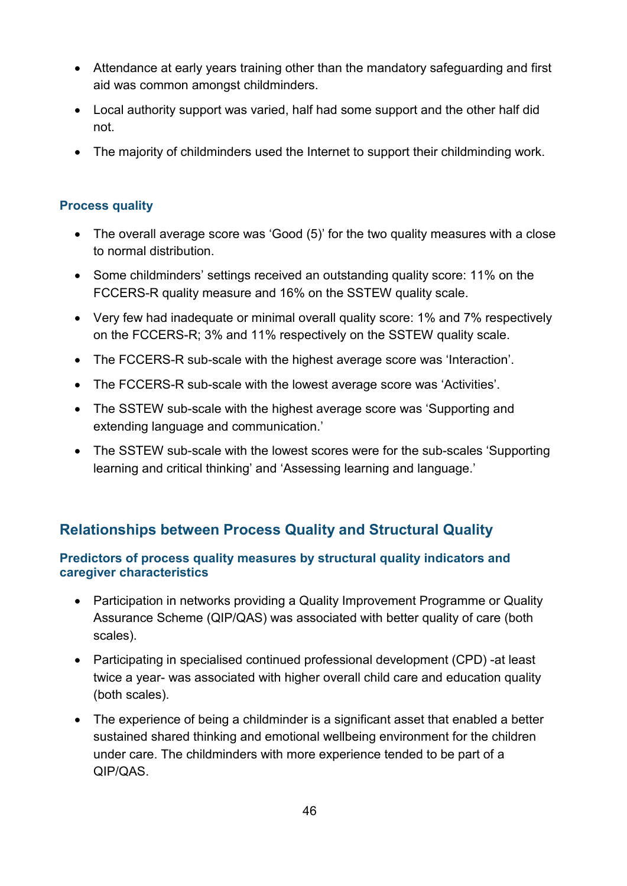- Attendance at early years training other than the mandatory safeguarding and first aid was common amongst childminders.
- Local authority support was varied, half had some support and the other half did not.
- The majority of childminders used the Internet to support their childminding work.

### Process quality

- The overall average score was 'Good (5)' for the two quality measures with a close to normal distribution.
- Some childminders' settings received an outstanding quality score: 11% on the FCCERS-R quality measure and 16% on the SSTEW quality scale.
- Very few had inadequate or minimal overall quality score: 1% and 7% respectively on the FCCERS-R; 3% and 11% respectively on the SSTEW quality scale.
- The FCCERS-R sub-scale with the highest average score was 'Interaction'.
- The FCCERS-R sub-scale with the lowest average score was 'Activities'.
- The SSTEW sub-scale with the highest average score was 'Supporting and extending language and communication.'
- The SSTEW sub-scale with the lowest scores were for the sub-scales 'Supporting learning and critical thinking' and 'Assessing learning and language.'

## Relationships between Process Quality and Structural Quality

### Predictors of process quality measures by structural quality indicators and caregiver characteristics

- Participation in networks providing a Quality Improvement Programme or Quality Assurance Scheme (QIP/QAS) was associated with better quality of care (both scales).
- Participating in specialised continued professional development (CPD) -at least twice a year- was associated with higher overall child care and education quality (both scales).
- The experience of being a childminder is a significant asset that enabled a better sustained shared thinking and emotional wellbeing environment for the children under care. The childminders with more experience tended to be part of a QIP/QAS.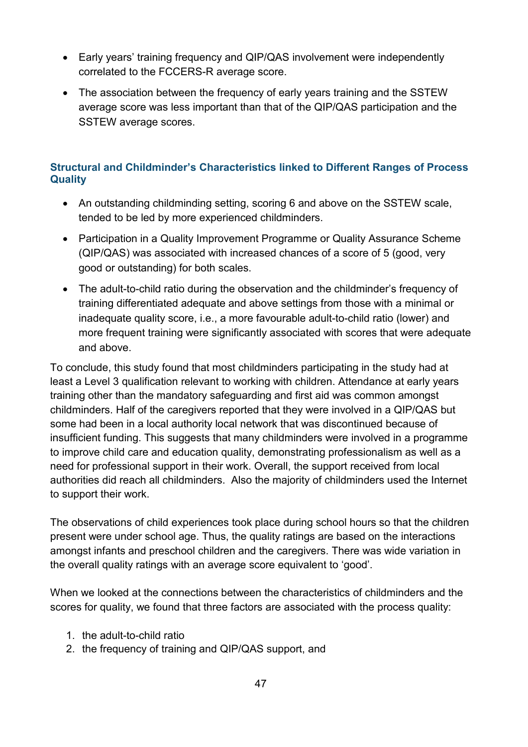- Early years' training frequency and QIP/QAS involvement were independently correlated to the FCCERS-R average score.
- The association between the frequency of early years training and the SSTEW average score was less important than that of the QIP/QAS participation and the SSTEW average scores.

### Structural and Childminder's Characteristics linked to Different Ranges of Process Quality

- An outstanding childminding setting, scoring 6 and above on the SSTEW scale, tended to be led by more experienced childminders.
- Participation in a Quality Improvement Programme or Quality Assurance Scheme (QIP/QAS) was associated with increased chances of a score of 5 (good, very good or outstanding) for both scales.
- The adult-to-child ratio during the observation and the childminder's frequency of training differentiated adequate and above settings from those with a minimal or inadequate quality score, i.e., a more favourable adult-to-child ratio (lower) and more frequent training were significantly associated with scores that were adequate and above.

To conclude, this study found that most childminders participating in the study had at least a Level 3 qualification relevant to working with children. Attendance at early years training other than the mandatory safeguarding and first aid was common amongst childminders. Half of the caregivers reported that they were involved in a QIP/QAS but some had been in a local authority local network that was discontinued because of insufficient funding. This suggests that many childminders were involved in a programme to improve child care and education quality, demonstrating professionalism as well as a need for professional support in their work. Overall, the support received from local authorities did reach all childminders.  Also the majority of childminders used the Internet to support their work.

The observations of child experiences took place during school hours so that the children present were under school age. Thus, the quality ratings are based on the interactions amongst infants and preschool children and the caregivers. There was wide variation in the overall quality ratings with an average score equivalent to 'good'.

When we looked at the connections between the characteristics of childminders and the scores for quality, we found that three factors are associated with the process quality:

1. the adult-to-child ratio
2. the frequency of training and QIP/QAS support, and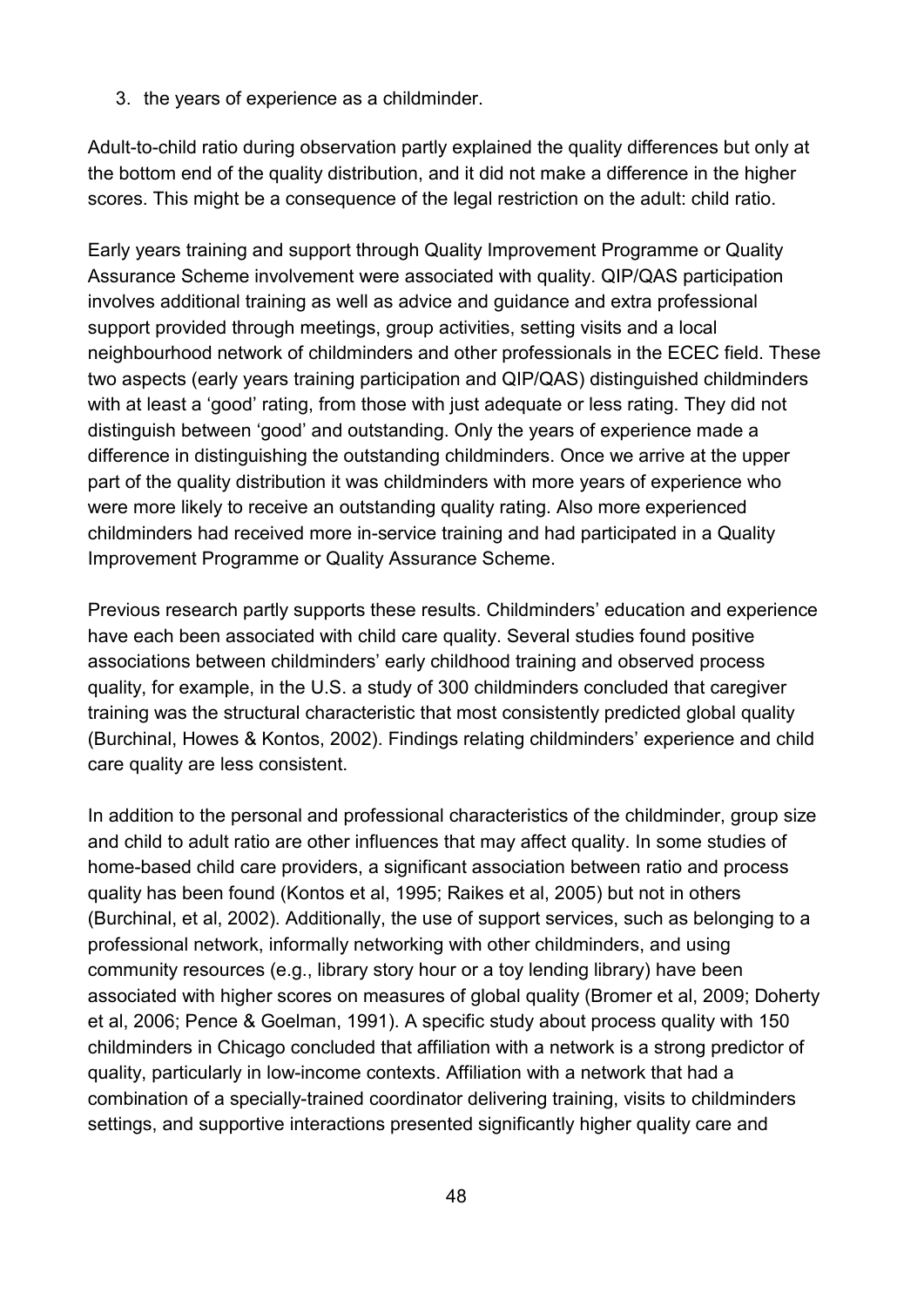3. the years of experience as a childminder.

Adult-to-child ratio during observation partly explained the quality differences but only at the bottom end of the quality distribution, and it did not make a difference in the higher scores. This might be a consequence of the legal restriction on the adult: child ratio.

Early years training and support through Quality Improvement Programme or Quality Assurance Scheme involvement were associated with quality. QIP/QAS participation involves additional training as well as advice and guidance and extra professional support provided through meetings, group activities, setting visits and a local neighbourhood network of childminders and other professionals in the ECEC field. These two aspects (early years training participation and QIP/QAS) distinguished childminders with at least a 'good' rating, from those with just adequate or less rating. They did not distinguish between 'good' and outstanding. Only the years of experience made a difference in distinguishing the outstanding childminders. Once we arrive at the upper part of the quality distribution it was childminders with more years of experience who were more likely to receive an outstanding quality rating. Also more experienced childminders had received more in-service training and had participated in a Quality Improvement Programme or Quality Assurance Scheme.

Previous research partly supports these results. Childminders' education and experience have each been associated with child care quality. Several studies found positive associations between childminders' early childhood training and observed process quality, for example, in the U.S. a study of 300 childminders concluded that caregiver training was the structural characteristic that most consistently predicted global quality (Burchinal, Howes & Kontos, 2002). Findings relating childminders' experience and child care quality are less consistent.

In addition to the personal and professional characteristics of the childminder, group size and child to adult ratio are other influences that may affect quality. In some studies of home-based child care providers, a significant association between ratio and process quality has been found (Kontos et al, 1995; Raikes et al, 2005) but not in others (Burchinal, et al, 2002). Additionally, the use of support services, such as belonging to a professional network, informally networking with other childminders, and using community resources (e.g., library story hour or a toy lending library) have been associated with higher scores on measures of global quality (Bromer et al, 2009; Doherty et al, 2006; Pence & Goelman, 1991). A specific study about process quality with 150 childminders in Chicago concluded that affiliation with a network is a strong predictor of quality, particularly in low-income contexts. Affiliation with a network that had a combination of a specially-trained coordinator delivering training, visits to childminders settings, and supportive interactions presented significantly higher quality care and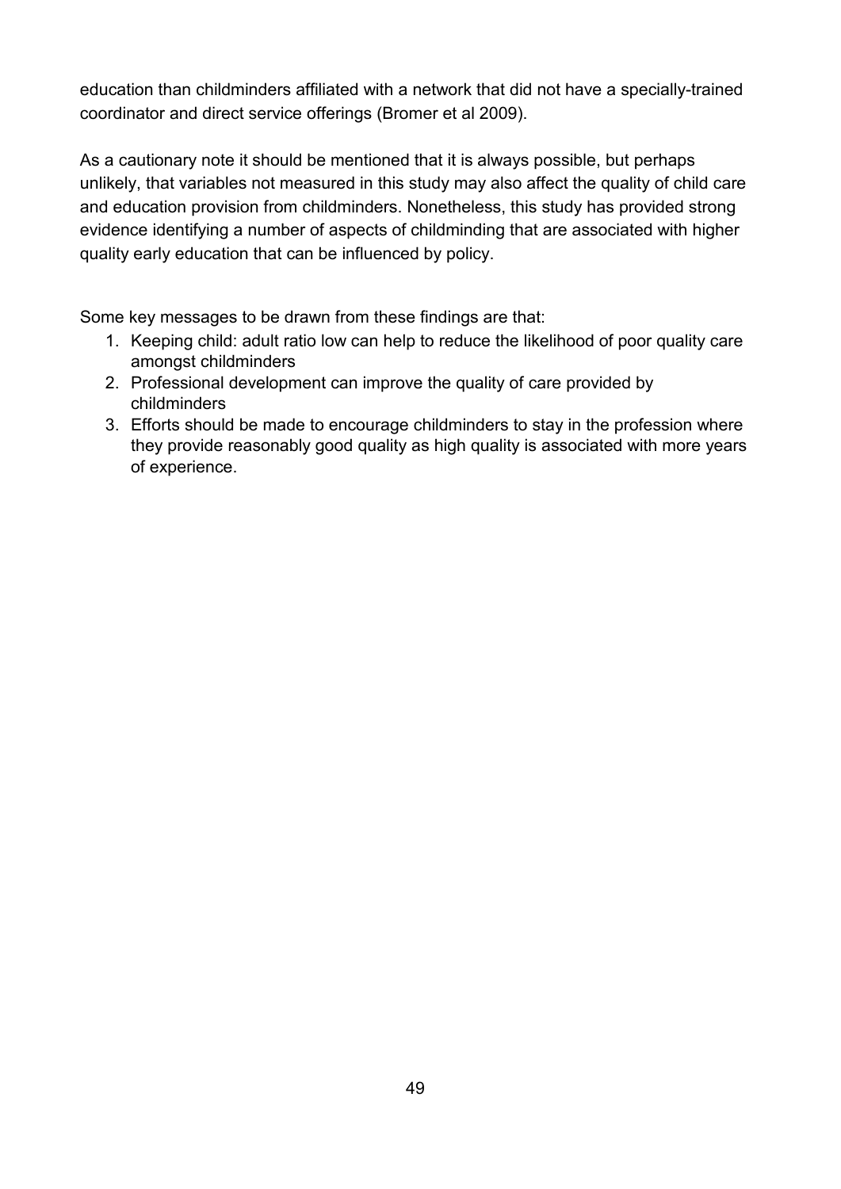education than childminders affiliated with a network that did not have a specially-trained coordinator and direct service offerings (Bromer et al 2009).

As a cautionary note it should be mentioned that it is always possible, but perhaps unlikely, that variables not measured in this study may also affect the quality of child care and education provision from childminders. Nonetheless, this study has provided strong evidence identifying a number of aspects of childminding that are associated with higher quality early education that can be influenced by policy.

Some key messages to be drawn from these findings are that:

1. Keeping child: adult ratio low can help to reduce the likelihood of poor quality care amongst childminders
2. Professional development can improve the quality of care provided by childminders
3. Efforts should be made to encourage childminders to stay in the profession where they provide reasonably good quality as high quality is associated with more years of experience.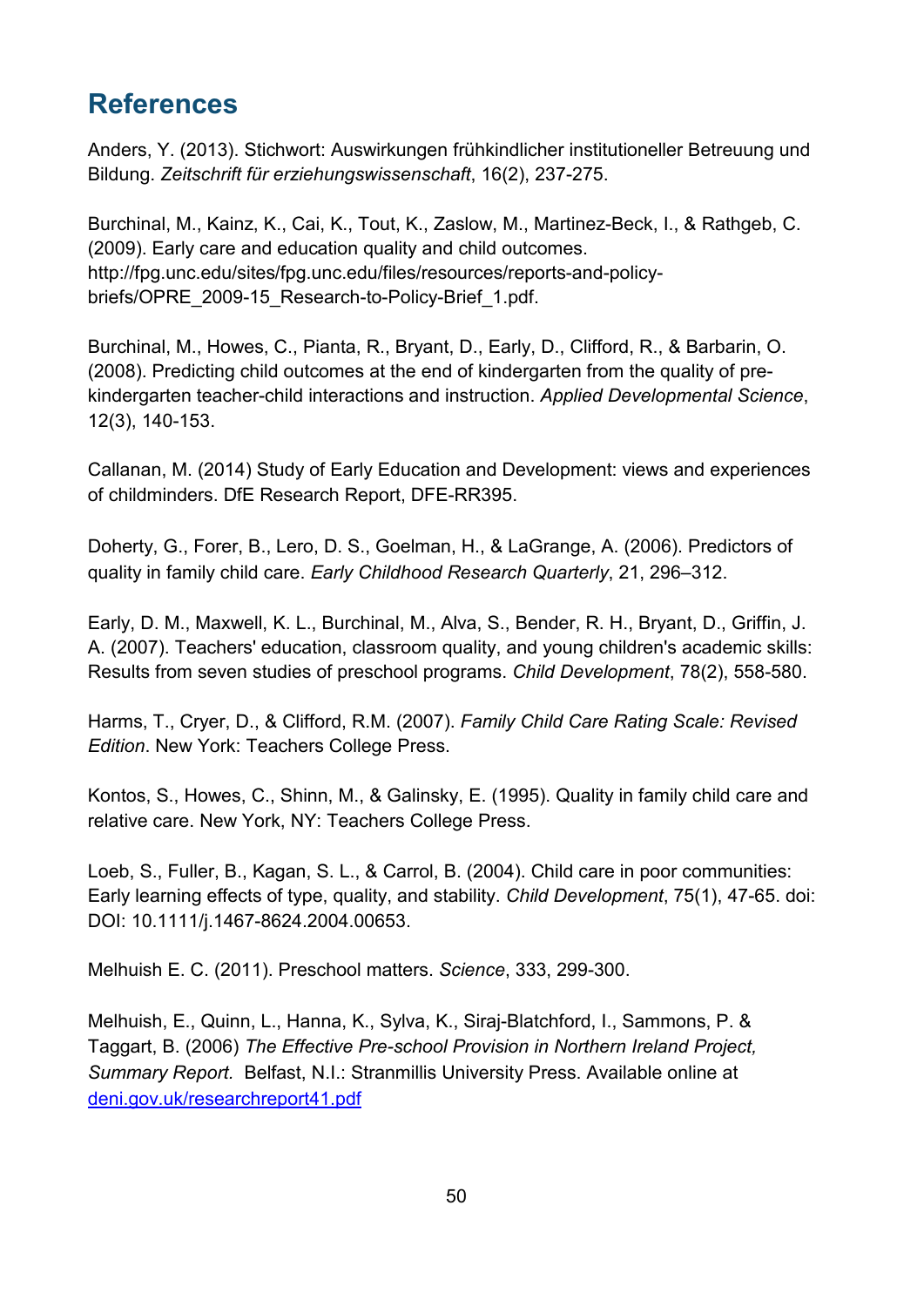## References

Anders, Y. (2013). Stichwort: Auswirkungen frühkindlicher institutioneller Betreuung und Bildung. *Zeitschrift für erziehungswissenschaft*, 16(2), 237-275.

Burchinal, M., Kainz, K., Cai, K., Tout, K., Zaslow, M., Martinez-Beck, I., & Rathgeb, C. (2009). Early care and education quality and child outcomes. http://fpg.unc.edu/sites/fpg.unc.edu/files/resources/reports-and-policy-briefs/OPRE_2009-15_Research-to-Policy-Brief_1.pdf.

Burchinal, M., Howes, C., Pianta, R., Bryant, D., Early, D., Clifford, R., & Barbarin, O. (2008). Predicting child outcomes at the end of kindergarten from the quality of pre-kindergarten teacher-child interactions and instruction. *Applied Developmental Science*, 12(3), 140-153.

Callanan, M. (2014) Study of Early Education and Development: views and experiences of childminders. DfE Research Report, DFE-RR395.

Doherty, G., Forer, B., Lero, D. S., Goelman, H., & LaGrange, A. (2006). Predictors of quality in family child care. *Early Childhood Research Quarterly*, 21, 296–312.

Early, D. M., Maxwell, K. L., Burchinal, M., Alva, S., Bender, R. H., Bryant, D., Griffin, J. A. (2007). Teachers' education, classroom quality, and young children's academic skills: Results from seven studies of preschool programs. *Child Development*, 78(2), 558-580.

Harms, T., Cryer, D., & Clifford, R.M. (2007). *Family Child Care Rating Scale: Revised Edition*. New York: Teachers College Press.

Kontos, S., Howes, C., Shinn, M., & Galinsky, E. (1995). Quality in family child care and relative care. New York, NY: Teachers College Press.

Loeb, S., Fuller, B., Kagan, S. L., & Carrol, B. (2004). Child care in poor communities: Early learning effects of type, quality, and stability. *Child Development*, 75(1), 47-65. doi: DOI: 10.1111/j.1467-8624.2004.00653.

Melhuish E. C. (2011). Preschool matters. *Science*, 333, 299-300.

Melhuish, E., Quinn, L., Hanna, K., Sylva, K., Siraj-Blatchford, I., Sammons, P. & Taggart, B. (2006) *The Effective Pre-school Provision in Northern Ireland Project, Summary Report.* Belfast, N.I.: Stranmillis University Press. Available online at [deni.gov.uk/researchreport41.pdf](deni.gov.uk/researchreport41.pdf)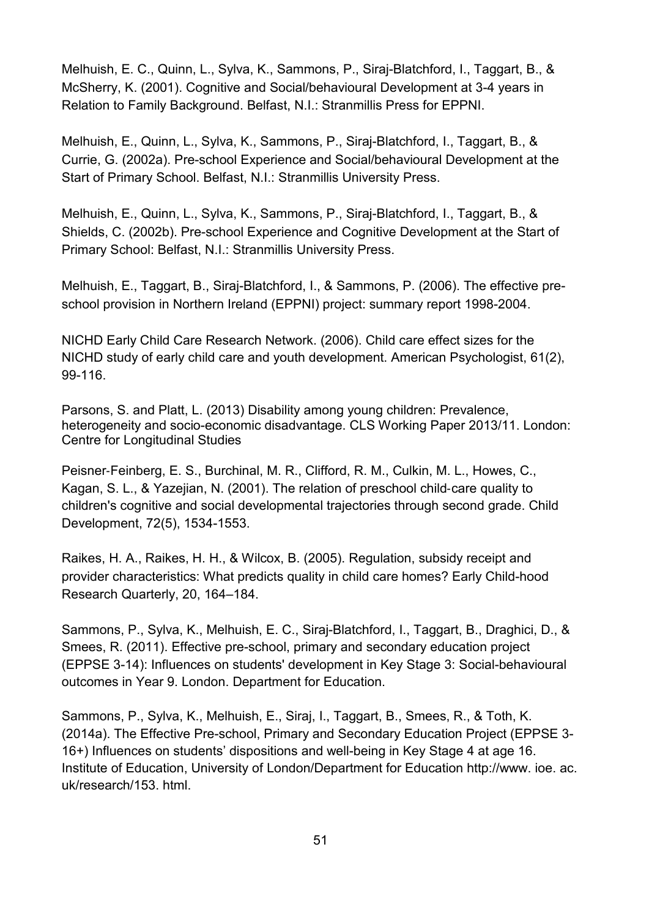Melhuish, E. C., Quinn, L., Sylva, K., Sammons, P., Siraj-Blatchford, I., Taggart, B., & McSherry, K. (2001). Cognitive and Social/behavioural Development at 3-4 years in Relation to Family Background. Belfast, N.I.: Stranmillis Press for EPPNI.

Melhuish, E., Quinn, L., Sylva, K., Sammons, P., Siraj-Blatchford, I., Taggart, B., & Currie, G. (2002a). Pre-school Experience and Social/behavioural Development at the Start of Primary School. Belfast, N.I.: Stranmillis University Press.

Melhuish, E., Quinn, L., Sylva, K., Sammons, P., Siraj-Blatchford, I., Taggart, B., & Shields, C. (2002b). Pre-school Experience and Cognitive Development at the Start of Primary School: Belfast, N.I.: Stranmillis University Press.

Melhuish, E., Taggart, B., Siraj-Blatchford, I., & Sammons, P. (2006). The effective pre-school provision in Northern Ireland (EPPNI) project: summary report 1998-2004.

NICHD Early Child Care Research Network. (2006). Child care effect sizes for the NICHD study of early child care and youth development. American Psychologist, 61(2), 99-116.

Parsons, S. and Platt, L. (2013) Disability among young children: Prevalence, heterogeneity and socio-economic disadvantage. CLS Working Paper 2013/11. London: Centre for Longitudinal Studies

Peisner-Feinberg, E. S., Burchinal, M. R., Clifford, R. M., Culkin, M. L., Howes, C., Kagan, S. L., & Yazejian, N. (2001). The relation of preschool child-care quality to children's cognitive and social developmental trajectories through second grade. Child Development, 72(5), 1534-1553.

Raikes, H. A., Raikes, H. H., & Wilcox, B. (2005). Regulation, subsidy receipt and provider characteristics: What predicts quality in child care homes? Early Child-hood Research Quarterly, 20, 164–184.

Sammons, P., Sylva, K., Melhuish, E. C., Siraj-Blatchford, I., Taggart, B., Draghici, D., & Smees, R. (2011). Effective pre-school, primary and secondary education project (EPPSE 3-14): Influences on students' development in Key Stage 3: Social-behavioural outcomes in Year 9. London. Department for Education.

Sammons, P., Sylva, K., Melhuish, E., Siraj, I., Taggart, B., Smees, R., & Toth, K. (2014a). The Effective Pre-school, Primary and Secondary Education Project (EPPSE 3-16+) Influences on students' dispositions and well-being in Key Stage 4 at age 16. Institute of Education, University of London/Department for Education http://www. ioe. ac. uk/research/153. html.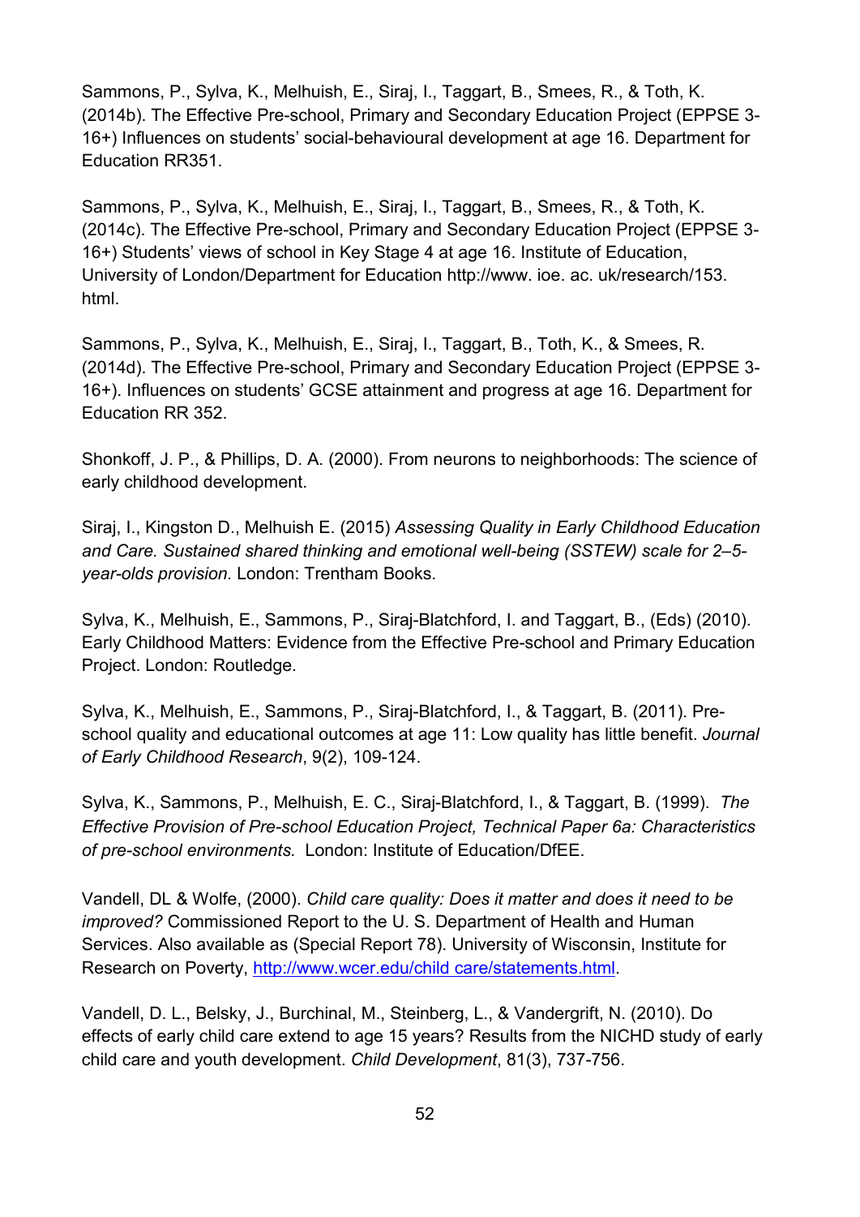Sammons, P., Sylva, K., Melhuish, E., Siraj, I., Taggart, B., Smees, R., & Toth, K. (2014b). The Effective Pre-school, Primary and Secondary Education Project (EPPSE 3-16+) Influences on students' social-behavioural development at age 16. Department for Education RR351.

Sammons, P., Sylva, K., Melhuish, E., Siraj, I., Taggart, B., Smees, R., & Toth, K. (2014c). The Effective Pre-school, Primary and Secondary Education Project (EPPSE 3-16+) Students' views of school in Key Stage 4 at age 16. Institute of Education, University of London/Department for Education http://www. ioe. ac. uk/research/153. html.

Sammons, P., Sylva, K., Melhuish, E., Siraj, I., Taggart, B., Toth, K., & Smees, R. (2014d). The Effective Pre-school, Primary and Secondary Education Project (EPPSE 3-16+). Influences on students' GCSE attainment and progress at age 16. Department for Education RR 352.

Shonkoff, J. P., & Phillips, D. A. (2000). From neurons to neighborhoods: The science of early childhood development.

Siraj, I., Kingston D., Melhuish E. (2015) *Assessing Quality in Early Childhood Education and Care. Sustained shared thinking and emotional well-being (SSTEW) scale for 2–5-year-olds provision.* London: Trentham Books.

Sylva, K., Melhuish, E., Sammons, P., Siraj-Blatchford, I. and Taggart, B., (Eds) (2010). Early Childhood Matters: Evidence from the Effective Pre-school and Primary Education Project. London: Routledge.

Sylva, K., Melhuish, E., Sammons, P., Siraj-Blatchford, I., & Taggart, B. (2011). Pre-school quality and educational outcomes at age 11: Low quality has little benefit. *Journal of Early Childhood Research*, 9(2), 109-124.

Sylva, K., Sammons, P., Melhuish, E. C., Siraj-Blatchford, I., & Taggart, B. (1999). *The Effective Provision of Pre-school Education Project, Technical Paper 6a: Characteristics of pre-school environments.* London: Institute of Education/DfEE.

Vandell, DL & Wolfe, (2000). *Child care quality: Does it matter and does it need to be improved?* Commissioned Report to the U. S. Department of Health and Human Services. Also available as (Special Report 78). University of Wisconsin, Institute for Research on Poverty, http://www.wcer.edu/child care/statements.html.

Vandell, D. L., Belsky, J., Burchinal, M., Steinberg, L., & Vandergrift, N. (2010). Do effects of early child care extend to age 15 years? Results from the NICHD study of early child care and youth development. *Child Development*, 81(3), 737-756.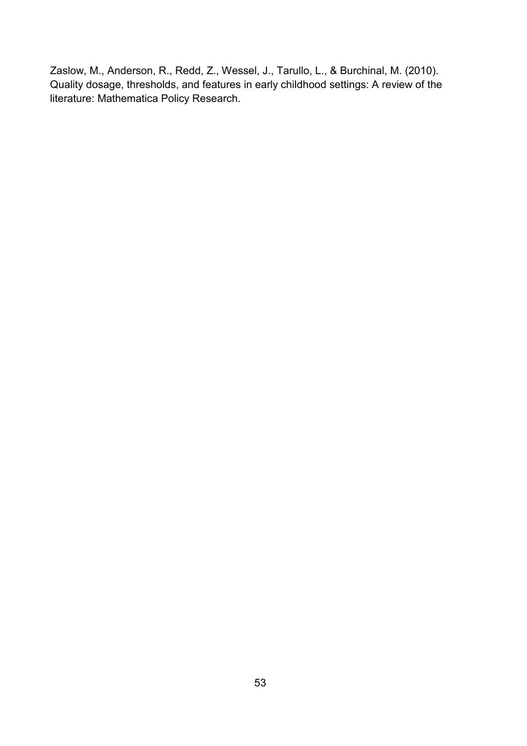Zaslow, M., Anderson, R., Redd, Z., Wessel, J., Tarullo, L., & Burchinal, M. (2010). Quality dosage, thresholds, and features in early childhood settings: A review of the literature: Mathematica Policy Research.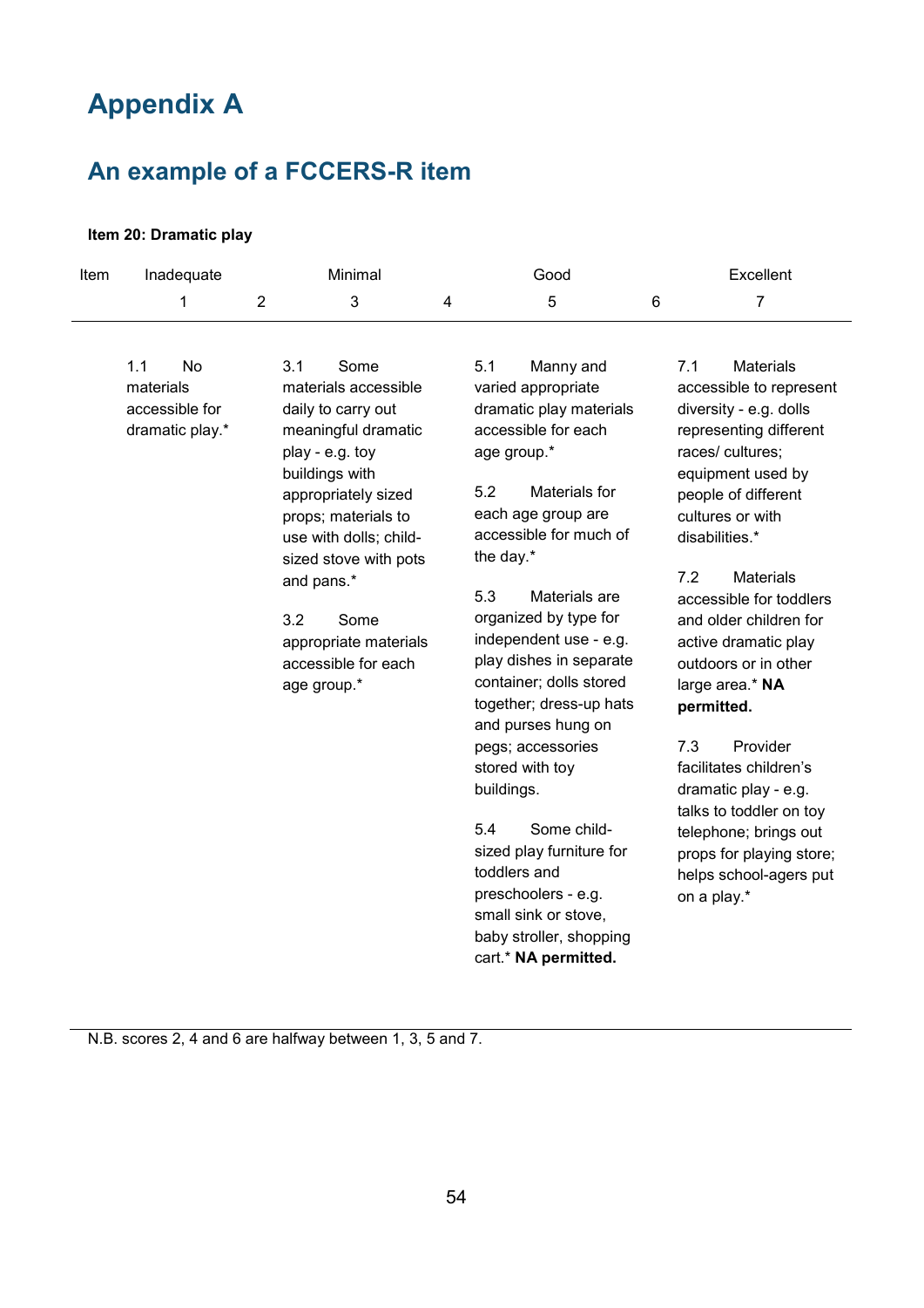# Appendix A

## An example of a FCCERS-R item

**Item 20: Dramatic play**

| Item | Inadequate | | Minimal | | Good | | Excellent |
|---|---|---|---|---|---|---|---|
| | 1 | 2 | 3 | 4 | 5 | 6 | 7 |
| | 1.1 No materials accessible for dramatic play.* | | 3.1 Some materials accessible daily to carry out meaningful dramatic play - e.g. toy buildings with appropriately sized props; materials to use with dolls; child-sized stove with pots and pans.*<br><br>3.2 Some appropriate materials accessible for each age group.* | | 5.1 Manny and varied appropriate dramatic play materials accessible for each age group.*<br><br>5.2 Materials for each age group are accessible for much of the day.*<br><br>5.3 Materials are organized by type for independent use - e.g. play dishes in separate container; dolls stored together; dress-up hats and purses hung on pegs; accessories stored with toy buildings.<br><br>5.4 Some child-sized play furniture for toddlers and preschoolers - e.g. small sink or stove, baby stroller, shopping cart.* **NA permitted.** | | 7.1 Materials accessible to represent diversity - e.g. dolls representing different races/ cultures; equipment used by people of different cultures or with disabilities.*<br><br>7.2 Materials accessible for toddlers and older children for active dramatic play outdoors or in other large area.* **NA permitted.**<br><br>7.3 Provider facilitates children's dramatic play - e.g. talks to toddler on toy telephone; brings out props for playing store; helps school-agers put on a play.* |

N.B. scores 2, 4 and 6 are halfway between 1, 3, 5 and 7.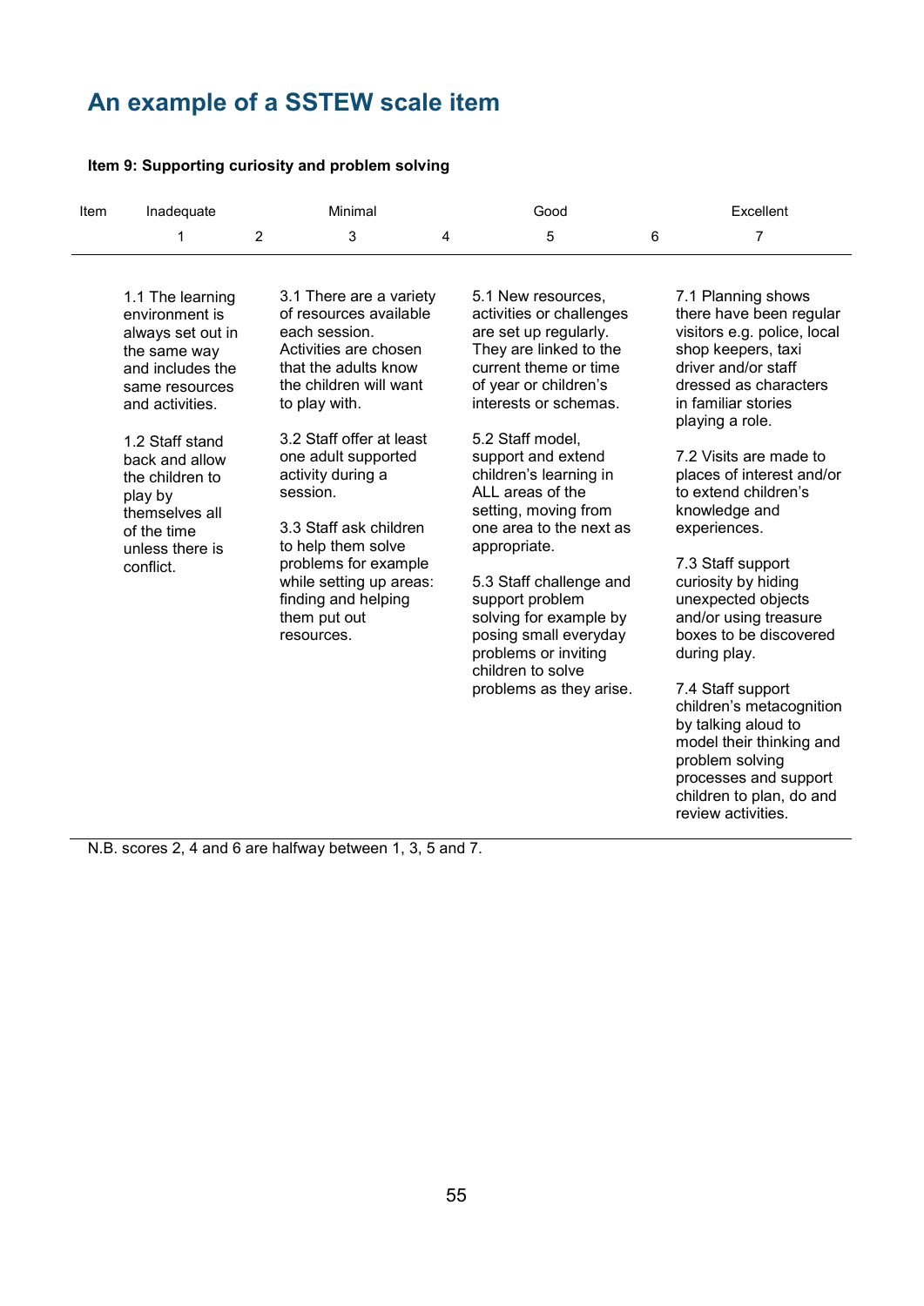## An example of a SSTEW scale item

**Item 9: Supporting curiosity and problem solving**

| Item | Inadequate | | Minimal | | Good | | Excellent |
|---|---|---|---|---|---|---|---|
| | 1 | 2 | 3 | 4 | 5 | 6 | 7 |
| | 1.1 The learning environment is always set out in the same way and includes the same resources and activities.<br><br>1.2 Staff stand back and allow the children to play by themselves all of the time unless there is conflict. | | 3.1 There are a variety of resources available each session. Activities are chosen that the adults know the children will want to play with.<br><br>3.2 Staff offer at least one adult supported activity during a session.<br><br>3.3 Staff ask children to help them solve problems for example while setting up areas: finding and helping them put out resources. | | 5.1 New resources, activities or challenges are set up regularly. They are linked to the current theme or time of year or children's interests or schemas.<br><br>5.2 Staff model, support and extend children's learning in ALL areas of the setting, moving from one area to the next as appropriate.<br><br>5.3 Staff challenge and support problem solving for example by posing small everyday problems or inviting children to solve problems as they arise. | | 7.1 Planning shows there have been regular visitors e.g. police, local shop keepers, taxi driver and/or staff dressed as characters in familiar stories playing a role.<br><br>7.2 Visits are made to places of interest and/or to extend children's knowledge and experiences.<br><br>7.3 Staff support curiosity by hiding unexpected objects and/or using treasure boxes to be discovered during play.<br><br>7.4 Staff support children's metacognition by talking aloud to model their thinking and problem solving processes and support children to plan, do and review activities. |

N.B. scores 2, 4 and 6 are halfway between 1, 3, 5 and 7.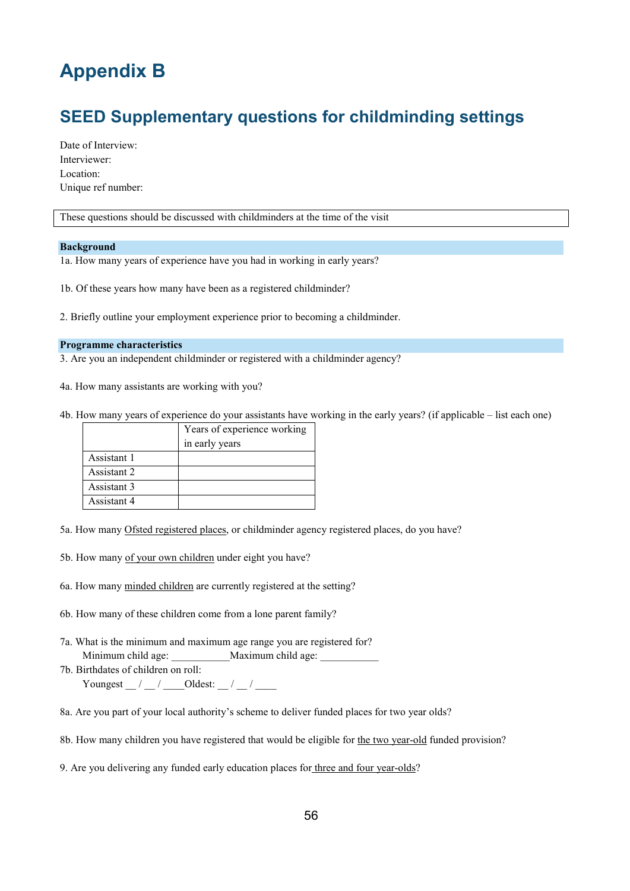# Appendix B

## SEED Supplementary questions for childminding settings

Date of Interview:
Interviewer:
Location:
Unique ref number:

These questions should be discussed with childminders at the time of the visit

**Background**

1a. How many years of experience have you had in working in early years?

1b. Of these years how many have been as a registered childminder?

2. Briefly outline your employment experience prior to becoming a childminder.

**Programme characteristics**

3. Are you an independent childminder or registered with a childminder agency?

4a. How many assistants are working with you?

4b. How many years of experience do your assistants have working in the early years? (if applicable – list each one)

| | Years of experience working in early years |
|---|---|
| Assistant 1 | |
| Assistant 2 | |
| Assistant 3 | |
| Assistant 4 | |

5a. How many <u>Ofsted registered places</u>, or childminder agency registered places, do you have?

5b. How many <u>of your own children</u> under eight you have?

6a. How many <u>minded children</u> are currently registered at the setting?

6b. How many of these children come from a lone parent family?

7a. What is the minimum and maximum age range you are registered for?
Minimum child age: ___________Maximum child age: ___________

7b. Birthdates of children on roll:
Youngest __ / __ / ____Oldest: __ / __ / ____

8a. Are you part of your local authority's scheme to deliver funded places for two year olds?

8b. How many children you have registered that would be eligible for <u>the two year-old</u> funded provision?

9. Are you delivering any funded early education places for <u>three and four year-olds</u>?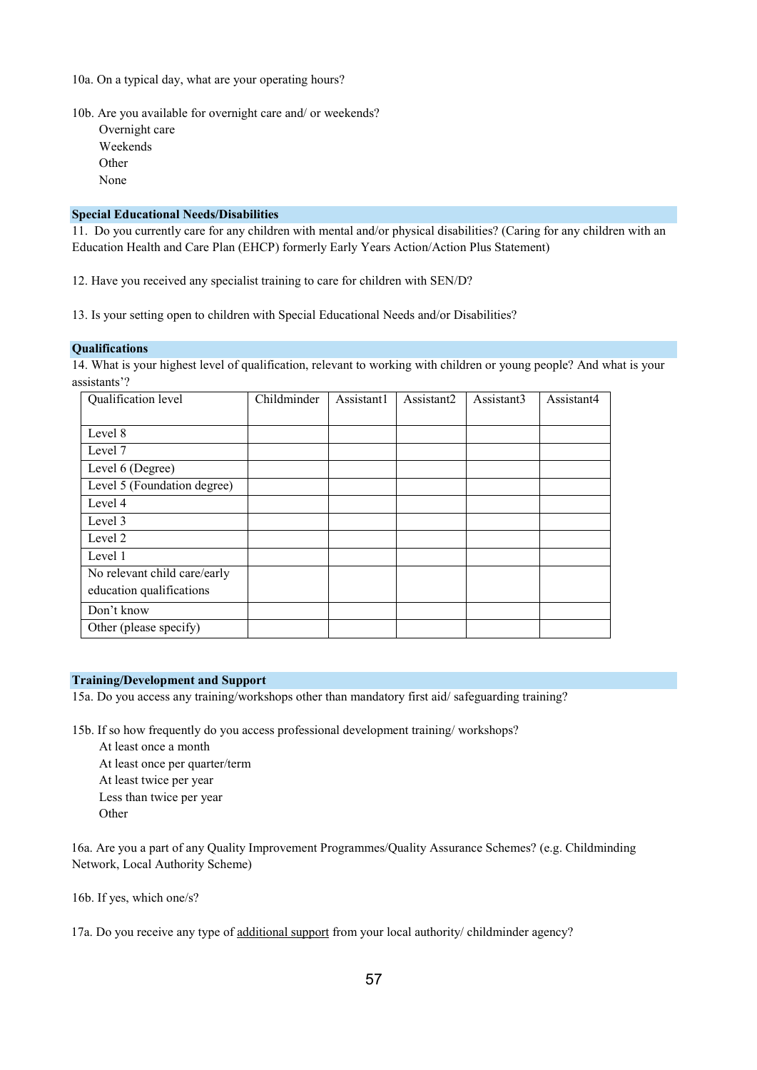10a. On a typical day, what are your operating hours?

10b. Are you available for overnight care and/ or weekends?

- Overnight care
- Weekends
- Other
- None

## Special Educational Needs/Disabilities

11. Do you currently care for any children with mental and/or physical disabilities? (Caring for any children with an Education Health and Care Plan (EHCP) formerly Early Years Action/Action Plus Statement)

12. Have you received any specialist training to care for children with SEN/D?

13. Is your setting open to children with Special Educational Needs and/or Disabilities?

## Qualifications

14. What is your highest level of qualification, relevant to working with children or young people? And what is your assistants'?

| Qualification level | Childminder | Assistant1 | Assistant2 | Assistant3 | Assistant4 |
|---|---|---|---|---|---|
| Level 8 | | | | | |
| Level 7 | | | | | |
| Level 6 (Degree) | | | | | |
| Level 5 (Foundation degree) | | | | | |
| Level 4 | | | | | |
| Level 3 | | | | | |
| Level 2 | | | | | |
| Level 1 | | | | | |
| No relevant child care/early education qualifications | | | | | |
| Don't know | | | | | |
| Other (please specify) | | | | | |

## Training/Development and Support

15a. Do you access any training/workshops other than mandatory first aid/ safeguarding training?

15b. If so how frequently do you access professional development training/ workshops?

- At least once a month
- At least once per quarter/term
- At least twice per year
- Less than twice per year
- Other

16a. Are you a part of any Quality Improvement Programmes/Quality Assurance Schemes? (e.g. Childminding Network, Local Authority Scheme)

16b. If yes, which one/s?

17a. Do you receive any type of additional support from your local authority/ childminder agency?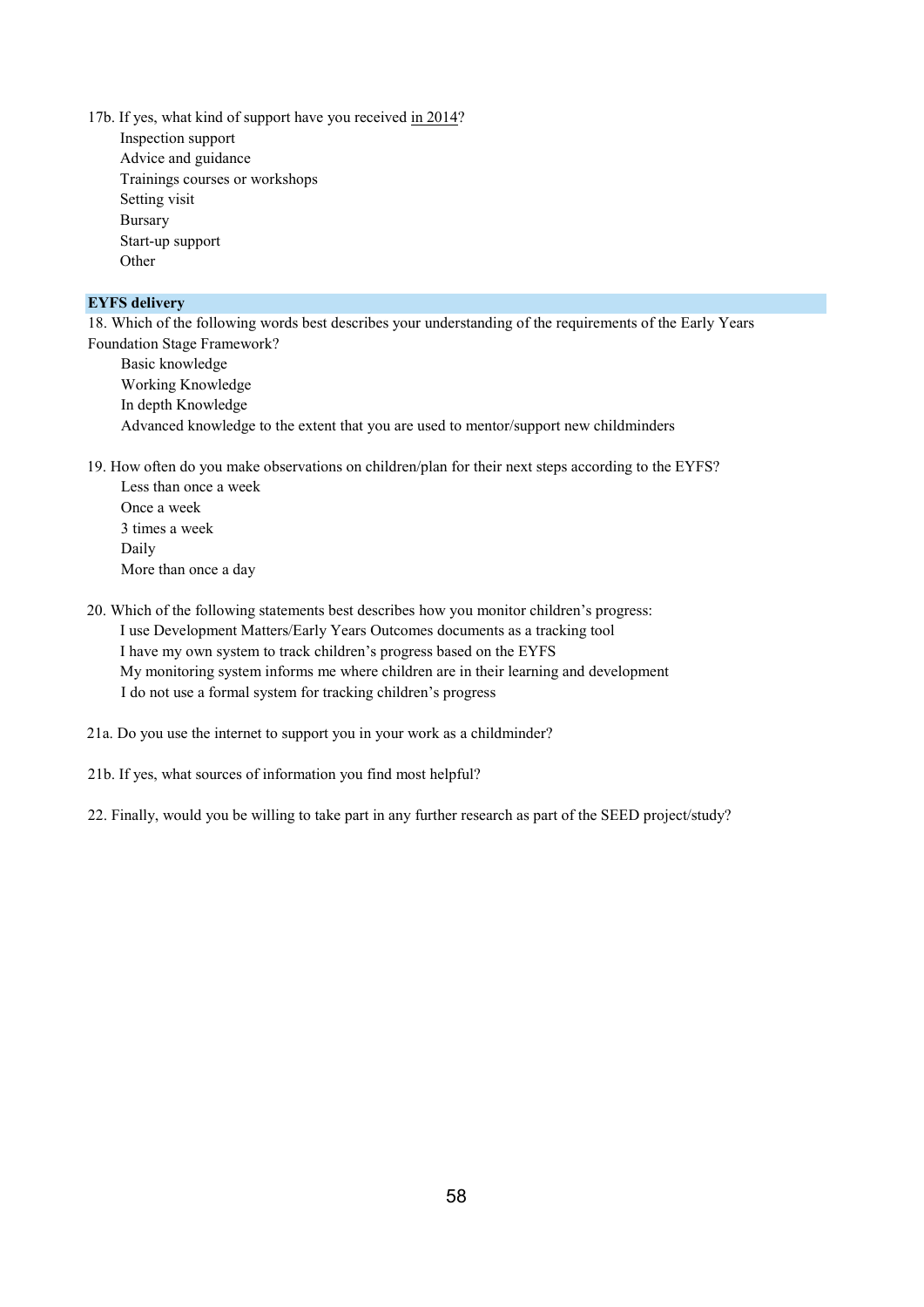17b. If yes, what kind of support have you received in 2014?

- Inspection support
- Advice and guidance
- Trainings courses or workshops
- Setting visit
- Bursary
- Start-up support
- Other

**EYFS delivery**

18. Which of the following words best describes your understanding of the requirements of the Early Years Foundation Stage Framework?

- Basic knowledge
- Working Knowledge
- In depth Knowledge
- Advanced knowledge to the extent that you are used to mentor/support new childminders

19. How often do you make observations on children/plan for their next steps according to the EYFS?

- Less than once a week
- Once a week
- 3 times a week
- Daily
- More than once a day

20. Which of the following statements best describes how you monitor children's progress:

- I use Development Matters/Early Years Outcomes documents as a tracking tool
- I have my own system to track children's progress based on the EYFS
- My monitoring system informs me where children are in their learning and development
- I do not use a formal system for tracking children's progress

21a. Do you use the internet to support you in your work as a childminder?

21b. If yes, what sources of information you find most helpful?

22. Finally, would you be willing to take part in any further research as part of the SEED project/study?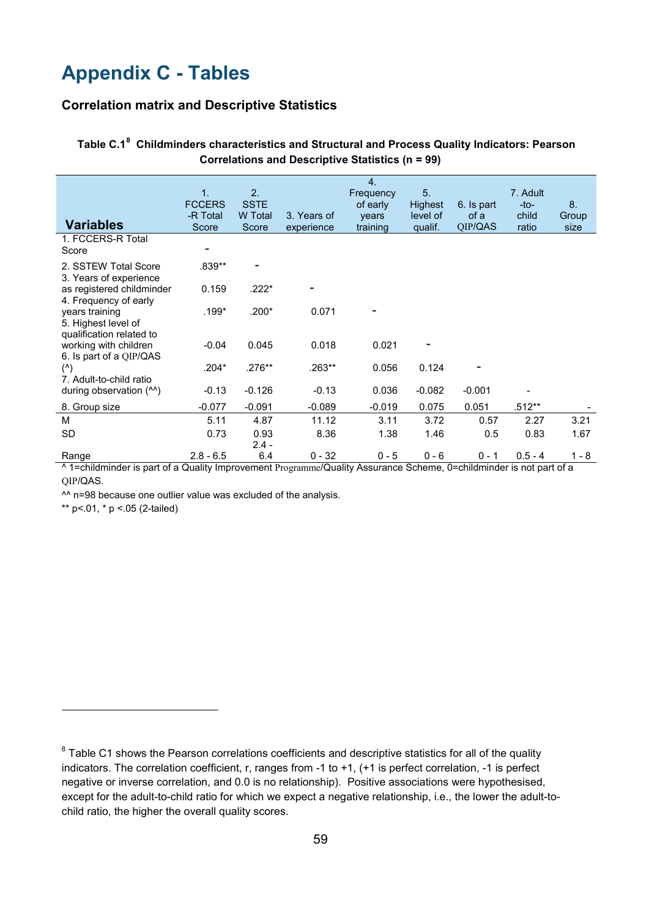# Appendix C - Tables

### Correlation matrix and Descriptive Statistics

**Table C.1[8] Childminders characteristics and Structural and Process Quality Indicators: Pearson Correlations and Descriptive Statistics (n = 99)**

| Variables | 1. FCCERS -R Total Score | 2. SSTE W Total Score | 3. Years of experience | 4. Frequency of early years training | 5. Highest level of qualif. | 6. Is part of a QIP/QAS | 7. Adult -to- child ratio | 8. Group size |
|---|---|---|---|---|---|---|---|---|
| 1. FCCERS-R Total Score | - | | | | | | | |
| 2. SSTEW Total Score | .839** | - | | | | | | |
| 3. Years of experience as registered childminder | 0.159 | .222* | - | | | | | |
| 4. Frequency of early years training | .199* | .200* | 0.071 | - | | | | |
| 5. Highest level of qualification related to working with children | -0.04 | 0.045 | 0.018 | 0.021 | - | | | |
| 6. Is part of a QIP/QAS (^) | .204* | .276** | .263** | 0.056 | 0.124 | - | | |
| 7. Adult-to-child ratio during observation (^^) | -0.13 | -0.126 | -0.13 | 0.036 | -0.082 | -0.001 | - | |
| 8. Group size | -0.077 | -0.091 | -0.089 | -0.019 | 0.075 | 0.051 | .512** | - |
| M | 5.11 | 4.87 | 11.12 | 3.11 | 3.72 | 0.57 | 2.27 | 3.21 |
| SD | 0.73 | 0.93 | 8.36 | 1.38 | 1.46 | 0.5 | 0.83 | 1.67 |
| Range | 2.8 - 6.5 | 2.4 - 6.4 | 0 - 32 | 0 - 5 | 0 - 6 | 0 - 1 | 0.5 - 4 | 1 - 8 |

^ 1=childminder is part of a Quality Improvement Programme/Quality Assurance Scheme, 0=childminder is not part of a QIP/QAS.

^^ n=98 because one outlier value was excluded of the analysis.

** p<.01, * p <.05 (2-tailed)

[8] Table C1 shows the Pearson correlations coefficients and descriptive statistics for all of the quality indicators. The correlation coefficient, r, ranges from -1 to +1, (+1 is perfect correlation, -1 is perfect negative or inverse correlation, and 0.0 is no relationship). Positive associations were hypothesised, except for the adult-to-child ratio for which we expect a negative relationship, i.e., the lower the adult-to-child ratio, the higher the overall quality scores.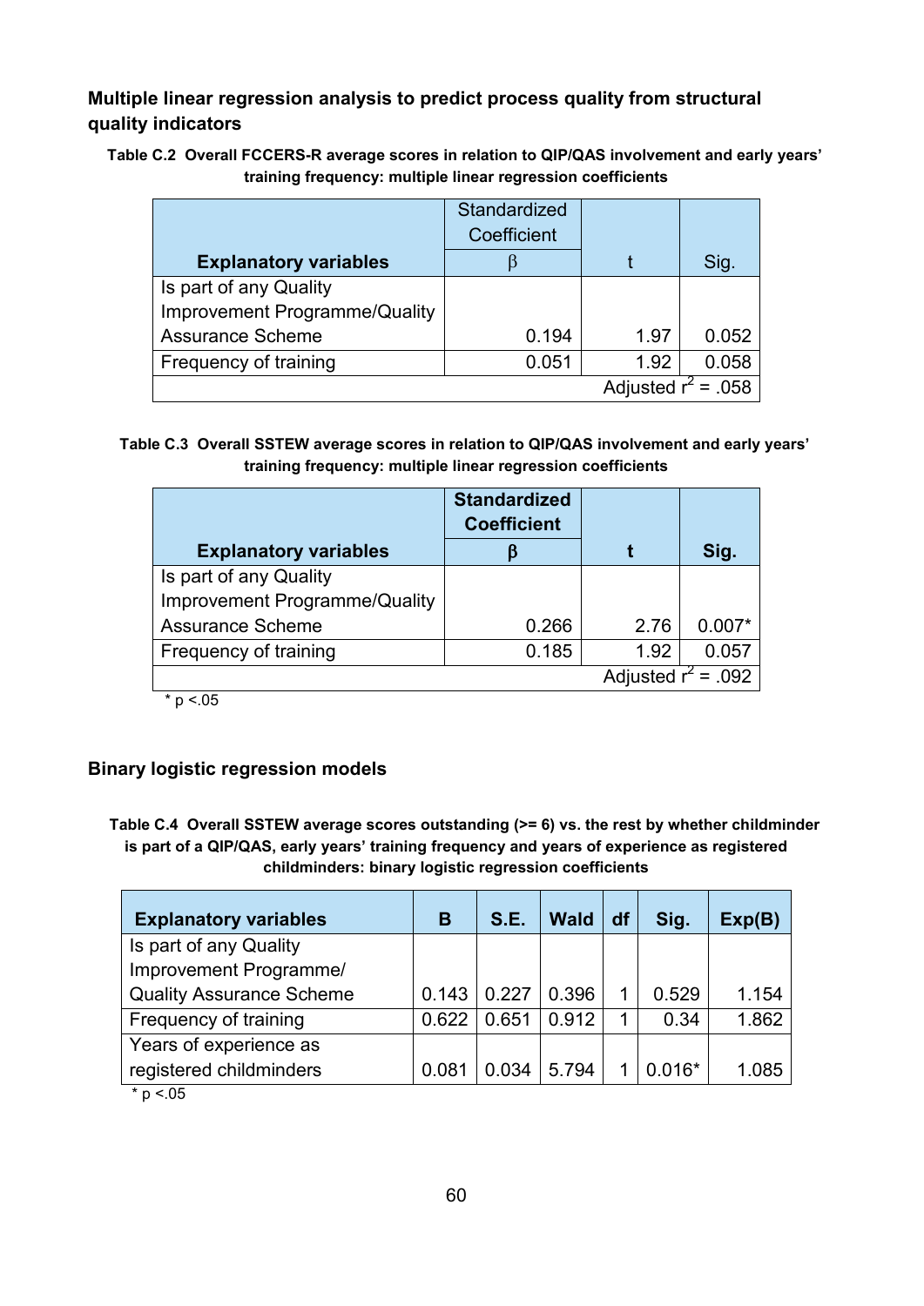### Multiple linear regression analysis to predict process quality from structural quality indicators

**Table C.2 Overall FCCERS-R average scores in relation to QIP/QAS involvement and early years' training frequency: multiple linear regression coefficients**

| Explanatory variables | Standardized Coefficient β | t | Sig. |
|---|---|---|---|
| Is part of any Quality Improvement Programme/Quality Assurance Scheme | 0.194 | 1.97 | 0.052 |
| Frequency of training | 0.051 | 1.92 | 0.058 |
| | | | Adjusted $r^2$ = .058 |

**Table C.3 Overall SSTEW average scores in relation to QIP/QAS involvement and early years' training frequency: multiple linear regression coefficients**

| Explanatory variables | Standardized Coefficient β | t | Sig. |
|---|---|---|---|
| Is part of any Quality Improvement Programme/Quality Assurance Scheme | 0.266 | 2.76 | 0.007* |
| Frequency of training | 0.185 | 1.92 | 0.057 |
| | | | Adjusted $r^2$ = .092 |

\* $p < .05$

### Binary logistic regression models

**Table C.4 Overall SSTEW average scores outstanding (>= 6) vs. the rest by whether childminder is part of a QIP/QAS, early years' training frequency and years of experience as registered childminders: binary logistic regression coefficients**

| Explanatory variables | B | S.E. | Wald | df | Sig. | Exp(B) |
|---|---|---|---|---|---|---|
| Is part of any Quality Improvement Programme/ Quality Assurance Scheme | 0.143 | 0.227 | 0.396 | 1 | 0.529 | 1.154 |
| Frequency of training | 0.622 | 0.651 | 0.912 | 1 | 0.34 | 1.862 |
| Years of experience as registered childminders | 0.081 | 0.034 | 5.794 | 1 | 0.016* | 1.085 |

\* $p < .05$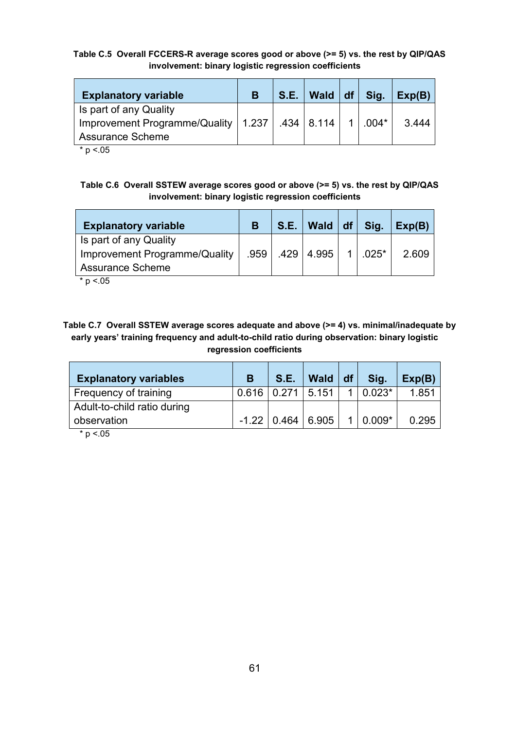**Table C.5 Overall FCCERS-R average scores good or above (>= 5) vs. the rest by QIP/QAS involvement: binary logistic regression coefficients**

| Explanatory variable | B | S.E. | Wald | df | Sig. | Exp(B) |
|---|---|---|---|---|---|---|
| Is part of any Quality Improvement Programme/Quality Assurance Scheme | 1.237 | .434 | 8.114 | 1 | .004* | 3.444 |

\* p <.05

**Table C.6 Overall SSTEW average scores good or above (>= 5) vs. the rest by QIP/QAS involvement: binary logistic regression coefficients**

| Explanatory variable | B | S.E. | Wald | df | Sig. | Exp(B) |
|---|---|---|---|---|---|---|
| Is part of any Quality Improvement Programme/Quality Assurance Scheme | .959 | .429 | 4.995 | 1 | .025* | 2.609 |

\* p <.05

**Table C.7 Overall SSTEW average scores adequate and above (>= 4) vs. minimal/inadequate by early years' training frequency and adult-to-child ratio during observation: binary logistic regression coefficients**

| Explanatory variables | B | S.E. | Wald | df | Sig. | Exp(B) |
|---|---|---|---|---|---|---|
| Frequency of training | 0.616 | 0.271 | 5.151 | 1 | 0.023* | 1.851 |
| Adult-to-child ratio during observation | -1.22 | 0.464 | 6.905 | 1 | 0.009* | 0.295 |

\* p <.05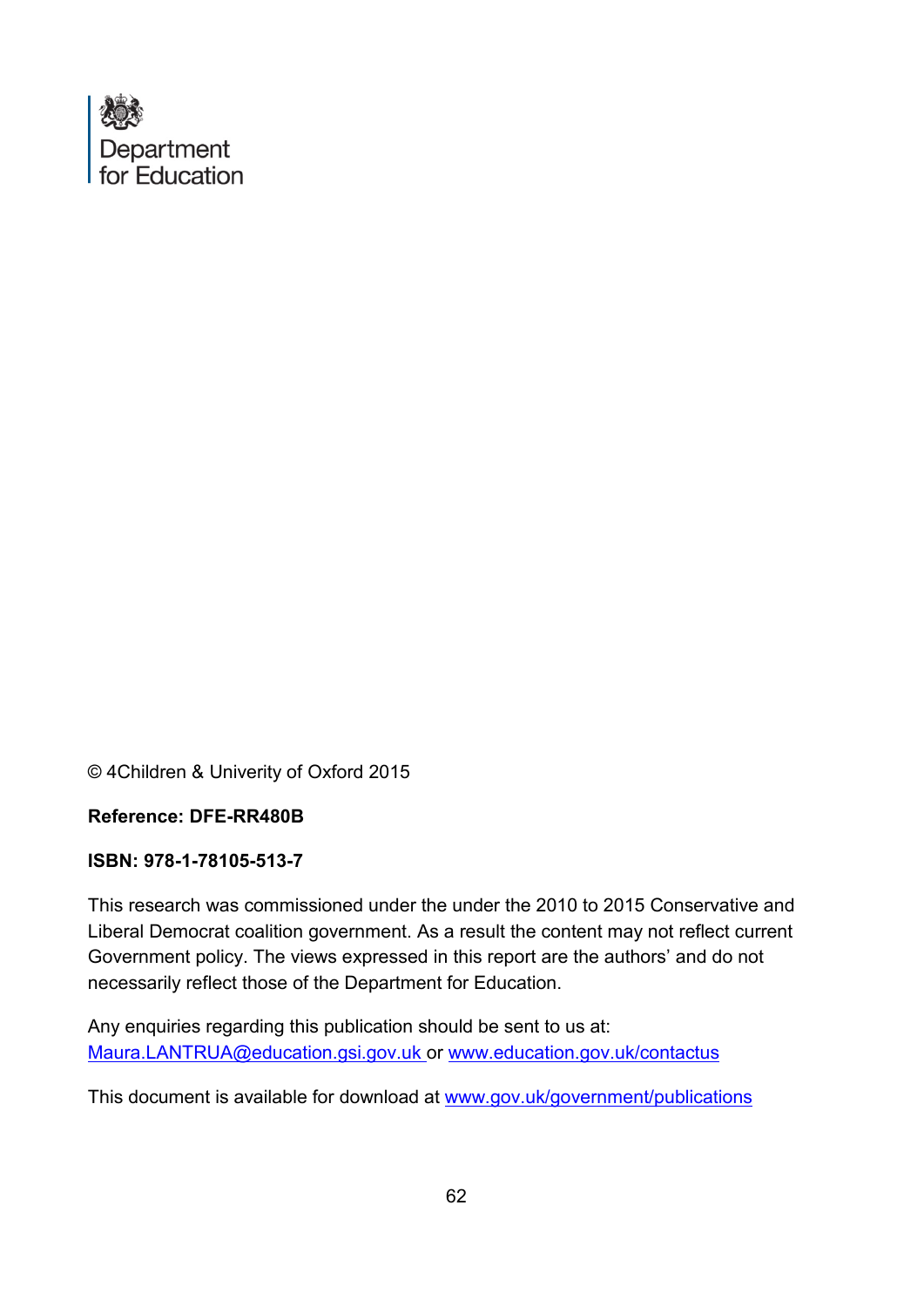Department for Education

© 4Children & Univerity of Oxford 2015

**Reference: DFE-RR480B**

**ISBN: 978-1-78105-513-7**

This research was commissioned under the under the 2010 to 2015 Conservative and Liberal Democrat coalition government. As a result the content may not reflect current Government policy. The views expressed in this report are the authors' and do not necessarily reflect those of the Department for Education.

Any enquiries regarding this publication should be sent to us at: Maura.LANTRUA@education.gsi.gov.uk or www.education.gov.uk/contactus

This document is available for download at www.gov.uk/government/publications